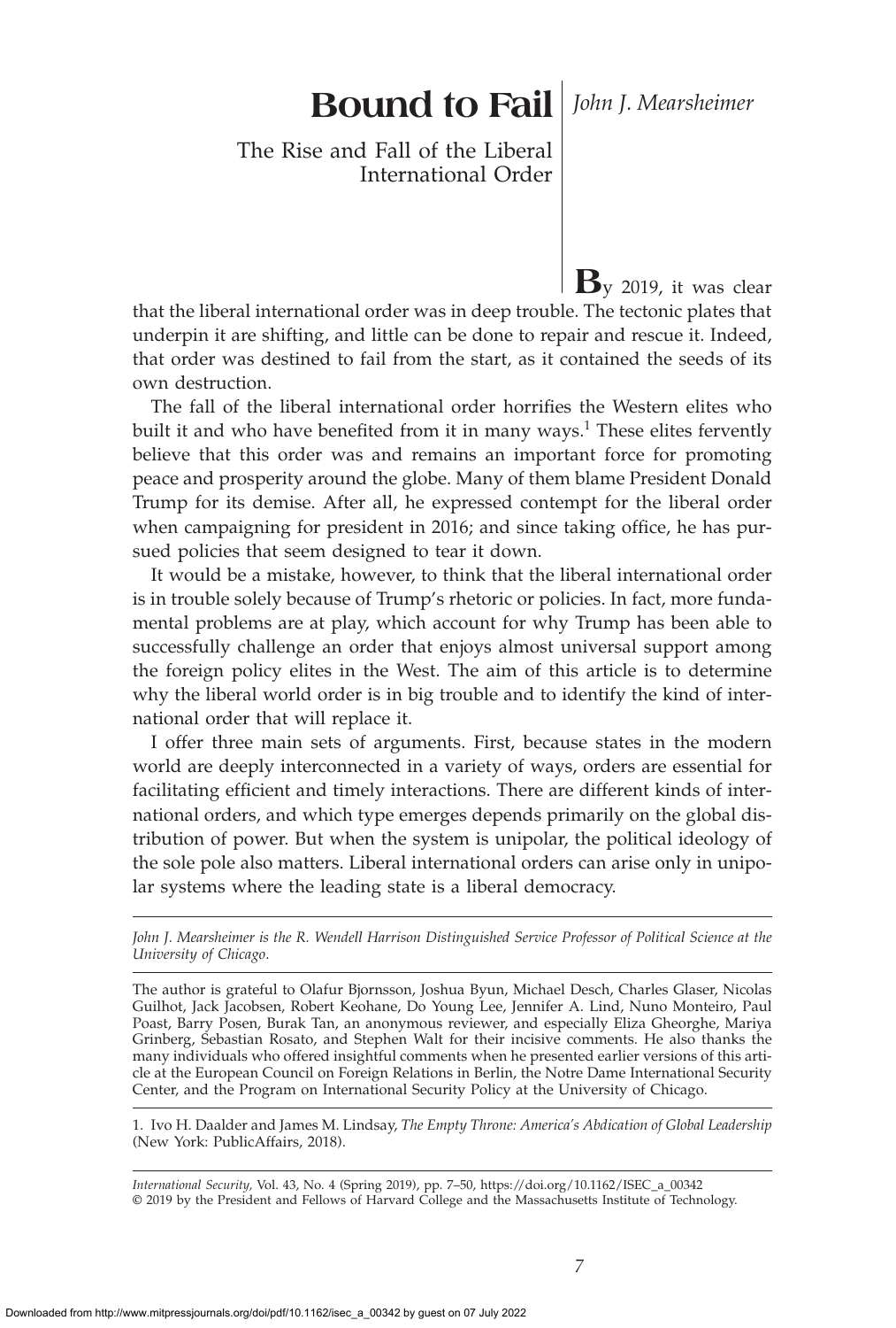# Bound to Fail

*John J. Mearsheimer*

## The Rise and Fall of the Liberal International Order

By 2019, it was clear that the liberal international order was in deep trouble. The tectonic plates that underpin it are shifting, and little can be done to repair and rescue it. Indeed, that order was destined to fail from the start, as it contained the seeds of its own destruction.

The fall of the liberal international order horrifies the Western elites who built it and who have benefited from it in many ways.[1] These elites fervently believe that this order was and remains an important force for promoting peace and prosperity around the globe. Many of them blame President Donald Trump for its demise. After all, he expressed contempt for the liberal order when campaigning for president in 2016; and since taking office, he has pursued policies that seem designed to tear it down.

It would be a mistake, however, to think that the liberal international order is in trouble solely because of Trump's rhetoric or policies. In fact, more fundamental problems are at play, which account for why Trump has been able to successfully challenge an order that enjoys almost universal support among the foreign policy elites in the West. The aim of this article is to determine why the liberal world order is in big trouble and to identify the kind of international order that will replace it.

I offer three main sets of arguments. First, because states in the modern world are deeply interconnected in a variety of ways, orders are essential for facilitating efficient and timely interactions. There are different kinds of international orders, and which type emerges depends primarily on the global distribution of power. But when the system is unipolar, the political ideology of the sole pole also matters. Liberal international orders can arise only in unipolar systems where the leading state is a liberal democracy.

---

*John J. Mearsheimer is the R. Wendell Harrison Distinguished Service Professor of Political Science at the University of Chicago.*

The author is grateful to Olafur Bjornsson, Joshua Byun, Michael Desch, Charles Glaser, Nicolas Guilhot, Jack Jacobsen, Robert Keohane, Do Young Lee, Jennifer A. Lind, Nuno Monteiro, Paul Poast, Barry Posen, Burak Tan, an anonymous reviewer, and especially Eliza Gheorghe, Mariya Grinberg, Sebastian Rosato, and Stephen Walt for their incisive comments. He also thanks the many individuals who offered insightful comments when he presented earlier versions of this article at the European Council on Foreign Relations in Berlin, the Notre Dame International Security Center, and the Program on International Security Policy at the University of Chicago.

1. Ivo H. Daalder and James M. Lindsay, *The Empty Throne: America's Abdication of Global Leadership* (New York: PublicAffairs, 2018).

*International Security,* Vol. 43, No. 4 (Spring 2019), pp. 7–50, https://doi.org/10.1162/ISEC_a_00342
© 2019 by the President and Fellows of Harvard College and the Massachusetts Institute of Technology.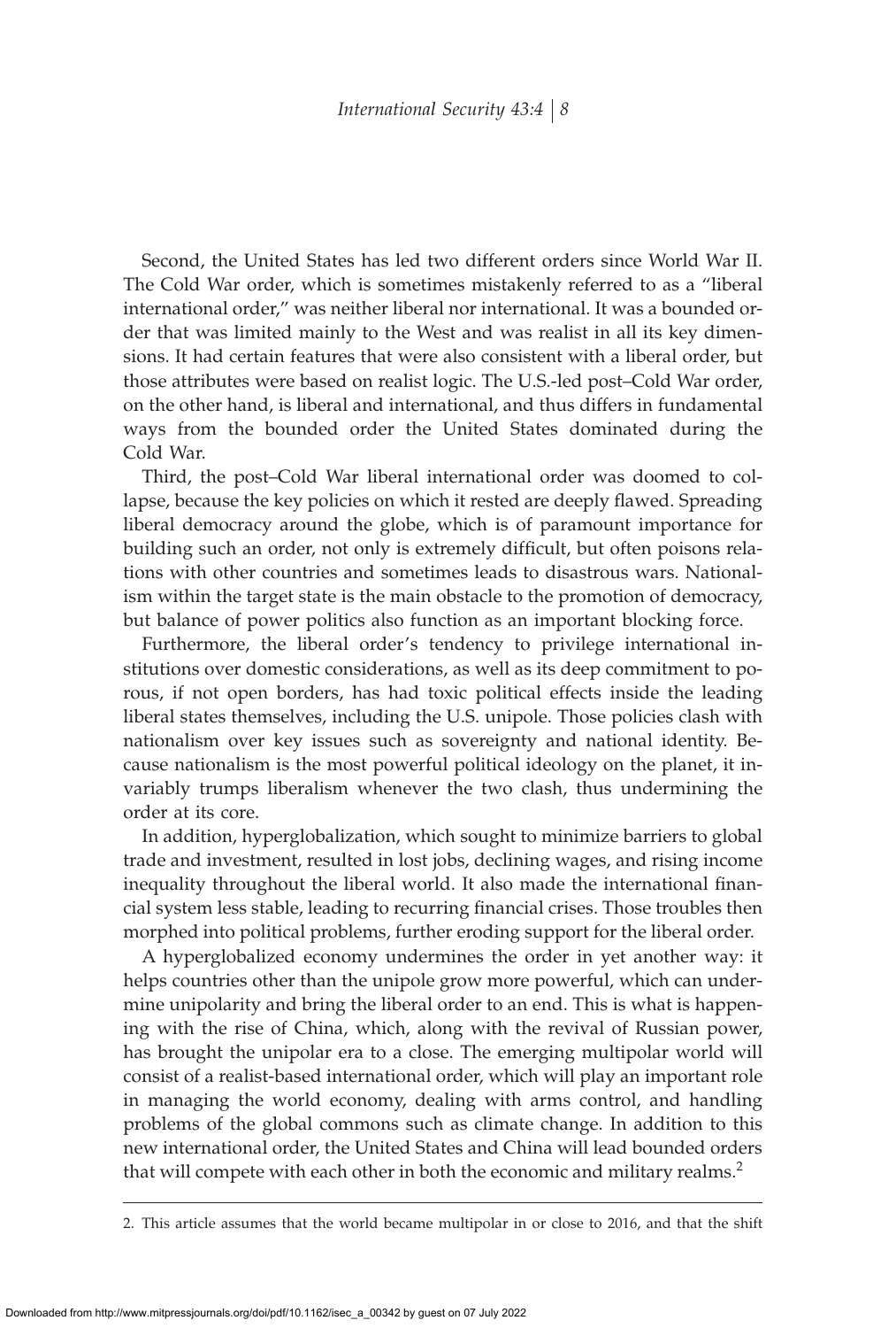Second, the United States has led two different orders since World War II. The Cold War order, which is sometimes mistakenly referred to as a "liberal international order," was neither liberal nor international. It was a bounded order that was limited mainly to the West and was realist in all its key dimensions. It had certain features that were also consistent with a liberal order, but those attributes were based on realist logic. The U.S.-led post–Cold War order, on the other hand, is liberal and international, and thus differs in fundamental ways from the bounded order the United States dominated during the Cold War.

Third, the post–Cold War liberal international order was doomed to collapse, because the key policies on which it rested are deeply flawed. Spreading liberal democracy around the globe, which is of paramount importance for building such an order, not only is extremely difficult, but often poisons relations with other countries and sometimes leads to disastrous wars. Nationalism within the target state is the main obstacle to the promotion of democracy, but balance of power politics also function as an important blocking force.

Furthermore, the liberal order's tendency to privilege international institutions over domestic considerations, as well as its deep commitment to porous, if not open borders, has had toxic political effects inside the leading liberal states themselves, including the U.S. unipole. Those policies clash with nationalism over key issues such as sovereignty and national identity. Because nationalism is the most powerful political ideology on the planet, it invariably trumps liberalism whenever the two clash, thus undermining the order at its core.

In addition, hyperglobalization, which sought to minimize barriers to global trade and investment, resulted in lost jobs, declining wages, and rising income inequality throughout the liberal world. It also made the international financial system less stable, leading to recurring financial crises. Those troubles then morphed into political problems, further eroding support for the liberal order.

A hyperglobalized economy undermines the order in yet another way: it helps countries other than the unipole grow more powerful, which can undermine unipolarity and bring the liberal order to an end. This is what is happening with the rise of China, which, along with the revival of Russian power, has brought the unipolar era to a close. The emerging multipolar world will consist of a realist-based international order, which will play an important role in managing the world economy, dealing with arms control, and handling problems of the global commons such as climate change. In addition to this new international order, the United States and China will lead bounded orders that will compete with each other in both the economic and military realms.[2]

2. This article assumes that the world became multipolar in or close to 2016, and that the shift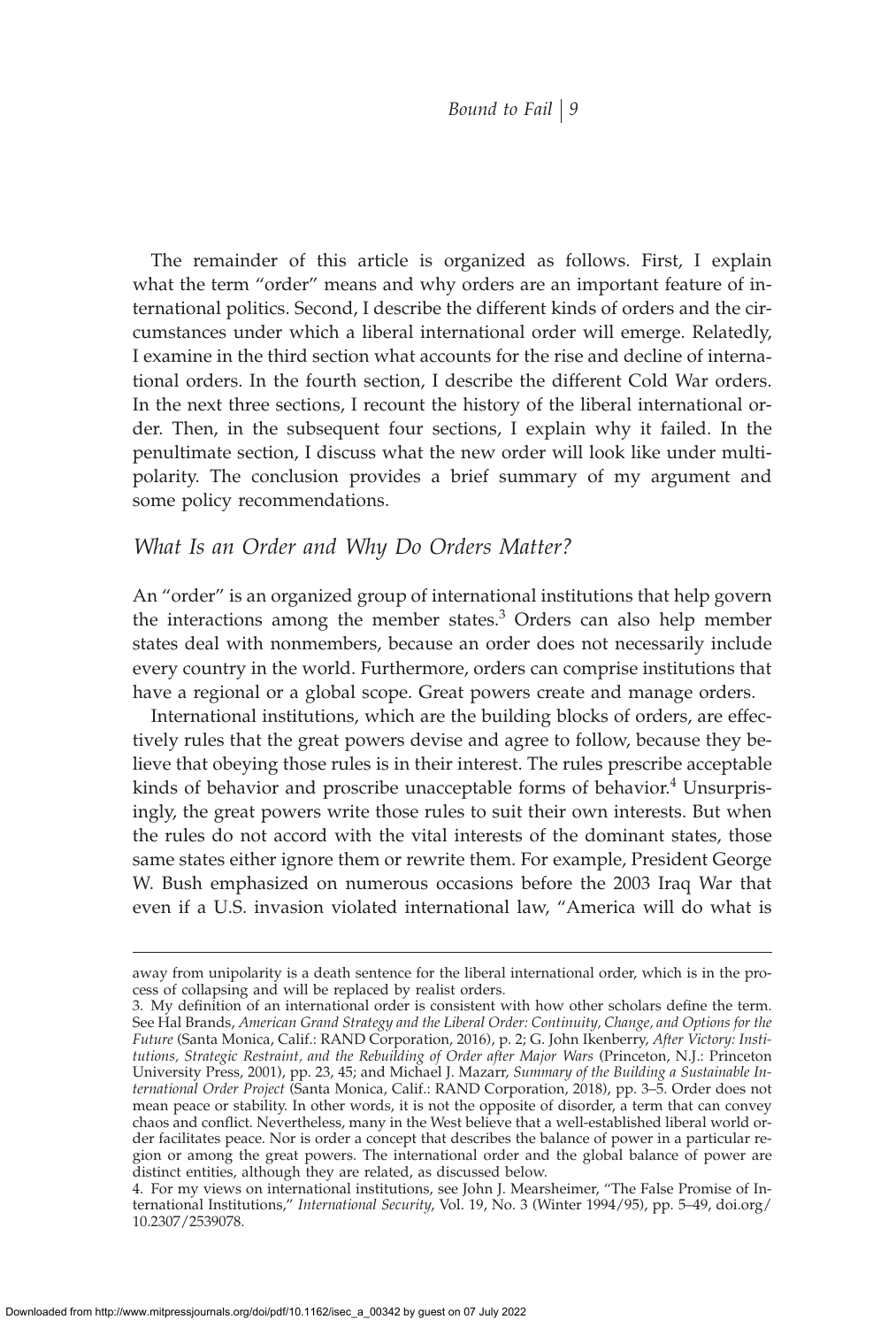The remainder of this article is organized as follows. First, I explain what the term "order" means and why orders are an important feature of international politics. Second, I describe the different kinds of orders and the circumstances under which a liberal international order will emerge. Relatedly, I examine in the third section what accounts for the rise and decline of international orders. In the fourth section, I describe the different Cold War orders. In the next three sections, I recount the history of the liberal international order. Then, in the subsequent four sections, I explain why it failed. In the penultimate section, I discuss what the new order will look like under multipolarity. The conclusion provides a brief summary of my argument and some policy recommendations.

## *What Is an Order and Why Do Orders Matter?*

An "order" is an organized group of international institutions that help govern the interactions among the member states.[3] Orders can also help member states deal with nonmembers, because an order does not necessarily include every country in the world. Furthermore, orders can comprise institutions that have a regional or a global scope. Great powers create and manage orders.

International institutions, which are the building blocks of orders, are effectively rules that the great powers devise and agree to follow, because they believe that obeying those rules is in their interest. The rules prescribe acceptable kinds of behavior and proscribe unacceptable forms of behavior.[4] Unsurprisingly, the great powers write those rules to suit their own interests. But when the rules do not accord with the vital interests of the dominant states, those same states either ignore them or rewrite them. For example, President George W. Bush emphasized on numerous occasions before the 2003 Iraq War that even if a U.S. invasion violated international law, "America will do what is

---

away from unipolarity is a death sentence for the liberal international order, which is in the process of collapsing and will be replaced by realist orders.

3. My definition of an international order is consistent with how other scholars define the term. See Hal Brands, *American Grand Strategy and the Liberal Order: Continuity, Change, and Options for the Future* (Santa Monica, Calif.: RAND Corporation, 2016), p. 2; G. John Ikenberry, *After Victory: Institutions, Strategic Restraint, and the Rebuilding of Order after Major Wars* (Princeton, N.J.: Princeton University Press, 2001), pp. 23, 45; and Michael J. Mazarr, *Summary of the Building a Sustainable International Order Project* (Santa Monica, Calif.: RAND Corporation, 2018), pp. 3–5. Order does not mean peace or stability. In other words, it is not the opposite of disorder, a term that can convey chaos and conflict. Nevertheless, many in the West believe that a well-established liberal world order facilitates peace. Nor is order a concept that describes the balance of power in a particular region or among the great powers. The international order and the global balance of power are distinct entities, although they are related, as discussed below.

4. For my views on international institutions, see John J. Mearsheimer, "The False Promise of International Institutions," *International Security*, Vol. 19, No. 3 (Winter 1994/95), pp. 5–49, doi.org/10.2307/2539078.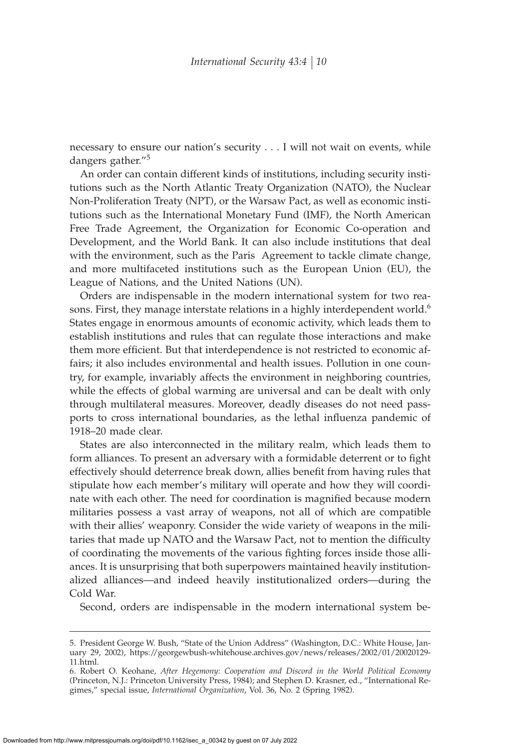necessary to ensure our nation's security . . . I will not wait on events, while dangers gather."[5]

An order can contain different kinds of institutions, including security institutions such as the North Atlantic Treaty Organization (NATO), the Nuclear Non-Proliferation Treaty (NPT), or the Warsaw Pact, as well as economic institutions such as the International Monetary Fund (IMF), the North American Free Trade Agreement, the Organization for Economic Co-operation and Development, and the World Bank. It can also include institutions that deal with the environment, such as the Paris Agreement to tackle climate change, and more multifaceted institutions such as the European Union (EU), the League of Nations, and the United Nations (UN).

Orders are indispensable in the modern international system for two reasons. First, they manage interstate relations in a highly interdependent world.[6] States engage in enormous amounts of economic activity, which leads them to establish institutions and rules that can regulate those interactions and make them more efficient. But that interdependence is not restricted to economic affairs; it also includes environmental and health issues. Pollution in one country, for example, invariably affects the environment in neighboring countries, while the effects of global warming are universal and can be dealt with only through multilateral measures. Moreover, deadly diseases do not need passports to cross international boundaries, as the lethal influenza pandemic of 1918–20 made clear.

States are also interconnected in the military realm, which leads them to form alliances. To present an adversary with a formidable deterrent or to fight effectively should deterrence break down, allies benefit from having rules that stipulate how each member's military will operate and how they will coordinate with each other. The need for coordination is magnified because modern militaries possess a vast array of weapons, not all of which are compatible with their allies' weaponry. Consider the wide variety of weapons in the militaries that made up NATO and the Warsaw Pact, not to mention the difficulty of coordinating the movements of the various fighting forces inside those alliances. It is unsurprising that both superpowers maintained heavily institutionalized alliances—and indeed heavily institutionalized orders—during the Cold War.

Second, orders are indispensable in the modern international system be-

---

5. President George W. Bush, "State of the Union Address" (Washington, D.C.: White House, January 29, 2002), https://georgewbush-whitehouse.archives.gov/news/releases/2002/01/20020129-11.html.

6. Robert O. Keohane, *After Hegemony: Cooperation and Discord in the World Political Economy* (Princeton, N.J.: Princeton University Press, 1984); and Stephen D. Krasner, ed., "International Regimes," special issue, *International Organization*, Vol. 36, No. 2 (Spring 1982).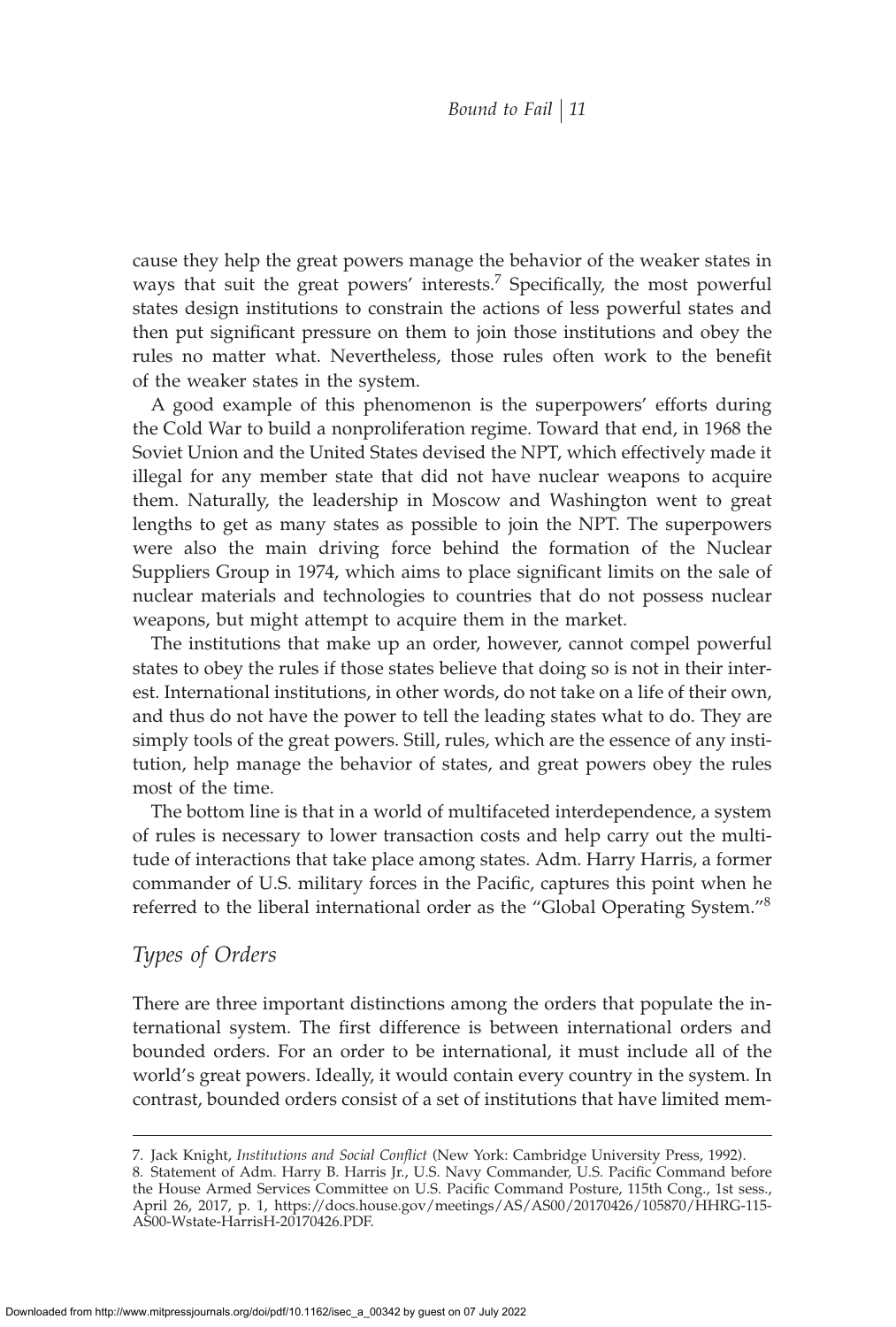cause they help the great powers manage the behavior of the weaker states in ways that suit the great powers' interests.[7] Specifically, the most powerful states design institutions to constrain the actions of less powerful states and then put significant pressure on them to join those institutions and obey the rules no matter what. Nevertheless, those rules often work to the benefit of the weaker states in the system.

A good example of this phenomenon is the superpowers' efforts during the Cold War to build a nonproliferation regime. Toward that end, in 1968 the Soviet Union and the United States devised the NPT, which effectively made it illegal for any member state that did not have nuclear weapons to acquire them. Naturally, the leadership in Moscow and Washington went to great lengths to get as many states as possible to join the NPT. The superpowers were also the main driving force behind the formation of the Nuclear Suppliers Group in 1974, which aims to place significant limits on the sale of nuclear materials and technologies to countries that do not possess nuclear weapons, but might attempt to acquire them in the market.

The institutions that make up an order, however, cannot compel powerful states to obey the rules if those states believe that doing so is not in their interest. International institutions, in other words, do not take on a life of their own, and thus do not have the power to tell the leading states what to do. They are simply tools of the great powers. Still, rules, which are the essence of any institution, help manage the behavior of states, and great powers obey the rules most of the time.

The bottom line is that in a world of multifaceted interdependence, a system of rules is necessary to lower transaction costs and help carry out the multitude of interactions that take place among states. Adm. Harry Harris, a former commander of U.S. military forces in the Pacific, captures this point when he referred to the liberal international order as the "Global Operating System."[8]

## *Types of Orders*

There are three important distinctions among the orders that populate the international system. The first difference is between international orders and bounded orders. For an order to be international, it must include all of the world's great powers. Ideally, it would contain every country in the system. In contrast, bounded orders consist of a set of institutions that have limited mem-

---

7. Jack Knight, *Institutions and Social Conflict* (New York: Cambridge University Press, 1992).

8. Statement of Adm. Harry B. Harris Jr., U.S. Navy Commander, U.S. Pacific Command before the House Armed Services Committee on U.S. Pacific Command Posture, 115th Cong., 1st sess., April 26, 2017, p. 1, https://docs.house.gov/meetings/AS/AS00/20170426/105870/HHRG-115-AS00-Wstate-HarrisH-20170426.PDF.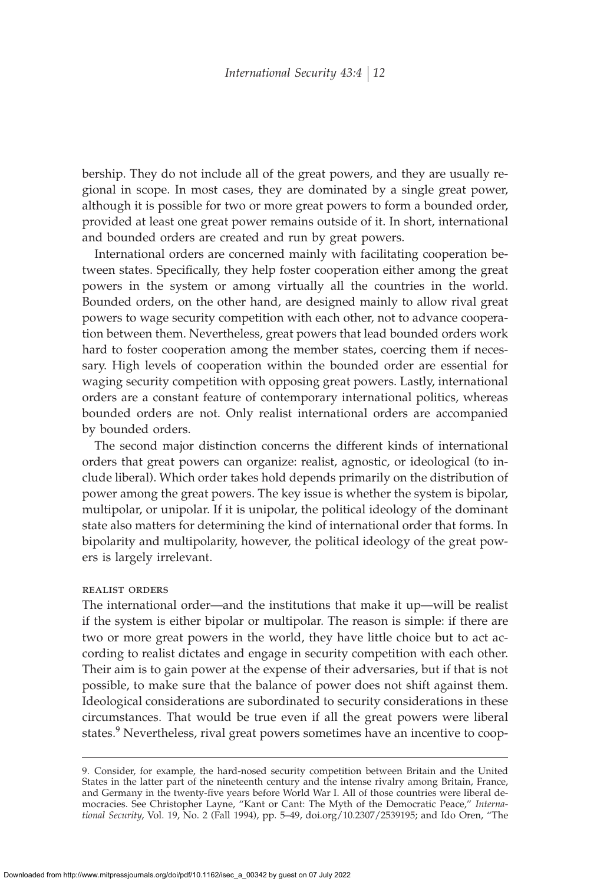bership. They do not include all of the great powers, and they are usually regional in scope. In most cases, they are dominated by a single great power, although it is possible for two or more great powers to form a bounded order, provided at least one great power remains outside of it. In short, international and bounded orders are created and run by great powers.

International orders are concerned mainly with facilitating cooperation between states. Specifically, they help foster cooperation either among the great powers in the system or among virtually all the countries in the world. Bounded orders, on the other hand, are designed mainly to allow rival great powers to wage security competition with each other, not to advance cooperation between them. Nevertheless, great powers that lead bounded orders work hard to foster cooperation among the member states, coercing them if necessary. High levels of cooperation within the bounded order are essential for waging security competition with opposing great powers. Lastly, international orders are a constant feature of contemporary international politics, whereas bounded orders are not. Only realist international orders are accompanied by bounded orders.

The second major distinction concerns the different kinds of international orders that great powers can organize: realist, agnostic, or ideological (to include liberal). Which order takes hold depends primarily on the distribution of power among the great powers. The key issue is whether the system is bipolar, multipolar, or unipolar. If it is unipolar, the political ideology of the dominant state also matters for determining the kind of international order that forms. In bipolarity and multipolarity, however, the political ideology of the great powers is largely irrelevant.

### REALIST ORDERS

The international order—and the institutions that make it up—will be realist if the system is either bipolar or multipolar. The reason is simple: if there are two or more great powers in the world, they have little choice but to act according to realist dictates and engage in security competition with each other. Their aim is to gain power at the expense of their adversaries, but if that is not possible, to make sure that the balance of power does not shift against them. Ideological considerations are subordinated to security considerations in these circumstances. That would be true even if all the great powers were liberal states.[9] Nevertheless, rival great powers sometimes have an incentive to coop-

---

9. Consider, for example, the hard-nosed security competition between Britain and the United States in the latter part of the nineteenth century and the intense rivalry among Britain, France, and Germany in the twenty-five years before World War I. All of those countries were liberal democracies. See Christopher Layne, "Kant or Cant: The Myth of the Democratic Peace," *International Security*, Vol. 19, No. 2 (Fall 1994), pp. 5–49, doi.org/10.2307/2539195; and Ido Oren, "The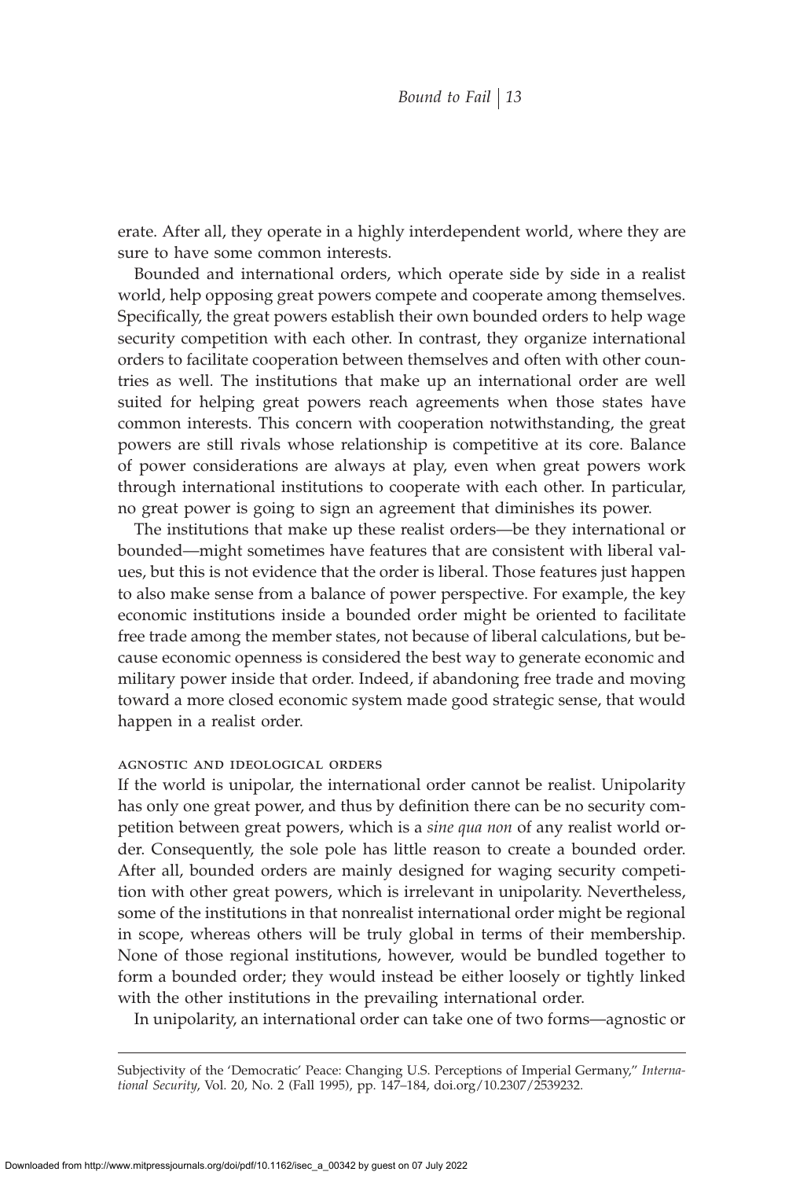erate. After all, they operate in a highly interdependent world, where they are sure to have some common interests.

Bounded and international orders, which operate side by side in a realist world, help opposing great powers compete and cooperate among themselves. Specifically, the great powers establish their own bounded orders to help wage security competition with each other. In contrast, they organize international orders to facilitate cooperation between themselves and often with other countries as well. The institutions that make up an international order are well suited for helping great powers reach agreements when those states have common interests. This concern with cooperation notwithstanding, the great powers are still rivals whose relationship is competitive at its core. Balance of power considerations are always at play, even when great powers work through international institutions to cooperate with each other. In particular, no great power is going to sign an agreement that diminishes its power.

The institutions that make up these realist orders—be they international or bounded—might sometimes have features that are consistent with liberal values, but this is not evidence that the order is liberal. Those features just happen to also make sense from a balance of power perspective. For example, the key economic institutions inside a bounded order might be oriented to facilitate free trade among the member states, not because of liberal calculations, but because economic openness is considered the best way to generate economic and military power inside that order. Indeed, if abandoning free trade and moving toward a more closed economic system made good strategic sense, that would happen in a realist order.

#### agnostic and ideological orders

If the world is unipolar, the international order cannot be realist. Unipolarity has only one great power, and thus by definition there can be no security competition between great powers, which is a *sine qua non* of any realist world order. Consequently, the sole pole has little reason to create a bounded order. After all, bounded orders are mainly designed for waging security competition with other great powers, which is irrelevant in unipolarity. Nevertheless, some of the institutions in that nonrealist international order might be regional in scope, whereas others will be truly global in terms of their membership. None of those regional institutions, however, would be bundled together to form a bounded order; they would instead be either loosely or tightly linked with the other institutions in the prevailing international order.

In unipolarity, an international order can take one of two forms—agnostic or

Subjectivity of the 'Democratic' Peace: Changing U.S. Perceptions of Imperial Germany," *International Security*, Vol. 20, No. 2 (Fall 1995), pp. 147–184, doi.org/10.2307/2539232.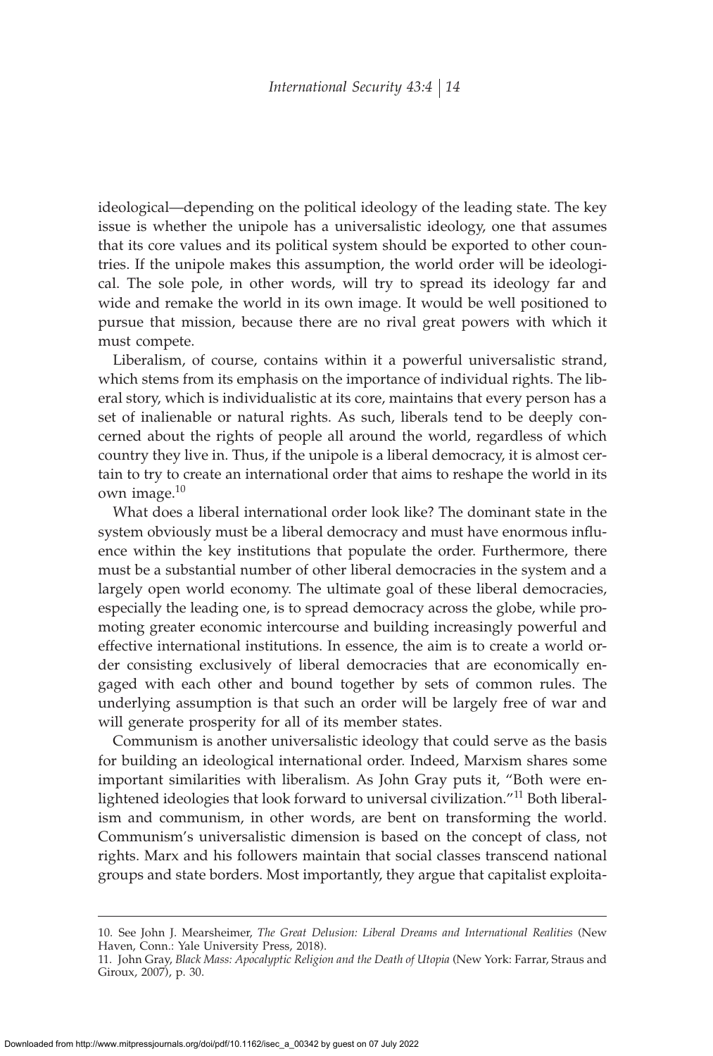ideological—depending on the political ideology of the leading state. The key issue is whether the unipole has a universalistic ideology, one that assumes that its core values and its political system should be exported to other countries. If the unipole makes this assumption, the world order will be ideological. The sole pole, in other words, will try to spread its ideology far and wide and remake the world in its own image. It would be well positioned to pursue that mission, because there are no rival great powers with which it must compete.

Liberalism, of course, contains within it a powerful universalistic strand, which stems from its emphasis on the importance of individual rights. The liberal story, which is individualistic at its core, maintains that every person has a set of inalienable or natural rights. As such, liberals tend to be deeply concerned about the rights of people all around the world, regardless of which country they live in. Thus, if the unipole is a liberal democracy, it is almost certain to try to create an international order that aims to reshape the world in its own image.[10]

What does a liberal international order look like? The dominant state in the system obviously must be a liberal democracy and must have enormous influence within the key institutions that populate the order. Furthermore, there must be a substantial number of other liberal democracies in the system and a largely open world economy. The ultimate goal of these liberal democracies, especially the leading one, is to spread democracy across the globe, while promoting greater economic intercourse and building increasingly powerful and effective international institutions. In essence, the aim is to create a world order consisting exclusively of liberal democracies that are economically engaged with each other and bound together by sets of common rules. The underlying assumption is that such an order will be largely free of war and will generate prosperity for all of its member states.

Communism is another universalistic ideology that could serve as the basis for building an ideological international order. Indeed, Marxism shares some important similarities with liberalism. As John Gray puts it, "Both were enlightened ideologies that look forward to universal civilization."[11] Both liberalism and communism, in other words, are bent on transforming the world. Communism's universalistic dimension is based on the concept of class, not rights. Marx and his followers maintain that social classes transcend national groups and state borders. Most importantly, they argue that capitalist exploita-

---

10. See John J. Mearsheimer, *The Great Delusion: Liberal Dreams and International Realities* (New Haven, Conn.: Yale University Press, 2018).

11. John Gray, *Black Mass: Apocalyptic Religion and the Death of Utopia* (New York: Farrar, Straus and Giroux, 2007), p. 30.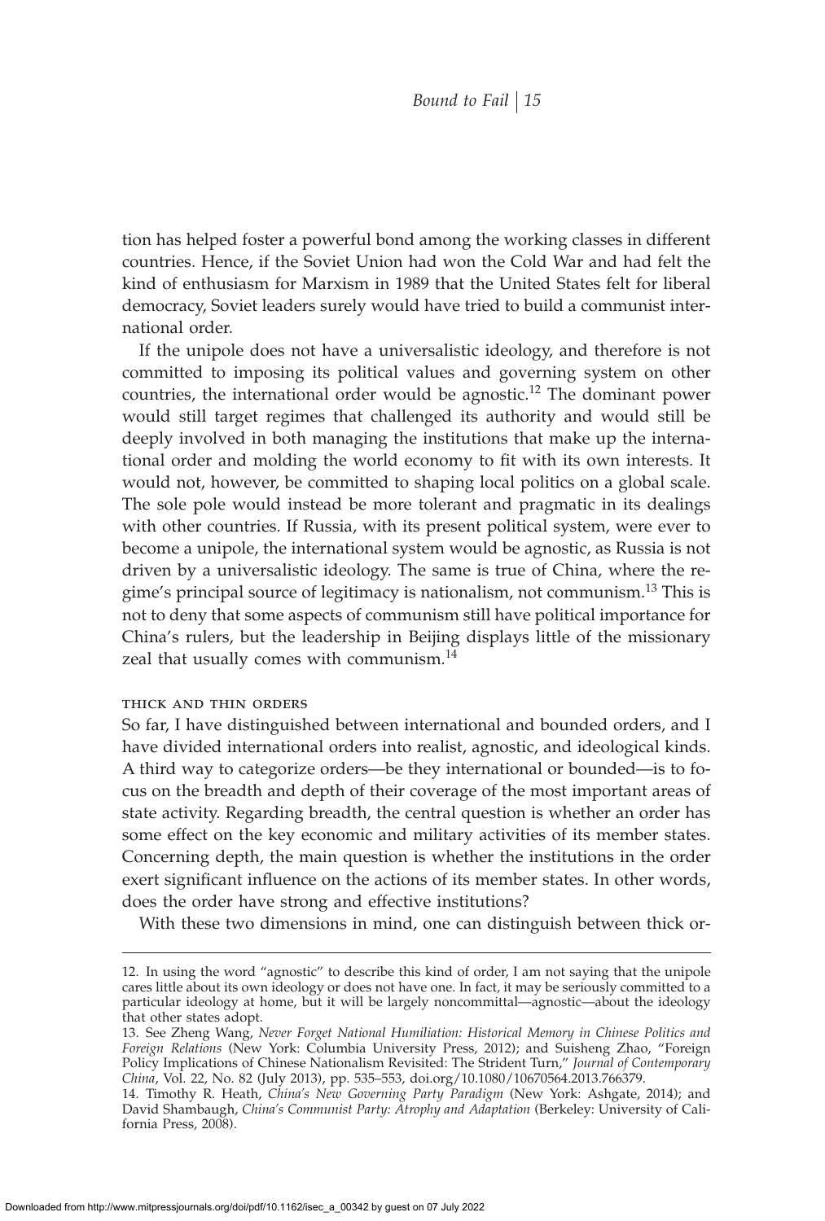tion has helped foster a powerful bond among the working classes in different countries. Hence, if the Soviet Union had won the Cold War and had felt the kind of enthusiasm for Marxism in 1989 that the United States felt for liberal democracy, Soviet leaders surely would have tried to build a communist international order.

If the unipole does not have a universalistic ideology, and therefore is not committed to imposing its political values and governing system on other countries, the international order would be agnostic.[12] The dominant power would still target regimes that challenged its authority and would still be deeply involved in both managing the institutions that make up the international order and molding the world economy to fit with its own interests. It would not, however, be committed to shaping local politics on a global scale. The sole pole would instead be more tolerant and pragmatic in its dealings with other countries. If Russia, with its present political system, were ever to become a unipole, the international system would be agnostic, as Russia is not driven by a universalistic ideology. The same is true of China, where the regime's principal source of legitimacy is nationalism, not communism.[13] This is not to deny that some aspects of communism still have political importance for China's rulers, but the leadership in Beijing displays little of the missionary zeal that usually comes with communism.[14]

### THICK AND THIN ORDERS

So far, I have distinguished between international and bounded orders, and I have divided international orders into realist, agnostic, and ideological kinds. A third way to categorize orders—be they international or bounded—is to focus on the breadth and depth of their coverage of the most important areas of state activity. Regarding breadth, the central question is whether an order has some effect on the key economic and military activities of its member states. Concerning depth, the main question is whether the institutions in the order exert significant influence on the actions of its member states. In other words, does the order have strong and effective institutions?

With these two dimensions in mind, one can distinguish between thick or-

---

12. In using the word "agnostic" to describe this kind of order, I am not saying that the unipole cares little about its own ideology or does not have one. In fact, it may be seriously committed to a particular ideology at home, but it will be largely noncommittal—agnostic—about the ideology that other states adopt.

13. See Zheng Wang, *Never Forget National Humiliation: Historical Memory in Chinese Politics and Foreign Relations* (New York: Columbia University Press, 2012); and Suisheng Zhao, "Foreign Policy Implications of Chinese Nationalism Revisited: The Strident Turn," *Journal of Contemporary China*, Vol. 22, No. 82 (July 2013), pp. 535–553, doi.org/10.1080/10670564.2013.766379.

14. Timothy R. Heath, *China's New Governing Party Paradigm* (New York: Ashgate, 2014); and David Shambaugh, *China's Communist Party: Atrophy and Adaptation* (Berkeley: University of California Press, 2008).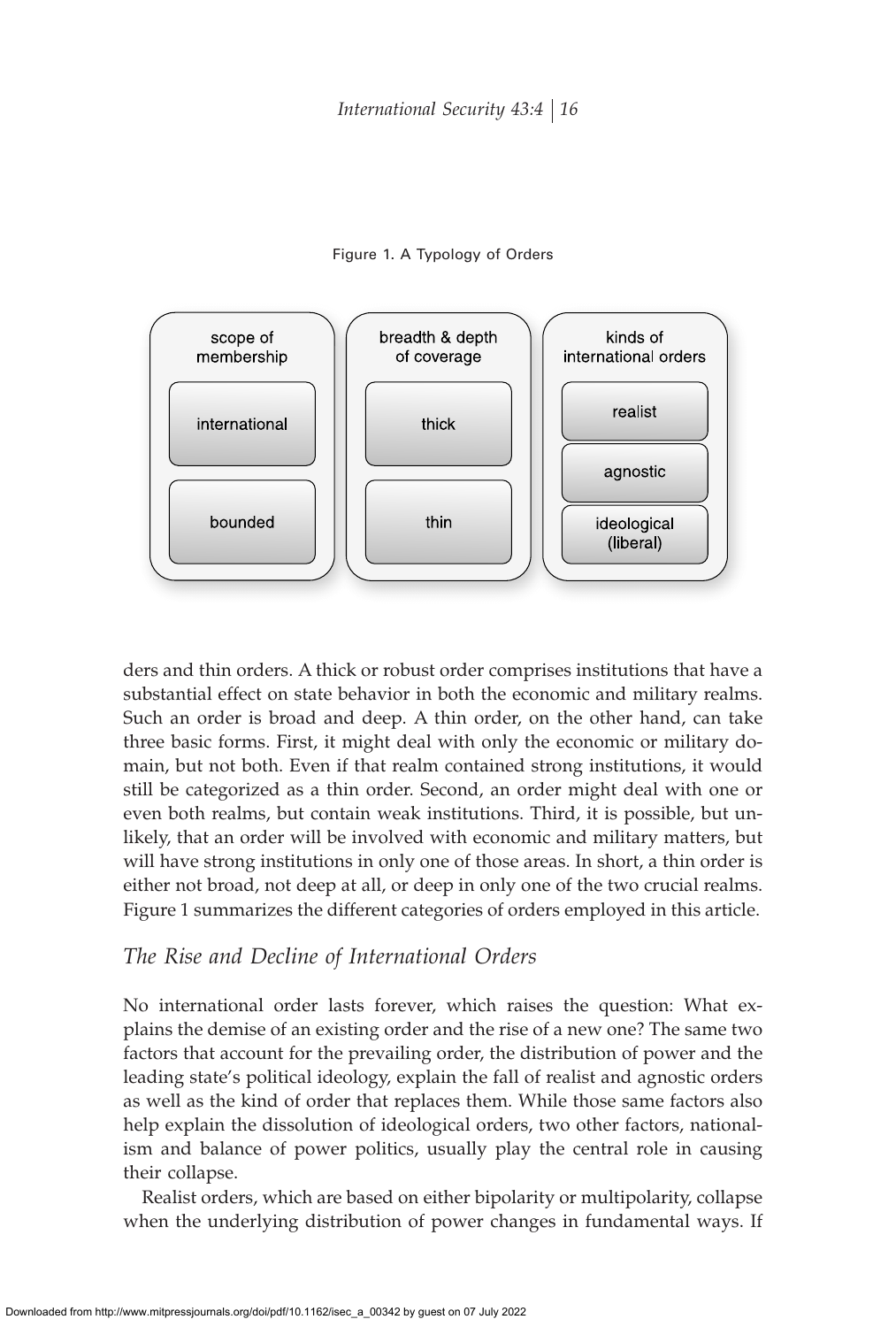Figure 1. A Typology of Orders

| scope of membership | breadth & depth of coverage | kinds of international orders |
| --- | --- | --- |
| international | thick | realist |
| bounded | thin | agnostic |
| | | ideological (liberal) |

ders and thin orders. A thick or robust order comprises institutions that have a substantial effect on state behavior in both the economic and military realms. Such an order is broad and deep. A thin order, on the other hand, can take three basic forms. First, it might deal with only the economic or military domain, but not both. Even if that realm contained strong institutions, it would still be categorized as a thin order. Second, an order might deal with one or even both realms, but contain weak institutions. Third, it is possible, but unlikely, that an order will be involved with economic and military matters, but will have strong institutions in only one of those areas. In short, a thin order is either not broad, not deep at all, or deep in only one of the two crucial realms. Figure 1 summarizes the different categories of orders employed in this article.

## *The Rise and Decline of International Orders*

No international order lasts forever, which raises the question: What explains the demise of an existing order and the rise of a new one? The same two factors that account for the prevailing order, the distribution of power and the leading state's political ideology, explain the fall of realist and agnostic orders as well as the kind of order that replaces them. While those same factors also help explain the dissolution of ideological orders, two other factors, nationalism and balance of power politics, usually play the central role in causing their collapse.

Realist orders, which are based on either bipolarity or multipolarity, collapse when the underlying distribution of power changes in fundamental ways. If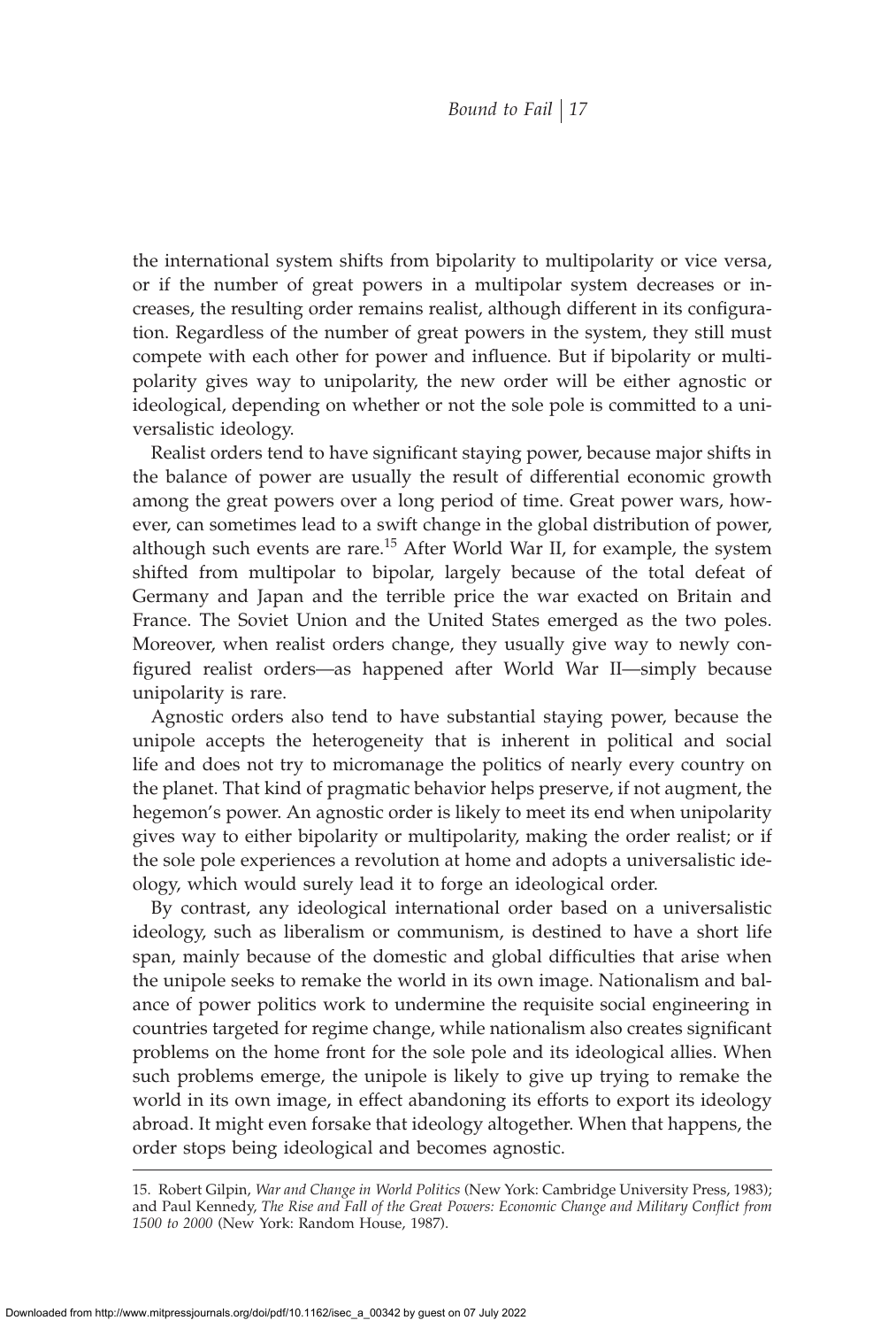the international system shifts from bipolarity to multipolarity or vice versa, or if the number of great powers in a multipolar system decreases or increases, the resulting order remains realist, although different in its configuration. Regardless of the number of great powers in the system, they still must compete with each other for power and influence. But if bipolarity or multipolarity gives way to unipolarity, the new order will be either agnostic or ideological, depending on whether or not the sole pole is committed to a universalistic ideology.

Realist orders tend to have significant staying power, because major shifts in the balance of power are usually the result of differential economic growth among the great powers over a long period of time. Great power wars, however, can sometimes lead to a swift change in the global distribution of power, although such events are rare.[15] After World War II, for example, the system shifted from multipolar to bipolar, largely because of the total defeat of Germany and Japan and the terrible price the war exacted on Britain and France. The Soviet Union and the United States emerged as the two poles. Moreover, when realist orders change, they usually give way to newly configured realist orders—as happened after World War II—simply because unipolarity is rare.

Agnostic orders also tend to have substantial staying power, because the unipole accepts the heterogeneity that is inherent in political and social life and does not try to micromanage the politics of nearly every country on the planet. That kind of pragmatic behavior helps preserve, if not augment, the hegemon's power. An agnostic order is likely to meet its end when unipolarity gives way to either bipolarity or multipolarity, making the order realist; or if the sole pole experiences a revolution at home and adopts a universalistic ideology, which would surely lead it to forge an ideological order.

By contrast, any ideological international order based on a universalistic ideology, such as liberalism or communism, is destined to have a short life span, mainly because of the domestic and global difficulties that arise when the unipole seeks to remake the world in its own image. Nationalism and balance of power politics work to undermine the requisite social engineering in countries targeted for regime change, while nationalism also creates significant problems on the home front for the sole pole and its ideological allies. When such problems emerge, the unipole is likely to give up trying to remake the world in its own image, in effect abandoning its efforts to export its ideology abroad. It might even forsake that ideology altogether. When that happens, the order stops being ideological and becomes agnostic.

15. Robert Gilpin, *War and Change in World Politics* (New York: Cambridge University Press, 1983); and Paul Kennedy, *The Rise and Fall of the Great Powers: Economic Change and Military Conflict from 1500 to 2000* (New York: Random House, 1987).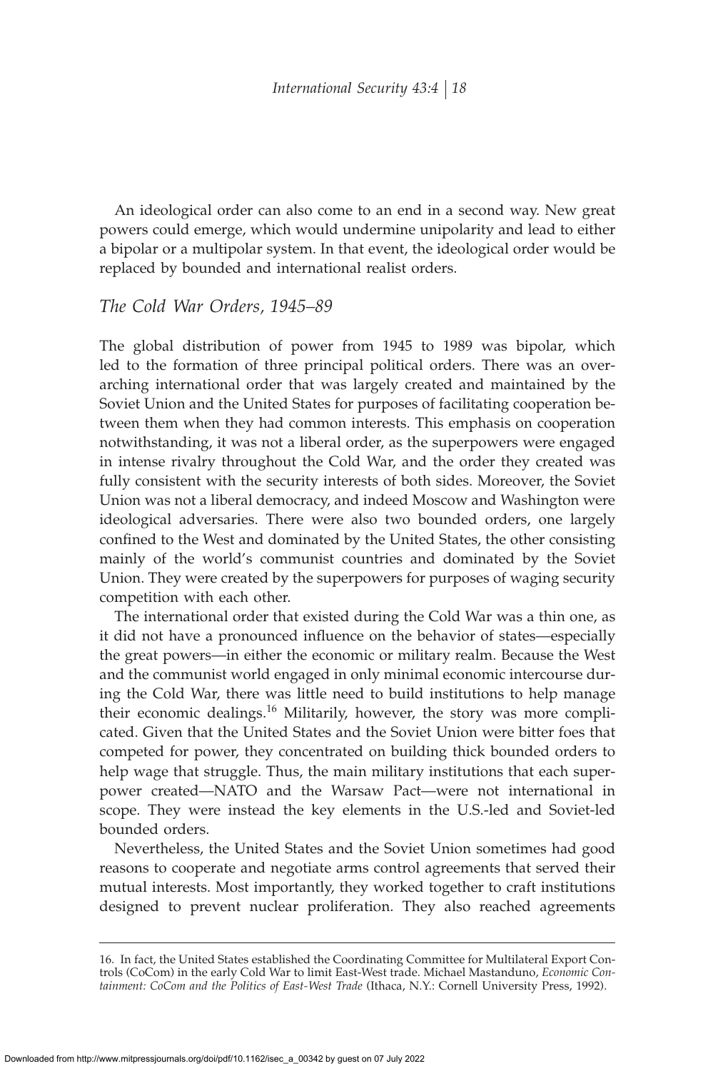An ideological order can also come to an end in a second way. New great powers could emerge, which would undermine unipolarity and lead to either a bipolar or a multipolar system. In that event, the ideological order would be replaced by bounded and international realist orders.

### *The Cold War Orders, 1945–89*

The global distribution of power from 1945 to 1989 was bipolar, which led to the formation of three principal political orders. There was an overarching international order that was largely created and maintained by the Soviet Union and the United States for purposes of facilitating cooperation between them when they had common interests. This emphasis on cooperation notwithstanding, it was not a liberal order, as the superpowers were engaged in intense rivalry throughout the Cold War, and the order they created was fully consistent with the security interests of both sides. Moreover, the Soviet Union was not a liberal democracy, and indeed Moscow and Washington were ideological adversaries. There were also two bounded orders, one largely confined to the West and dominated by the United States, the other consisting mainly of the world's communist countries and dominated by the Soviet Union. They were created by the superpowers for purposes of waging security competition with each other.

The international order that existed during the Cold War was a thin one, as it did not have a pronounced influence on the behavior of states—especially the great powers—in either the economic or military realm. Because the West and the communist world engaged in only minimal economic intercourse during the Cold War, there was little need to build institutions to help manage their economic dealings.[16] Militarily, however, the story was more complicated. Given that the United States and the Soviet Union were bitter foes that competed for power, they concentrated on building thick bounded orders to help wage that struggle. Thus, the main military institutions that each superpower created—NATO and the Warsaw Pact—were not international in scope. They were instead the key elements in the U.S.-led and Soviet-led bounded orders.

Nevertheless, the United States and the Soviet Union sometimes had good reasons to cooperate and negotiate arms control agreements that served their mutual interests. Most importantly, they worked together to craft institutions designed to prevent nuclear proliferation. They also reached agreements

16. In fact, the United States established the Coordinating Committee for Multilateral Export Controls (CoCom) in the early Cold War to limit East-West trade. Michael Mastanduno, *Economic Containment: CoCom and the Politics of East-West Trade* (Ithaca, N.Y.: Cornell University Press, 1992).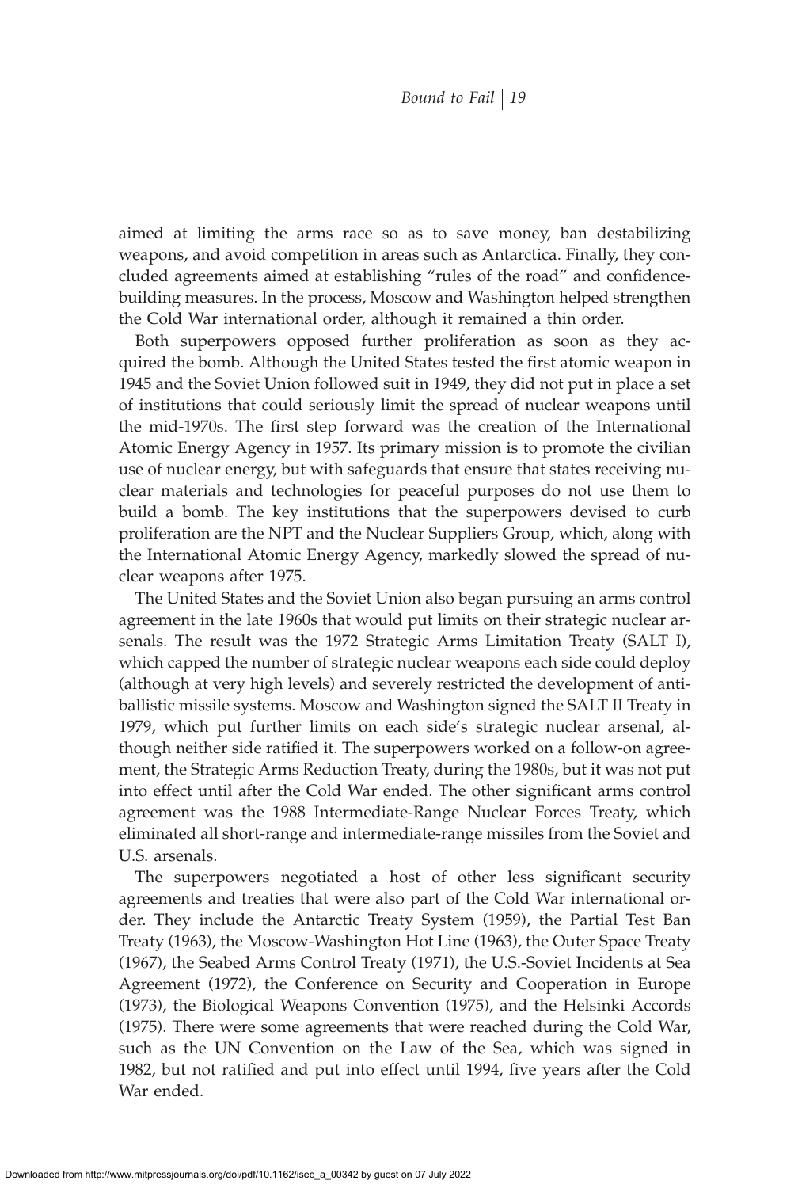aimed at limiting the arms race so as to save money, ban destabilizing weapons, and avoid competition in areas such as Antarctica. Finally, they concluded agreements aimed at establishing "rules of the road" and confidence-building measures. In the process, Moscow and Washington helped strengthen the Cold War international order, although it remained a thin order.

Both superpowers opposed further proliferation as soon as they acquired the bomb. Although the United States tested the first atomic weapon in 1945 and the Soviet Union followed suit in 1949, they did not put in place a set of institutions that could seriously limit the spread of nuclear weapons until the mid-1970s. The first step forward was the creation of the International Atomic Energy Agency in 1957. Its primary mission is to promote the civilian use of nuclear energy, but with safeguards that ensure that states receiving nuclear materials and technologies for peaceful purposes do not use them to build a bomb. The key institutions that the superpowers devised to curb proliferation are the NPT and the Nuclear Suppliers Group, which, along with the International Atomic Energy Agency, markedly slowed the spread of nuclear weapons after 1975.

The United States and the Soviet Union also began pursuing an arms control agreement in the late 1960s that would put limits on their strategic nuclear arsenals. The result was the 1972 Strategic Arms Limitation Treaty (SALT I), which capped the number of strategic nuclear weapons each side could deploy (although at very high levels) and severely restricted the development of antiballistic missile systems. Moscow and Washington signed the SALT II Treaty in 1979, which put further limits on each side's strategic nuclear arsenal, although neither side ratified it. The superpowers worked on a follow-on agreement, the Strategic Arms Reduction Treaty, during the 1980s, but it was not put into effect until after the Cold War ended. The other significant arms control agreement was the 1988 Intermediate-Range Nuclear Forces Treaty, which eliminated all short-range and intermediate-range missiles from the Soviet and U.S. arsenals.

The superpowers negotiated a host of other less significant security agreements and treaties that were also part of the Cold War international order. They include the Antarctic Treaty System (1959), the Partial Test Ban Treaty (1963), the Moscow-Washington Hot Line (1963), the Outer Space Treaty (1967), the Seabed Arms Control Treaty (1971), the U.S.-Soviet Incidents at Sea Agreement (1972), the Conference on Security and Cooperation in Europe (1973), the Biological Weapons Convention (1975), and the Helsinki Accords (1975). There were some agreements that were reached during the Cold War, such as the UN Convention on the Law of the Sea, which was signed in 1982, but not ratified and put into effect until 1994, five years after the Cold War ended.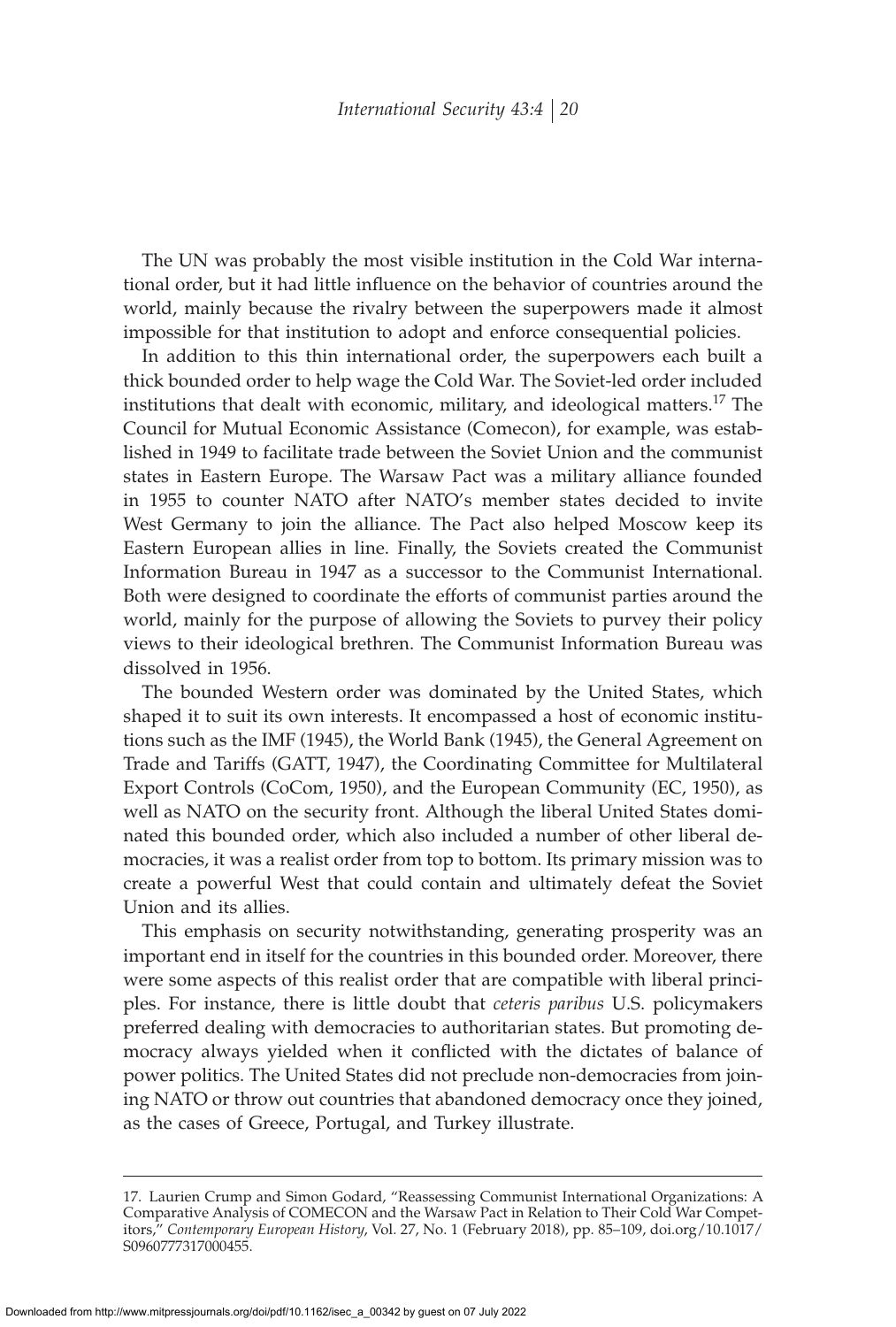The UN was probably the most visible institution in the Cold War international order, but it had little influence on the behavior of countries around the world, mainly because the rivalry between the superpowers made it almost impossible for that institution to adopt and enforce consequential policies.

In addition to this thin international order, the superpowers each built a thick bounded order to help wage the Cold War. The Soviet-led order included institutions that dealt with economic, military, and ideological matters.[17] The Council for Mutual Economic Assistance (Comecon), for example, was established in 1949 to facilitate trade between the Soviet Union and the communist states in Eastern Europe. The Warsaw Pact was a military alliance founded in 1955 to counter NATO after NATO's member states decided to invite West Germany to join the alliance. The Pact also helped Moscow keep its Eastern European allies in line. Finally, the Soviets created the Communist Information Bureau in 1947 as a successor to the Communist International. Both were designed to coordinate the efforts of communist parties around the world, mainly for the purpose of allowing the Soviets to purvey their policy views to their ideological brethren. The Communist Information Bureau was dissolved in 1956.

The bounded Western order was dominated by the United States, which shaped it to suit its own interests. It encompassed a host of economic institutions such as the IMF (1945), the World Bank (1945), the General Agreement on Trade and Tariffs (GATT, 1947), the Coordinating Committee for Multilateral Export Controls (CoCom, 1950), and the European Community (EC, 1950), as well as NATO on the security front. Although the liberal United States dominated this bounded order, which also included a number of other liberal democracies, it was a realist order from top to bottom. Its primary mission was to create a powerful West that could contain and ultimately defeat the Soviet Union and its allies.

This emphasis on security notwithstanding, generating prosperity was an important end in itself for the countries in this bounded order. Moreover, there were some aspects of this realist order that are compatible with liberal principles. For instance, there is little doubt that *ceteris paribus* U.S. policymakers preferred dealing with democracies to authoritarian states. But promoting democracy always yielded when it conflicted with the dictates of balance of power politics. The United States did not preclude non-democracies from joining NATO or throw out countries that abandoned democracy once they joined, as the cases of Greece, Portugal, and Turkey illustrate.

17. Laurien Crump and Simon Godard, "Reassessing Communist International Organizations: A Comparative Analysis of COMECON and the Warsaw Pact in Relation to Their Cold War Competitors," *Contemporary European History*, Vol. 27, No. 1 (February 2018), pp. 85–109, doi.org/10.1017/S0960777317000455.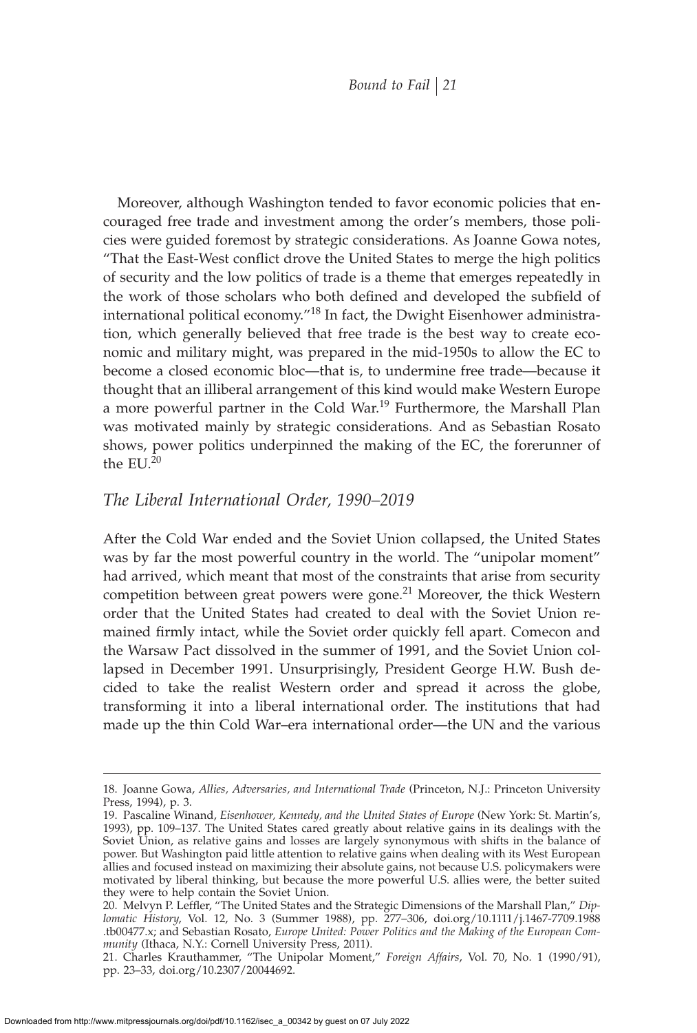Moreover, although Washington tended to favor economic policies that encouraged free trade and investment among the order's members, those policies were guided foremost by strategic considerations. As Joanne Gowa notes, "That the East-West conflict drove the United States to merge the high politics of security and the low politics of trade is a theme that emerges repeatedly in the work of those scholars who both defined and developed the subfield of international political economy."[18] In fact, the Dwight Eisenhower administration, which generally believed that free trade is the best way to create economic and military might, was prepared in the mid-1950s to allow the EC to become a closed economic bloc—that is, to undermine free trade—because it thought that an illiberal arrangement of this kind would make Western Europe a more powerful partner in the Cold War.[19] Furthermore, the Marshall Plan was motivated mainly by strategic considerations. And as Sebastian Rosato shows, power politics underpinned the making of the EC, the forerunner of the EU.[20]

## *The Liberal International Order, 1990–2019*

After the Cold War ended and the Soviet Union collapsed, the United States was by far the most powerful country in the world. The "unipolar moment" had arrived, which meant that most of the constraints that arise from security competition between great powers were gone.[21] Moreover, the thick Western order that the United States had created to deal with the Soviet Union remained firmly intact, while the Soviet order quickly fell apart. Comecon and the Warsaw Pact dissolved in the summer of 1991, and the Soviet Union collapsed in December 1991. Unsurprisingly, President George H.W. Bush decided to take the realist Western order and spread it across the globe, transforming it into a liberal international order. The institutions that had made up the thin Cold War–era international order—the UN and the various

---

18. Joanne Gowa, *Allies, Adversaries, and International Trade* (Princeton, N.J.: Princeton University Press, 1994), p. 3.

19. Pascaline Winand, *Eisenhower, Kennedy, and the United States of Europe* (New York: St. Martin's, 1993), pp. 109–137. The United States cared greatly about relative gains in its dealings with the Soviet Union, as relative gains and losses are largely synonymous with shifts in the balance of power. But Washington paid little attention to relative gains when dealing with its West European allies and focused instead on maximizing their absolute gains, not because U.S. policymakers were motivated by liberal thinking, but because the more powerful U.S. allies were, the better suited they were to help contain the Soviet Union.

20. Melvyn P. Leffler, "The United States and the Strategic Dimensions of the Marshall Plan," *Diplomatic History*, Vol. 12, No. 3 (Summer 1988), pp. 277–306, doi.org/10.1111/j.1467-7709.1988.tb00477.x; and Sebastian Rosato, *Europe United: Power Politics and the Making of the European Community* (Ithaca, N.Y.: Cornell University Press, 2011).

21. Charles Krauthammer, "The Unipolar Moment," *Foreign Affairs*, Vol. 70, No. 1 (1990/91), pp. 23–33, doi.org/10.2307/20044692.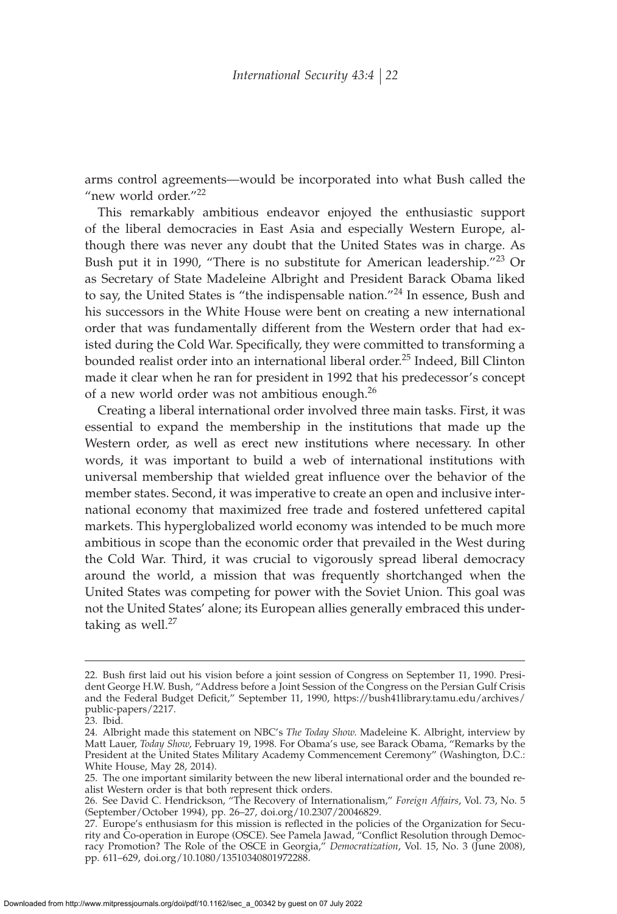arms control agreements—would be incorporated into what Bush called the "new world order."[22]

This remarkably ambitious endeavor enjoyed the enthusiastic support of the liberal democracies in East Asia and especially Western Europe, although there was never any doubt that the United States was in charge. As Bush put it in 1990, "There is no substitute for American leadership."[23] Or as Secretary of State Madeleine Albright and President Barack Obama liked to say, the United States is "the indispensable nation."[24] In essence, Bush and his successors in the White House were bent on creating a new international order that was fundamentally different from the Western order that had existed during the Cold War. Specifically, they were committed to transforming a bounded realist order into an international liberal order.[25] Indeed, Bill Clinton made it clear when he ran for president in 1992 that his predecessor's concept of a new world order was not ambitious enough.[26]

Creating a liberal international order involved three main tasks. First, it was essential to expand the membership in the institutions that made up the Western order, as well as erect new institutions where necessary. In other words, it was important to build a web of international institutions with universal membership that wielded great influence over the behavior of the member states. Second, it was imperative to create an open and inclusive international economy that maximized free trade and fostered unfettered capital markets. This hyperglobalized world economy was intended to be much more ambitious in scope than the economic order that prevailed in the West during the Cold War. Third, it was crucial to vigorously spread liberal democracy around the world, a mission that was frequently shortchanged when the United States was competing for power with the Soviet Union. This goal was not the United States' alone; its European allies generally embraced this undertaking as well.[27]

---

22. Bush first laid out his vision before a joint session of Congress on September 11, 1990. President George H.W. Bush, "Address before a Joint Session of the Congress on the Persian Gulf Crisis and the Federal Budget Deficit," September 11, 1990, https://bush41library.tamu.edu/archives/public-papers/2217.

23. Ibid.

24. Albright made this statement on NBC's *The Today Show*. Madeleine K. Albright, interview by Matt Lauer, *Today Show*, February 19, 1998. For Obama's use, see Barack Obama, "Remarks by the President at the United States Military Academy Commencement Ceremony" (Washington, D.C.: White House, May 28, 2014).

25. The one important similarity between the new liberal international order and the bounded realist Western order is that both represent thick orders.

26. See David C. Hendrickson, "The Recovery of Internationalism," *Foreign Affairs*, Vol. 73, No. 5 (September/October 1994), pp. 26–27, doi.org/10.2307/20046829.

27. Europe's enthusiasm for this mission is reflected in the policies of the Organization for Security and Co-operation in Europe (OSCE). See Pamela Jawad, "Conflict Resolution through Democracy Promotion? The Role of the OSCE in Georgia," *Democratization*, Vol. 15, No. 3 (June 2008), pp. 611–629, doi.org/10.1080/13510340801972288.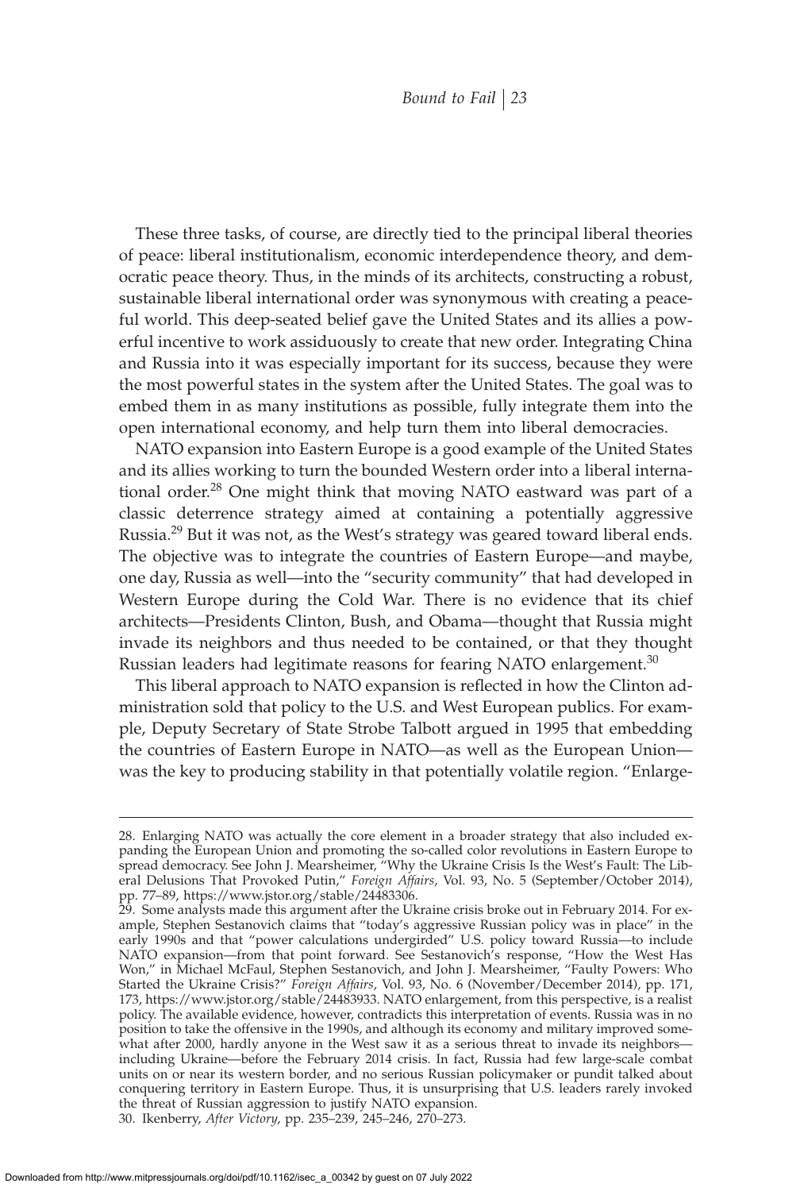These three tasks, of course, are directly tied to the principal liberal theories of peace: liberal institutionalism, economic interdependence theory, and democratic peace theory. Thus, in the minds of its architects, constructing a robust, sustainable liberal international order was synonymous with creating a peaceful world. This deep-seated belief gave the United States and its allies a powerful incentive to work assiduously to create that new order. Integrating China and Russia into it was especially important for its success, because they were the most powerful states in the system after the United States. The goal was to embed them in as many institutions as possible, fully integrate them into the open international economy, and help turn them into liberal democracies.

NATO expansion into Eastern Europe is a good example of the United States and its allies working to turn the bounded Western order into a liberal international order.[28] One might think that moving NATO eastward was part of a classic deterrence strategy aimed at containing a potentially aggressive Russia.[29] But it was not, as the West's strategy was geared toward liberal ends. The objective was to integrate the countries of Eastern Europe—and maybe, one day, Russia as well—into the "security community" that had developed in Western Europe during the Cold War. There is no evidence that its chief architects—Presidents Clinton, Bush, and Obama—thought that Russia might invade its neighbors and thus needed to be contained, or that they thought Russian leaders had legitimate reasons for fearing NATO enlargement.[30]

This liberal approach to NATO expansion is reflected in how the Clinton administration sold that policy to the U.S. and West European publics. For example, Deputy Secretary of State Strobe Talbott argued in 1995 that embedding the countries of Eastern Europe in NATO—as well as the European Union—was the key to producing stability in that potentially volatile region. "Enlarge-

---

28. Enlarging NATO was actually the core element in a broader strategy that also included expanding the European Union and promoting the so-called color revolutions in Eastern Europe to spread democracy. See John J. Mearsheimer, "Why the Ukraine Crisis Is the West's Fault: The Liberal Delusions That Provoked Putin," *Foreign Affairs*, Vol. 93, No. 5 (September/October 2014), pp. 77–89, https://www.jstor.org/stable/24483306.

29. Some analysts made this argument after the Ukraine crisis broke out in February 2014. For example, Stephen Sestanovich claims that "today's aggressive Russian policy was in place" in the early 1990s and that "power calculations undergirded" U.S. policy toward Russia—to include NATO expansion—from that point forward. See Sestanovich's response, "How the West Has Won," in Michael McFaul, Stephen Sestanovich, and John J. Mearsheimer, "Faulty Powers: Who Started the Ukraine Crisis?" *Foreign Affairs*, Vol. 93, No. 6 (November/December 2014), pp. 171, 173, https://www.jstor.org/stable/24483933. NATO enlargement, from this perspective, is a realist policy. The available evidence, however, contradicts this interpretation of events. Russia was in no position to take the offensive in the 1990s, and although its economy and military improved somewhat after 2000, hardly anyone in the West saw it as a serious threat to invade its neighbors—including Ukraine—before the February 2014 crisis. In fact, Russia had few large-scale combat units on or near its western border, and no serious Russian policymaker or pundit talked about conquering territory in Eastern Europe. Thus, it is unsurprising that U.S. leaders rarely invoked the threat of Russian aggression to justify NATO expansion.

30. Ikenberry, *After Victory*, pp. 235–239, 245–246, 270–273.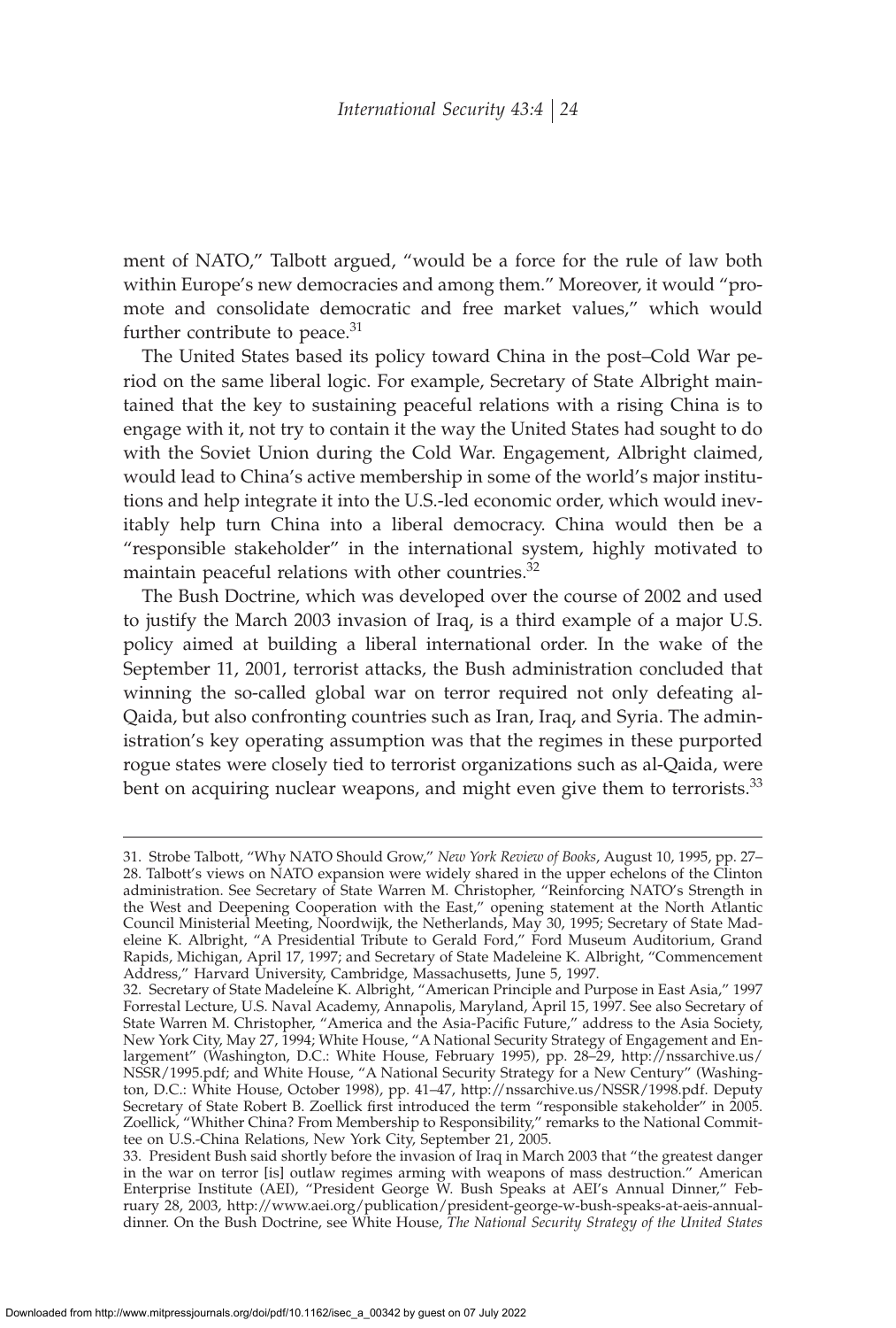ment of NATO," Talbott argued, "would be a force for the rule of law both within Europe's new democracies and among them." Moreover, it would "promote and consolidate democratic and free market values," which would further contribute to peace.[31]

The United States based its policy toward China in the post–Cold War period on the same liberal logic. For example, Secretary of State Albright maintained that the key to sustaining peaceful relations with a rising China is to engage with it, not try to contain it the way the United States had sought to do with the Soviet Union during the Cold War. Engagement, Albright claimed, would lead to China's active membership in some of the world's major institutions and help integrate it into the U.S.-led economic order, which would inevitably help turn China into a liberal democracy. China would then be a "responsible stakeholder" in the international system, highly motivated to maintain peaceful relations with other countries.[32]

The Bush Doctrine, which was developed over the course of 2002 and used to justify the March 2003 invasion of Iraq, is a third example of a major U.S. policy aimed at building a liberal international order. In the wake of the September 11, 2001, terrorist attacks, the Bush administration concluded that winning the so-called global war on terror required not only defeating al-Qaida, but also confronting countries such as Iran, Iraq, and Syria. The administration's key operating assumption was that the regimes in these purported rogue states were closely tied to terrorist organizations such as al-Qaida, were bent on acquiring nuclear weapons, and might even give them to terrorists.[33]

---

31. Strobe Talbott, "Why NATO Should Grow," *New York Review of Books*, August 10, 1995, pp. 27–28. Talbott's views on NATO expansion were widely shared in the upper echelons of the Clinton administration. See Secretary of State Warren M. Christopher, "Reinforcing NATO's Strength in the West and Deepening Cooperation with the East," opening statement at the North Atlantic Council Ministerial Meeting, Noordwijk, the Netherlands, May 30, 1995; Secretary of State Madeleine K. Albright, "A Presidential Tribute to Gerald Ford," Ford Museum Auditorium, Grand Rapids, Michigan, April 17, 1997; and Secretary of State Madeleine K. Albright, "Commencement Address," Harvard University, Cambridge, Massachusetts, June 5, 1997.

32. Secretary of State Madeleine K. Albright, "American Principle and Purpose in East Asia," 1997 Forrestal Lecture, U.S. Naval Academy, Annapolis, Maryland, April 15, 1997. See also Secretary of State Warren M. Christopher, "America and the Asia-Pacific Future," address to the Asia Society, New York City, May 27, 1994; White House, "A National Security Strategy of Engagement and Enlargement" (Washington, D.C.: White House, February 1995), pp. 28–29, http://nssarchive.us/NSSR/1995.pdf; and White House, "A National Security Strategy for a New Century" (Washington, D.C.: White House, October 1998), pp. 41–47, http://nssarchive.us/NSSR/1998.pdf. Deputy Secretary of State Robert B. Zoellick first introduced the term "responsible stakeholder" in 2005. Zoellick, "Whither China? From Membership to Responsibility," remarks to the National Committee on U.S.-China Relations, New York City, September 21, 2005.

33. President Bush said shortly before the invasion of Iraq in March 2003 that "the greatest danger in the war on terror [is] outlaw regimes arming with weapons of mass destruction." American Enterprise Institute (AEI), "President George W. Bush Speaks at AEI's Annual Dinner," February 28, 2003, http://www.aei.org/publication/president-george-w-bush-speaks-at-aeis-annual-dinner. On the Bush Doctrine, see White House, *The National Security Strategy of the United States*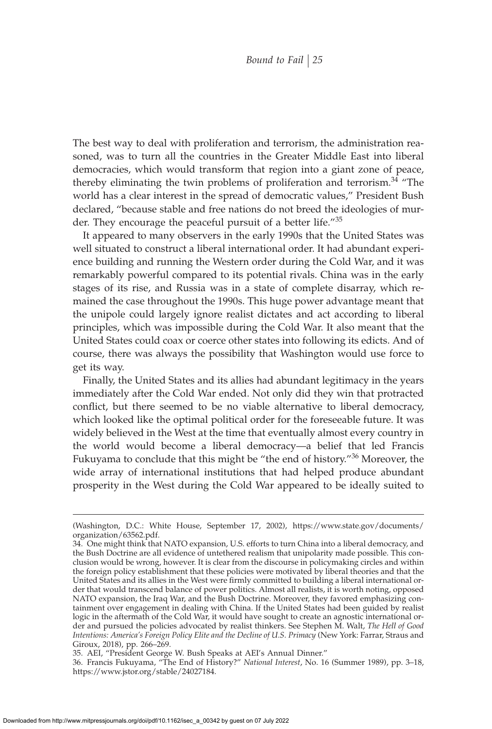The best way to deal with proliferation and terrorism, the administration reasoned, was to turn all the countries in the Greater Middle East into liberal democracies, which would transform that region into a giant zone of peace, thereby eliminating the twin problems of proliferation and terrorism.[34] "The world has a clear interest in the spread of democratic values," President Bush declared, "because stable and free nations do not breed the ideologies of murder. They encourage the peaceful pursuit of a better life."[35]

It appeared to many observers in the early 1990s that the United States was well situated to construct a liberal international order. It had abundant experience building and running the Western order during the Cold War, and it was remarkably powerful compared to its potential rivals. China was in the early stages of its rise, and Russia was in a state of complete disarray, which remained the case throughout the 1990s. This huge power advantage meant that the unipole could largely ignore realist dictates and act according to liberal principles, which was impossible during the Cold War. It also meant that the United States could coax or coerce other states into following its edicts. And of course, there was always the possibility that Washington would use force to get its way.

Finally, the United States and its allies had abundant legitimacy in the years immediately after the Cold War ended. Not only did they win that protracted conflict, but there seemed to be no viable alternative to liberal democracy, which looked like the optimal political order for the foreseeable future. It was widely believed in the West at the time that eventually almost every country in the world would become a liberal democracy—a belief that led Francis Fukuyama to conclude that this might be "the end of history."[36] Moreover, the wide array of international institutions that had helped produce abundant prosperity in the West during the Cold War appeared to be ideally suited to

---

(Washington, D.C.: White House, September 17, 2002), https://www.state.gov/documents/organization/63562.pdf.

34. One might think that NATO expansion, U.S. efforts to turn China into a liberal democracy, and the Bush Doctrine are all evidence of untethered realism that unipolarity made possible. This conclusion would be wrong, however. It is clear from the discourse in policymaking circles and within the foreign policy establishment that these policies were motivated by liberal theories and that the United States and its allies in the West were firmly committed to building a liberal international order that would transcend balance of power politics. Almost all realists, it is worth noting, opposed NATO expansion, the Iraq War, and the Bush Doctrine. Moreover, they favored emphasizing containment over engagement in dealing with China. If the United States had been guided by realist logic in the aftermath of the Cold War, it would have sought to create an agnostic international order and pursued the policies advocated by realist thinkers. See Stephen M. Walt, *The Hell of Good Intentions: America's Foreign Policy Elite and the Decline of U.S. Primacy* (New York: Farrar, Straus and Giroux, 2018), pp. 266–269.

35. AEI, "President George W. Bush Speaks at AEI's Annual Dinner."

36. Francis Fukuyama, "The End of History?" *National Interest*, No. 16 (Summer 1989), pp. 3–18, https://www.jstor.org/stable/24027184.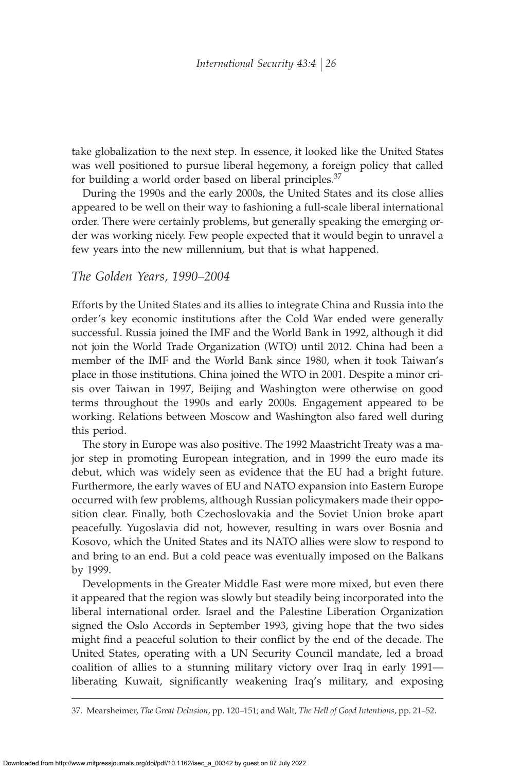take globalization to the next step. In essence, it looked like the United States was well positioned to pursue liberal hegemony, a foreign policy that called for building a world order based on liberal principles.[37]

During the 1990s and the early 2000s, the United States and its close allies appeared to be well on their way to fashioning a full-scale liberal international order. There were certainly problems, but generally speaking the emerging order was working nicely. Few people expected that it would begin to unravel a few years into the new millennium, but that is what happened.

## *The Golden Years, 1990–2004*

Efforts by the United States and its allies to integrate China and Russia into the order's key economic institutions after the Cold War ended were generally successful. Russia joined the IMF and the World Bank in 1992, although it did not join the World Trade Organization (WTO) until 2012. China had been a member of the IMF and the World Bank since 1980, when it took Taiwan's place in those institutions. China joined the WTO in 2001. Despite a minor crisis over Taiwan in 1997, Beijing and Washington were otherwise on good terms throughout the 1990s and early 2000s. Engagement appeared to be working. Relations between Moscow and Washington also fared well during this period.

The story in Europe was also positive. The 1992 Maastricht Treaty was a major step in promoting European integration, and in 1999 the euro made its debut, which was widely seen as evidence that the EU had a bright future. Furthermore, the early waves of EU and NATO expansion into Eastern Europe occurred with few problems, although Russian policymakers made their opposition clear. Finally, both Czechoslovakia and the Soviet Union broke apart peacefully. Yugoslavia did not, however, resulting in wars over Bosnia and Kosovo, which the United States and its NATO allies were slow to respond to and bring to an end. But a cold peace was eventually imposed on the Balkans by 1999.

Developments in the Greater Middle East were more mixed, but even there it appeared that the region was slowly but steadily being incorporated into the liberal international order. Israel and the Palestine Liberation Organization signed the Oslo Accords in September 1993, giving hope that the two sides might find a peaceful solution to their conflict by the end of the decade. The United States, operating with a UN Security Council mandate, led a broad coalition of allies to a stunning military victory over Iraq in early 1991—liberating Kuwait, significantly weakening Iraq's military, and exposing

---

37. Mearsheimer, *The Great Delusion*, pp. 120–151; and Walt, *The Hell of Good Intentions*, pp. 21–52.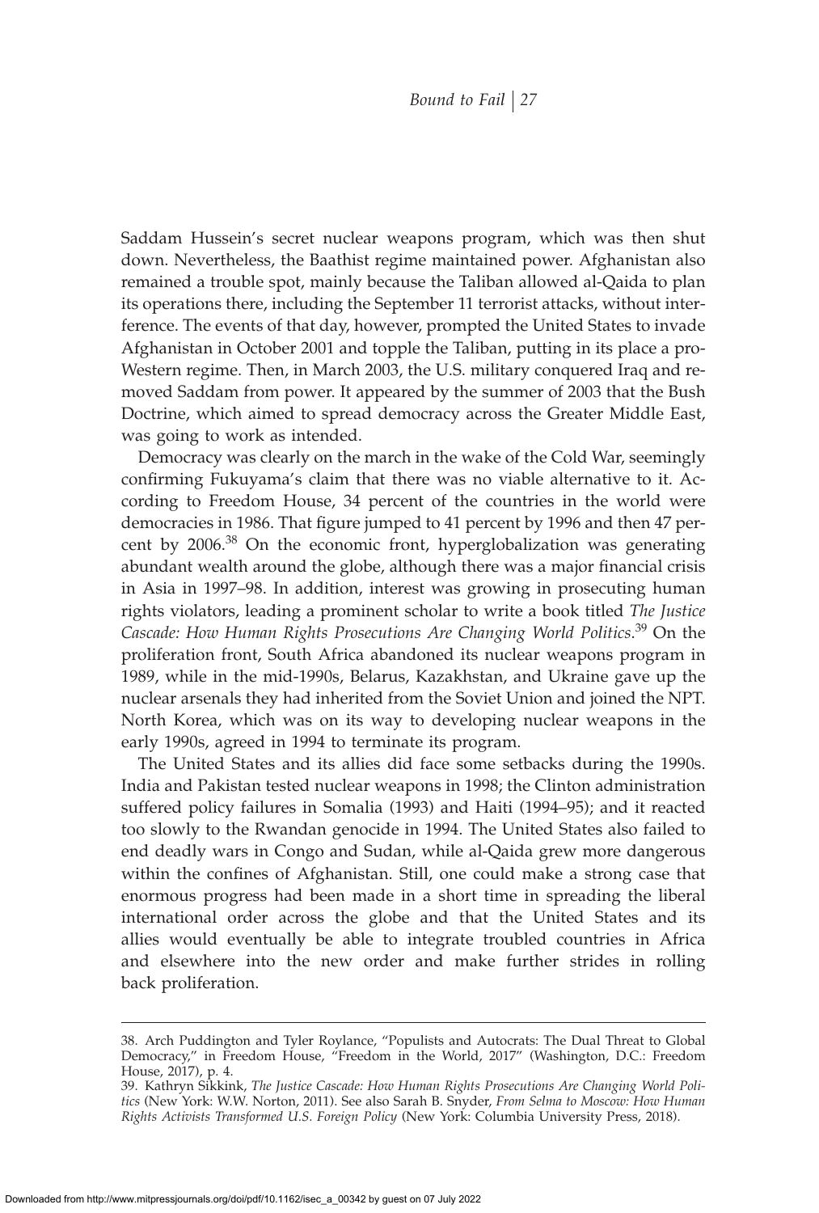Saddam Hussein's secret nuclear weapons program, which was then shut down. Nevertheless, the Baathist regime maintained power. Afghanistan also remained a trouble spot, mainly because the Taliban allowed al-Qaida to plan its operations there, including the September 11 terrorist attacks, without interference. The events of that day, however, prompted the United States to invade Afghanistan in October 2001 and topple the Taliban, putting in its place a pro-Western regime. Then, in March 2003, the U.S. military conquered Iraq and removed Saddam from power. It appeared by the summer of 2003 that the Bush Doctrine, which aimed to spread democracy across the Greater Middle East, was going to work as intended.

Democracy was clearly on the march in the wake of the Cold War, seemingly confirming Fukuyama's claim that there was no viable alternative to it. According to Freedom House, 34 percent of the countries in the world were democracies in 1986. That figure jumped to 41 percent by 1996 and then 47 percent by 2006.[38] On the economic front, hyperglobalization was generating abundant wealth around the globe, although there was a major financial crisis in Asia in 1997–98. In addition, interest was growing in prosecuting human rights violators, leading a prominent scholar to write a book titled *The Justice Cascade: How Human Rights Prosecutions Are Changing World Politics*.[39] On the proliferation front, South Africa abandoned its nuclear weapons program in 1989, while in the mid-1990s, Belarus, Kazakhstan, and Ukraine gave up the nuclear arsenals they had inherited from the Soviet Union and joined the NPT. North Korea, which was on its way to developing nuclear weapons in the early 1990s, agreed in 1994 to terminate its program.

The United States and its allies did face some setbacks during the 1990s. India and Pakistan tested nuclear weapons in 1998; the Clinton administration suffered policy failures in Somalia (1993) and Haiti (1994–95); and it reacted too slowly to the Rwandan genocide in 1994. The United States also failed to end deadly wars in Congo and Sudan, while al-Qaida grew more dangerous within the confines of Afghanistan. Still, one could make a strong case that enormous progress had been made in a short time in spreading the liberal international order across the globe and that the United States and its allies would eventually be able to integrate troubled countries in Africa and elsewhere into the new order and make further strides in rolling back proliferation.

---

38. Arch Puddington and Tyler Roylance, "Populists and Autocrats: The Dual Threat to Global Democracy," in Freedom House, "Freedom in the World, 2017" (Washington, D.C.: Freedom House, 2017), p. 4.

39. Kathryn Sikkink, *The Justice Cascade: How Human Rights Prosecutions Are Changing World Politics* (New York: W.W. Norton, 2011). See also Sarah B. Snyder, *From Selma to Moscow: How Human Rights Activists Transformed U.S. Foreign Policy* (New York: Columbia University Press, 2018).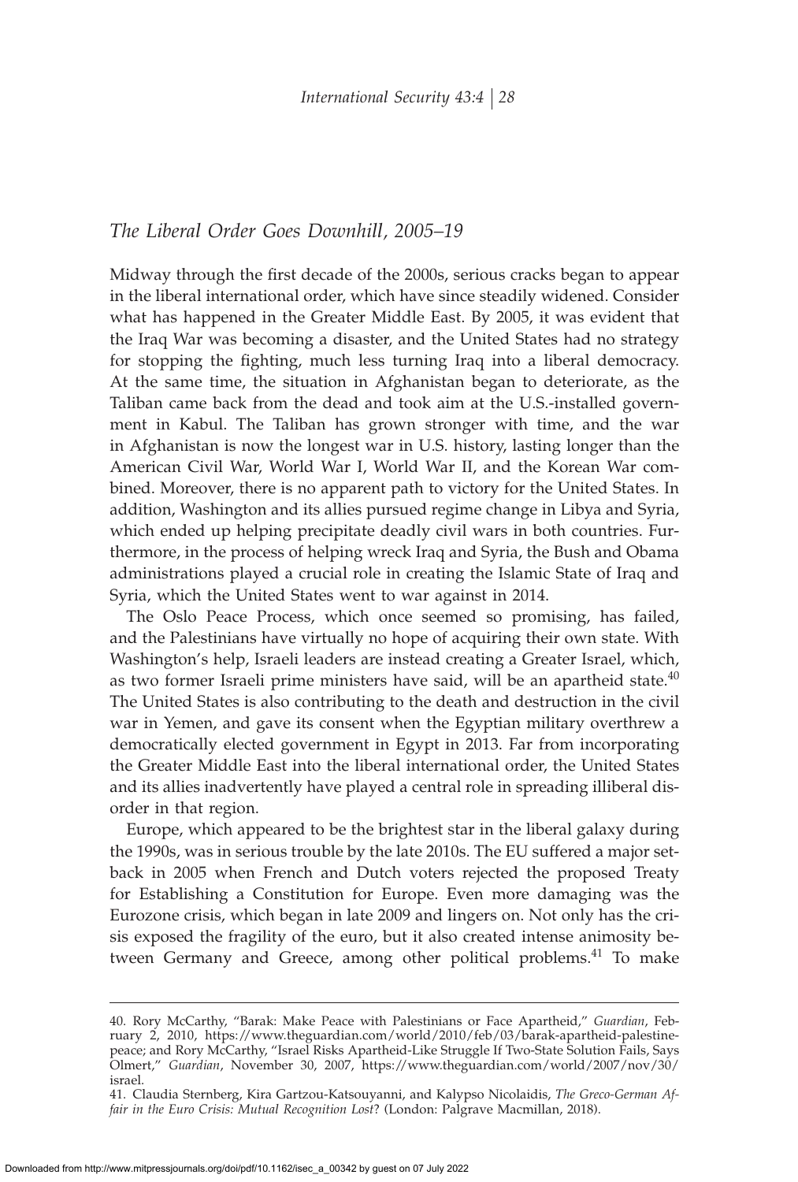## *The Liberal Order Goes Downhill, 2005–19*

Midway through the first decade of the 2000s, serious cracks began to appear in the liberal international order, which have since steadily widened. Consider what has happened in the Greater Middle East. By 2005, it was evident that the Iraq War was becoming a disaster, and the United States had no strategy for stopping the fighting, much less turning Iraq into a liberal democracy. At the same time, the situation in Afghanistan began to deteriorate, as the Taliban came back from the dead and took aim at the U.S.-installed government in Kabul. The Taliban has grown stronger with time, and the war in Afghanistan is now the longest war in U.S. history, lasting longer than the American Civil War, World War I, World War II, and the Korean War combined. Moreover, there is no apparent path to victory for the United States. In addition, Washington and its allies pursued regime change in Libya and Syria, which ended up helping precipitate deadly civil wars in both countries. Furthermore, in the process of helping wreck Iraq and Syria, the Bush and Obama administrations played a crucial role in creating the Islamic State of Iraq and Syria, which the United States went to war against in 2014.

The Oslo Peace Process, which once seemed so promising, has failed, and the Palestinians have virtually no hope of acquiring their own state. With Washington's help, Israeli leaders are instead creating a Greater Israel, which, as two former Israeli prime ministers have said, will be an apartheid state.[40] The United States is also contributing to the death and destruction in the civil war in Yemen, and gave its consent when the Egyptian military overthrew a democratically elected government in Egypt in 2013. Far from incorporating the Greater Middle East into the liberal international order, the United States and its allies inadvertently have played a central role in spreading illiberal disorder in that region.

Europe, which appeared to be the brightest star in the liberal galaxy during the 1990s, was in serious trouble by the late 2010s. The EU suffered a major setback in 2005 when French and Dutch voters rejected the proposed Treaty for Establishing a Constitution for Europe. Even more damaging was the Eurozone crisis, which began in late 2009 and lingers on. Not only has the crisis exposed the fragility of the euro, but it also created intense animosity between Germany and Greece, among other political problems.[41] To make

---

40. Rory McCarthy, "Barak: Make Peace with Palestinians or Face Apartheid," *Guardian*, February 2, 2010, https://www.theguardian.com/world/2010/feb/03/barak-apartheid-palestine-peace; and Rory McCarthy, "Israel Risks Apartheid-Like Struggle If Two-State Solution Fails, Says Olmert," *Guardian*, November 30, 2007, https://www.theguardian.com/world/2007/nov/30/israel.

41. Claudia Sternberg, Kira Gartzou-Katsouyanni, and Kalypso Nicolaidis, *The Greco-German Affair in the Euro Crisis: Mutual Recognition Lost*? (London: Palgrave Macmillan, 2018).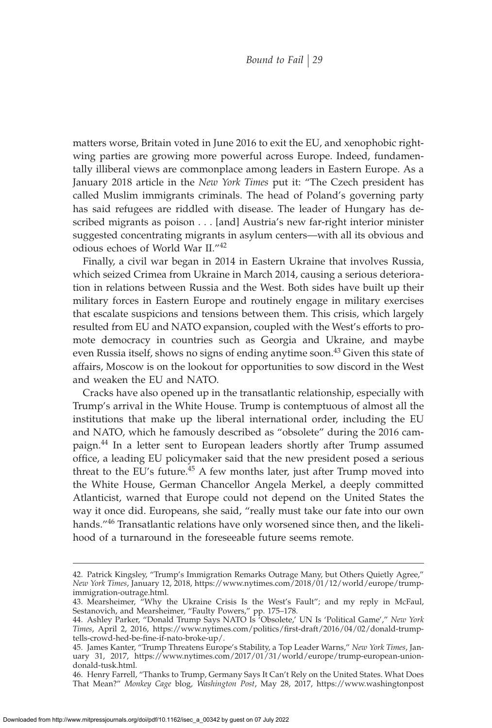matters worse, Britain voted in June 2016 to exit the EU, and xenophobic right-wing parties are growing more powerful across Europe. Indeed, fundamentally illiberal views are commonplace among leaders in Eastern Europe. As a January 2018 article in the *New York Times* put it: "The Czech president has called Muslim immigrants criminals. The head of Poland's governing party has said refugees are riddled with disease. The leader of Hungary has described migrants as poison . . . [and] Austria's new far-right interior minister suggested concentrating migrants in asylum centers—with all its obvious and odious echoes of World War II."[42]

Finally, a civil war began in 2014 in Eastern Ukraine that involves Russia, which seized Crimea from Ukraine in March 2014, causing a serious deterioration in relations between Russia and the West. Both sides have built up their military forces in Eastern Europe and routinely engage in military exercises that escalate suspicions and tensions between them. This crisis, which largely resulted from EU and NATO expansion, coupled with the West's efforts to promote democracy in countries such as Georgia and Ukraine, and maybe even Russia itself, shows no signs of ending anytime soon.[43] Given this state of affairs, Moscow is on the lookout for opportunities to sow discord in the West and weaken the EU and NATO.

Cracks have also opened up in the transatlantic relationship, especially with Trump's arrival in the White House. Trump is contemptuous of almost all the institutions that make up the liberal international order, including the EU and NATO, which he famously described as "obsolete" during the 2016 campaign.[44] In a letter sent to European leaders shortly after Trump assumed office, a leading EU policymaker said that the new president posed a serious threat to the EU's future.[45] A few months later, just after Trump moved into the White House, German Chancellor Angela Merkel, a deeply committed Atlanticist, warned that Europe could not depend on the United States the way it once did. Europeans, she said, "really must take our fate into our own hands."[46] Transatlantic relations have only worsened since then, and the likelihood of a turnaround in the foreseeable future seems remote.

---

42. Patrick Kingsley, "Trump's Immigration Remarks Outrage Many, but Others Quietly Agree," *New York Times*, January 12, 2018, https://www.nytimes.com/2018/01/12/world/europe/trump-immigration-outrage.html.

43. Mearsheimer, "Why the Ukraine Crisis Is the West's Fault"; and my reply in McFaul, Sestanovich, and Mearsheimer, "Faulty Powers," pp. 175–178.

44. Ashley Parker, "Donald Trump Says NATO Is 'Obsolete,' UN Is 'Political Game'," *New York Times*, April 2, 2016, https://www.nytimes.com/politics/first-draft/2016/04/02/donald-trump-tells-crowd-hed-be-fine-if-nato-broke-up/.

45. James Kanter, "Trump Threatens Europe's Stability, a Top Leader Warns," *New York Times*, January 31, 2017, https://www.nytimes.com/2017/01/31/world/europe/trump-european-union-donald-tusk.html.

46. Henry Farrell, "Thanks to Trump, Germany Says It Can't Rely on the United States. What Does That Mean?" *Monkey Cage* blog, *Washington Post*, May 28, 2017, https://www.washingtonpost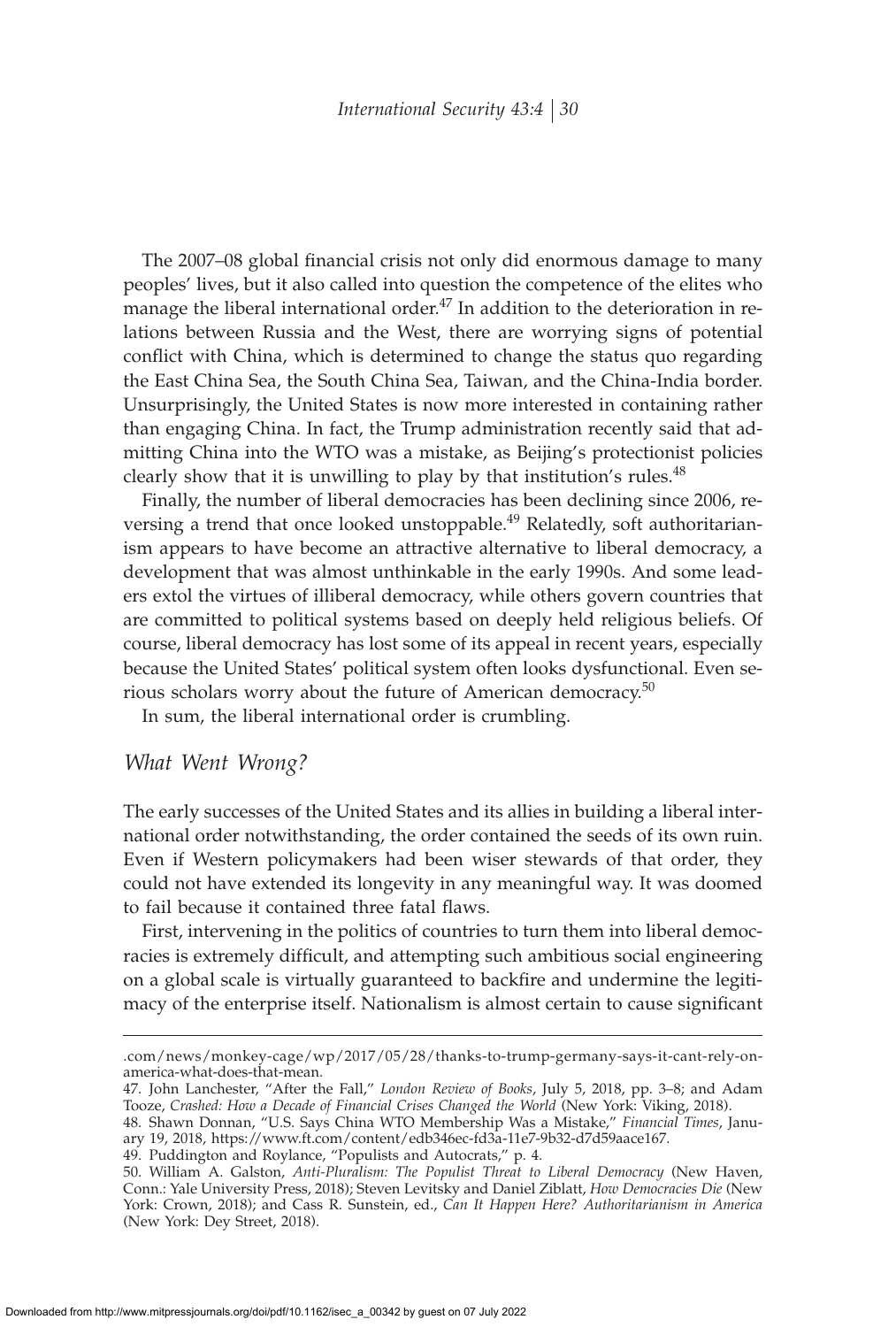The 2007–08 global financial crisis not only did enormous damage to many peoples' lives, but it also called into question the competence of the elites who manage the liberal international order.[47] In addition to the deterioration in relations between Russia and the West, there are worrying signs of potential conflict with China, which is determined to change the status quo regarding the East China Sea, the South China Sea, Taiwan, and the China-India border. Unsurprisingly, the United States is now more interested in containing rather than engaging China. In fact, the Trump administration recently said that admitting China into the WTO was a mistake, as Beijing's protectionist policies clearly show that it is unwilling to play by that institution's rules.[48]

Finally, the number of liberal democracies has been declining since 2006, reversing a trend that once looked unstoppable.[49] Relatedly, soft authoritarianism appears to have become an attractive alternative to liberal democracy, a development that was almost unthinkable in the early 1990s. And some leaders extol the virtues of illiberal democracy, while others govern countries that are committed to political systems based on deeply held religious beliefs. Of course, liberal democracy has lost some of its appeal in recent years, especially because the United States' political system often looks dysfunctional. Even serious scholars worry about the future of American democracy.[50]

In sum, the liberal international order is crumbling.

## *What Went Wrong?*

The early successes of the United States and its allies in building a liberal international order notwithstanding, the order contained the seeds of its own ruin. Even if Western policymakers had been wiser stewards of that order, they could not have extended its longevity in any meaningful way. It was doomed to fail because it contained three fatal flaws.

First, intervening in the politics of countries to turn them into liberal democracies is extremely difficult, and attempting such ambitious social engineering on a global scale is virtually guaranteed to backfire and undermine the legitimacy of the enterprise itself. Nationalism is almost certain to cause significant

---

.com/news/monkey-cage/wp/2017/05/28/thanks-to-trump-germany-says-it-cant-rely-on-america-what-does-that-mean.

47. John Lanchester, "After the Fall," *London Review of Books*, July 5, 2018, pp. 3–8; and Adam Tooze, *Crashed: How a Decade of Financial Crises Changed the World* (New York: Viking, 2018).

48. Shawn Donnan, "U.S. Says China WTO Membership Was a Mistake," *Financial Times*, January 19, 2018, https://www.ft.com/content/edb346ec-fd3a-11e7-9b32-d7d59aace167.

49. Puddington and Roylance, "Populists and Autocrats," p. 4.

50. William A. Galston, *Anti-Pluralism: The Populist Threat to Liberal Democracy* (New Haven, Conn.: Yale University Press, 2018); Steven Levitsky and Daniel Ziblatt, *How Democracies Die* (New York: Crown, 2018); and Cass R. Sunstein, ed., *Can It Happen Here? Authoritarianism in America* (New York: Dey Street, 2018).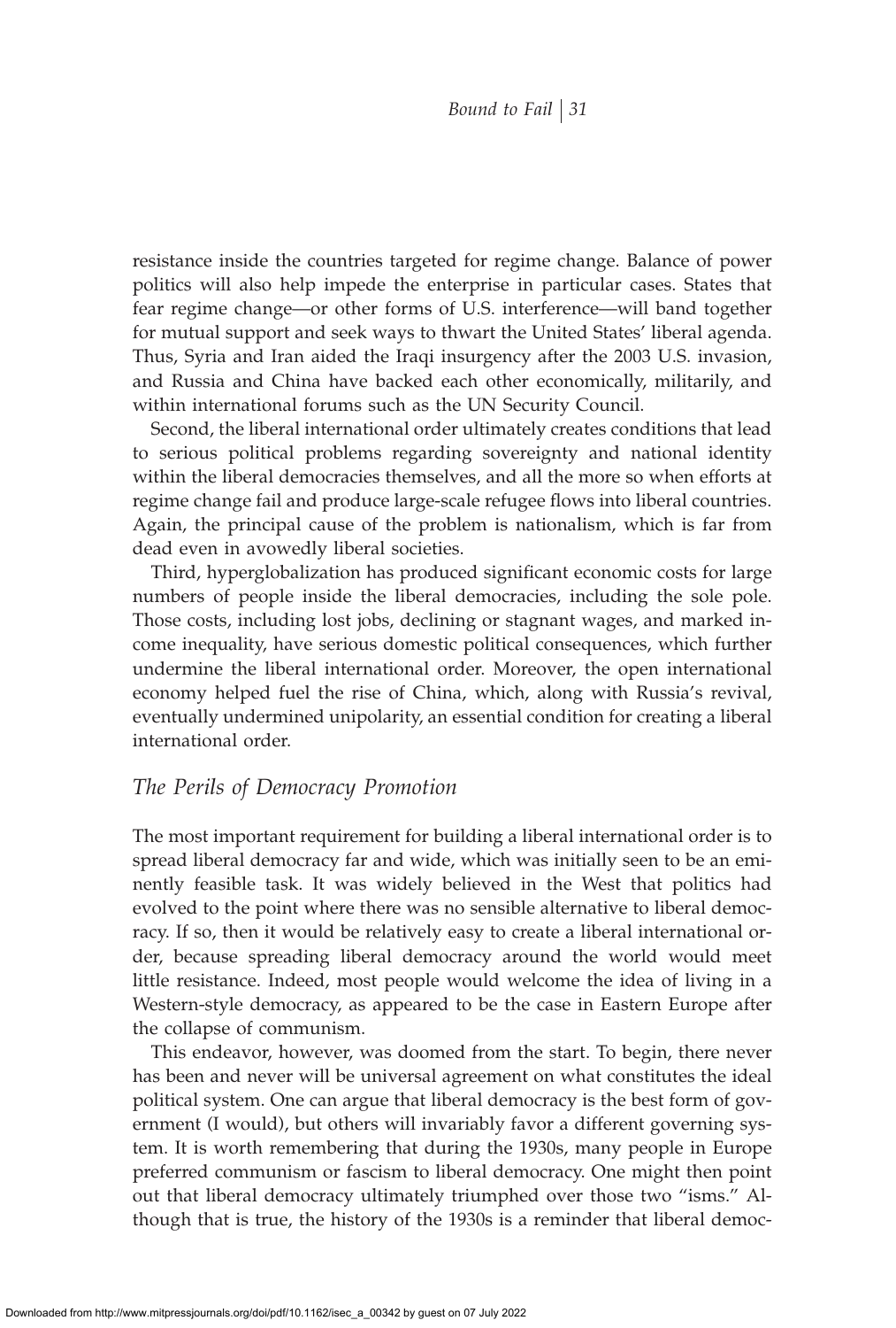resistance inside the countries targeted for regime change. Balance of power politics will also help impede the enterprise in particular cases. States that fear regime change—or other forms of U.S. interference—will band together for mutual support and seek ways to thwart the United States' liberal agenda. Thus, Syria and Iran aided the Iraqi insurgency after the 2003 U.S. invasion, and Russia and China have backed each other economically, militarily, and within international forums such as the UN Security Council.

Second, the liberal international order ultimately creates conditions that lead to serious political problems regarding sovereignty and national identity within the liberal democracies themselves, and all the more so when efforts at regime change fail and produce large-scale refugee flows into liberal countries. Again, the principal cause of the problem is nationalism, which is far from dead even in avowedly liberal societies.

Third, hyperglobalization has produced significant economic costs for large numbers of people inside the liberal democracies, including the sole pole. Those costs, including lost jobs, declining or stagnant wages, and marked income inequality, have serious domestic political consequences, which further undermine the liberal international order. Moreover, the open international economy helped fuel the rise of China, which, along with Russia's revival, eventually undermined unipolarity, an essential condition for creating a liberal international order.

## *The Perils of Democracy Promotion*

The most important requirement for building a liberal international order is to spread liberal democracy far and wide, which was initially seen to be an eminently feasible task. It was widely believed in the West that politics had evolved to the point where there was no sensible alternative to liberal democracy. If so, then it would be relatively easy to create a liberal international order, because spreading liberal democracy around the world would meet little resistance. Indeed, most people would welcome the idea of living in a Western-style democracy, as appeared to be the case in Eastern Europe after the collapse of communism.

This endeavor, however, was doomed from the start. To begin, there never has been and never will be universal agreement on what constitutes the ideal political system. One can argue that liberal democracy is the best form of government (I would), but others will invariably favor a different governing system. It is worth remembering that during the 1930s, many people in Europe preferred communism or fascism to liberal democracy. One might then point out that liberal democracy ultimately triumphed over those two "isms." Although that is true, the history of the 1930s is a reminder that liberal democ-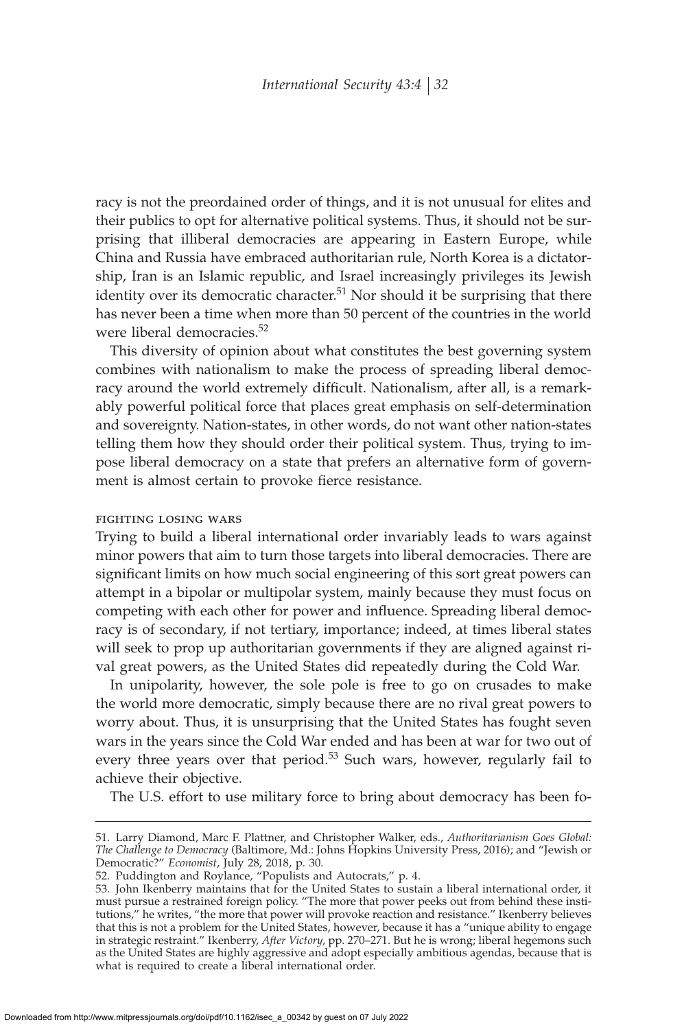racy is not the preordained order of things, and it is not unusual for elites and their publics to opt for alternative political systems. Thus, it should not be surprising that illiberal democracies are appearing in Eastern Europe, while China and Russia have embraced authoritarian rule, North Korea is a dictatorship, Iran is an Islamic republic, and Israel increasingly privileges its Jewish identity over its democratic character.[51] Nor should it be surprising that there has never been a time when more than 50 percent of the countries in the world were liberal democracies.[52]

This diversity of opinion about what constitutes the best governing system combines with nationalism to make the process of spreading liberal democracy around the world extremely difficult. Nationalism, after all, is a remarkably powerful political force that places great emphasis on self-determination and sovereignty. Nation-states, in other words, do not want other nation-states telling them how they should order their political system. Thus, trying to impose liberal democracy on a state that prefers an alternative form of government is almost certain to provoke fierce resistance.

### FIGHTING LOSING WARS

Trying to build a liberal international order invariably leads to wars against minor powers that aim to turn those targets into liberal democracies. There are significant limits on how much social engineering of this sort great powers can attempt in a bipolar or multipolar system, mainly because they must focus on competing with each other for power and influence. Spreading liberal democracy is of secondary, if not tertiary, importance; indeed, at times liberal states will seek to prop up authoritarian governments if they are aligned against rival great powers, as the United States did repeatedly during the Cold War.

In unipolarity, however, the sole pole is free to go on crusades to make the world more democratic, simply because there are no rival great powers to worry about. Thus, it is unsurprising that the United States has fought seven wars in the years since the Cold War ended and has been at war for two out of every three years over that period.[53] Such wars, however, regularly fail to achieve their objective.

The U.S. effort to use military force to bring about democracy has been fo-

---

51. Larry Diamond, Marc F. Plattner, and Christopher Walker, eds., *Authoritarianism Goes Global: The Challenge to Democracy* (Baltimore, Md.: Johns Hopkins University Press, 2016); and "Jewish or Democratic?" *Economist*, July 28, 2018, p. 30.

52. Puddington and Roylance, "Populists and Autocrats," p. 4.

53. John Ikenberry maintains that for the United States to sustain a liberal international order, it must pursue a restrained foreign policy. "The more that power peeks out from behind these institutions," he writes, "the more that power will provoke reaction and resistance." Ikenberry believes that this is not a problem for the United States, however, because it has a "unique ability to engage in strategic restraint." Ikenberry, *After Victory*, pp. 270–271. But he is wrong; liberal hegemons such as the United States are highly aggressive and adopt especially ambitious agendas, because that is what is required to create a liberal international order.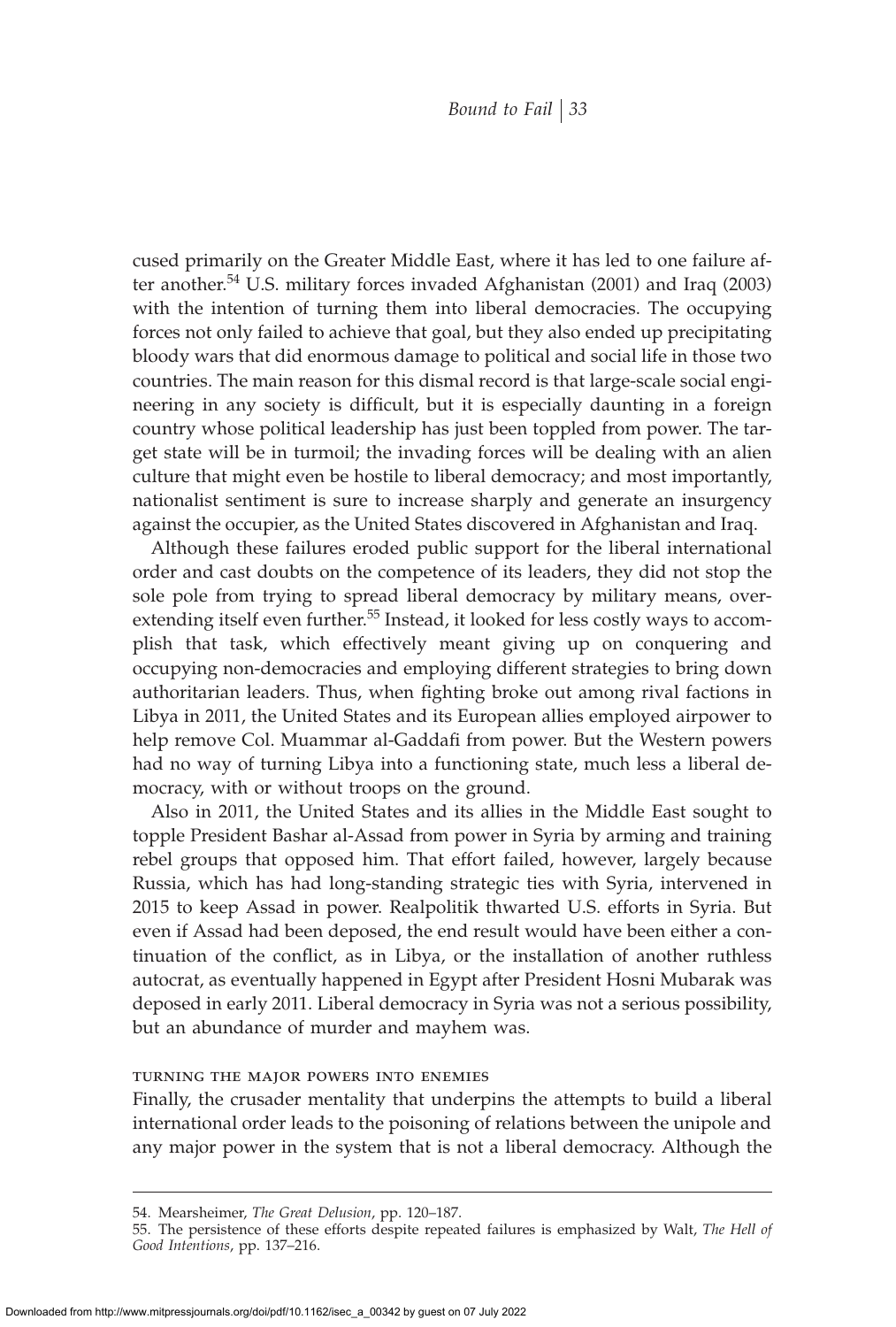cused primarily on the Greater Middle East, where it has led to one failure after another.[54] U.S. military forces invaded Afghanistan (2001) and Iraq (2003) with the intention of turning them into liberal democracies. The occupying forces not only failed to achieve that goal, but they also ended up precipitating bloody wars that did enormous damage to political and social life in those two countries. The main reason for this dismal record is that large-scale social engineering in any society is difficult, but it is especially daunting in a foreign country whose political leadership has just been toppled from power. The target state will be in turmoil; the invading forces will be dealing with an alien culture that might even be hostile to liberal democracy; and most importantly, nationalist sentiment is sure to increase sharply and generate an insurgency against the occupier, as the United States discovered in Afghanistan and Iraq.

Although these failures eroded public support for the liberal international order and cast doubts on the competence of its leaders, they did not stop the sole pole from trying to spread liberal democracy by military means, overextending itself even further.[55] Instead, it looked for less costly ways to accomplish that task, which effectively meant giving up on conquering and occupying non-democracies and employing different strategies to bring down authoritarian leaders. Thus, when fighting broke out among rival factions in Libya in 2011, the United States and its European allies employed airpower to help remove Col. Muammar al-Gaddafi from power. But the Western powers had no way of turning Libya into a functioning state, much less a liberal democracy, with or without troops on the ground.

Also in 2011, the United States and its allies in the Middle East sought to topple President Bashar al-Assad from power in Syria by arming and training rebel groups that opposed him. That effort failed, however, largely because Russia, which has had long-standing strategic ties with Syria, intervened in 2015 to keep Assad in power. Realpolitik thwarted U.S. efforts in Syria. But even if Assad had been deposed, the end result would have been either a continuation of the conflict, as in Libya, or the installation of another ruthless autocrat, as eventually happened in Egypt after President Hosni Mubarak was deposed in early 2011. Liberal democracy in Syria was not a serious possibility, but an abundance of murder and mayhem was.

#### turning the major powers into enemies

Finally, the crusader mentality that underpins the attempts to build a liberal international order leads to the poisoning of relations between the unipole and any major power in the system that is not a liberal democracy. Although the

54. Mearsheimer, *The Great Delusion*, pp. 120–187.

55. The persistence of these efforts despite repeated failures is emphasized by Walt, *The Hell of Good Intentions*, pp. 137–216.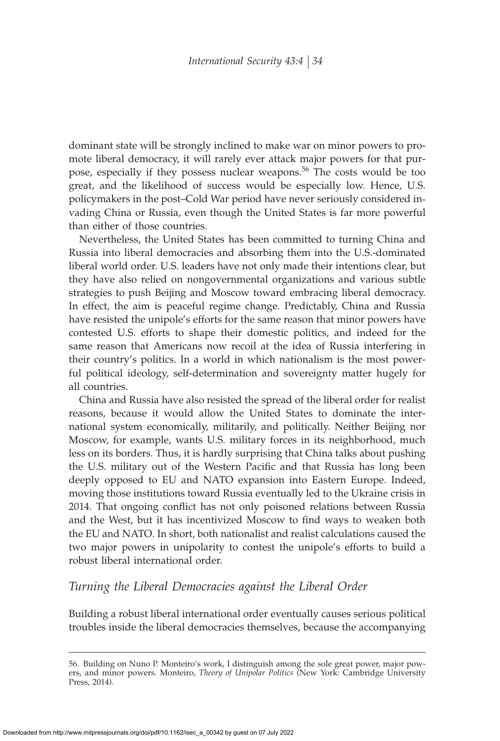dominant state will be strongly inclined to make war on minor powers to promote liberal democracy, it will rarely ever attack major powers for that purpose, especially if they possess nuclear weapons.[56] The costs would be too great, and the likelihood of success would be especially low. Hence, U.S. policymakers in the post–Cold War period have never seriously considered invading China or Russia, even though the United States is far more powerful than either of those countries.

Nevertheless, the United States has been committed to turning China and Russia into liberal democracies and absorbing them into the U.S.-dominated liberal world order. U.S. leaders have not only made their intentions clear, but they have also relied on nongovernmental organizations and various subtle strategies to push Beijing and Moscow toward embracing liberal democracy. In effect, the aim is peaceful regime change. Predictably, China and Russia have resisted the unipole's efforts for the same reason that minor powers have contested U.S. efforts to shape their domestic politics, and indeed for the same reason that Americans now recoil at the idea of Russia interfering in their country's politics. In a world in which nationalism is the most powerful political ideology, self-determination and sovereignty matter hugely for all countries.

China and Russia have also resisted the spread of the liberal order for realist reasons, because it would allow the United States to dominate the international system economically, militarily, and politically. Neither Beijing nor Moscow, for example, wants U.S. military forces in its neighborhood, much less on its borders. Thus, it is hardly surprising that China talks about pushing the U.S. military out of the Western Pacific and that Russia has long been deeply opposed to EU and NATO expansion into Eastern Europe. Indeed, moving those institutions toward Russia eventually led to the Ukraine crisis in 2014. That ongoing conflict has not only poisoned relations between Russia and the West, but it has incentivized Moscow to find ways to weaken both the EU and NATO. In short, both nationalist and realist calculations caused the two major powers in unipolarity to contest the unipole's efforts to build a robust liberal international order.

## *Turning the Liberal Democracies against the Liberal Order*

Building a robust liberal international order eventually causes serious political troubles inside the liberal democracies themselves, because the accompanying

56. Building on Nuno P. Monteiro's work, I distinguish among the sole great power, major powers, and minor powers. Monteiro, *Theory of Unipolar Politics* (New York: Cambridge University Press, 2014).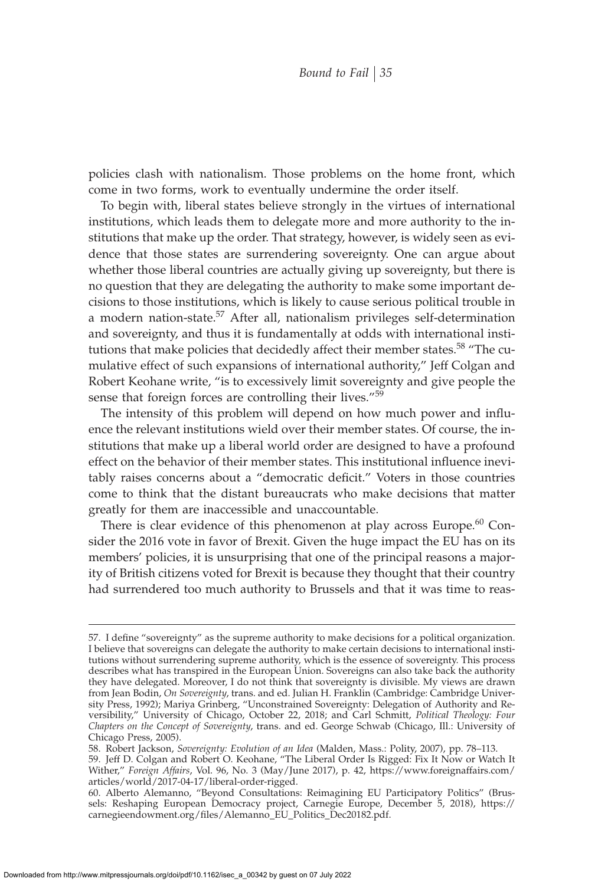policies clash with nationalism. Those problems on the home front, which come in two forms, work to eventually undermine the order itself.

To begin with, liberal states believe strongly in the virtues of international institutions, which leads them to delegate more and more authority to the institutions that make up the order. That strategy, however, is widely seen as evidence that those states are surrendering sovereignty. One can argue about whether those liberal countries are actually giving up sovereignty, but there is no question that they are delegating the authority to make some important decisions to those institutions, which is likely to cause serious political trouble in a modern nation-state.[57] After all, nationalism privileges self-determination and sovereignty, and thus it is fundamentally at odds with international institutions that make policies that decidedly affect their member states.[58] "The cumulative effect of such expansions of international authority," Jeff Colgan and Robert Keohane write, "is to excessively limit sovereignty and give people the sense that foreign forces are controlling their lives."[59]

The intensity of this problem will depend on how much power and influence the relevant institutions wield over their member states. Of course, the institutions that make up a liberal world order are designed to have a profound effect on the behavior of their member states. This institutional influence inevitably raises concerns about a "democratic deficit." Voters in those countries come to think that the distant bureaucrats who make decisions that matter greatly for them are inaccessible and unaccountable.

There is clear evidence of this phenomenon at play across Europe.[60] Consider the 2016 vote in favor of Brexit. Given the huge impact the EU has on its members' policies, it is unsurprising that one of the principal reasons a majority of British citizens voted for Brexit is because they thought that their country had surrendered too much authority to Brussels and that it was time to reas-

---

57. I define "sovereignty" as the supreme authority to make decisions for a political organization. I believe that sovereigns can delegate the authority to make certain decisions to international institutions without surrendering supreme authority, which is the essence of sovereignty. This process describes what has transpired in the European Union. Sovereigns can also take back the authority they have delegated. Moreover, I do not think that sovereignty is divisible. My views are drawn from Jean Bodin, *On Sovereignty*, trans. and ed. Julian H. Franklin (Cambridge: Cambridge University Press, 1992); Mariya Grinberg, "Unconstrained Sovereignty: Delegation of Authority and Reversibility," University of Chicago, October 22, 2018; and Carl Schmitt, *Political Theology: Four Chapters on the Concept of Sovereignty*, trans. and ed. George Schwab (Chicago, Ill.: University of Chicago Press, 2005).

58. Robert Jackson, *Sovereignty: Evolution of an Idea* (Malden, Mass.: Polity, 2007), pp. 78–113.

59. Jeff D. Colgan and Robert O. Keohane, "The Liberal Order Is Rigged: Fix It Now or Watch It Wither," *Foreign Affairs*, Vol. 96, No. 3 (May/June 2017), p. 42, https://www.foreignaffairs.com/articles/world/2017-04-17/liberal-order-rigged.

60. Alberto Alemanno, "Beyond Consultations: Reimagining EU Participatory Politics" (Brussels: Reshaping European Democracy project, Carnegie Europe, December 5, 2018), https://carnegieendowment.org/files/Alemanno_EU_Politics_Dec20182.pdf.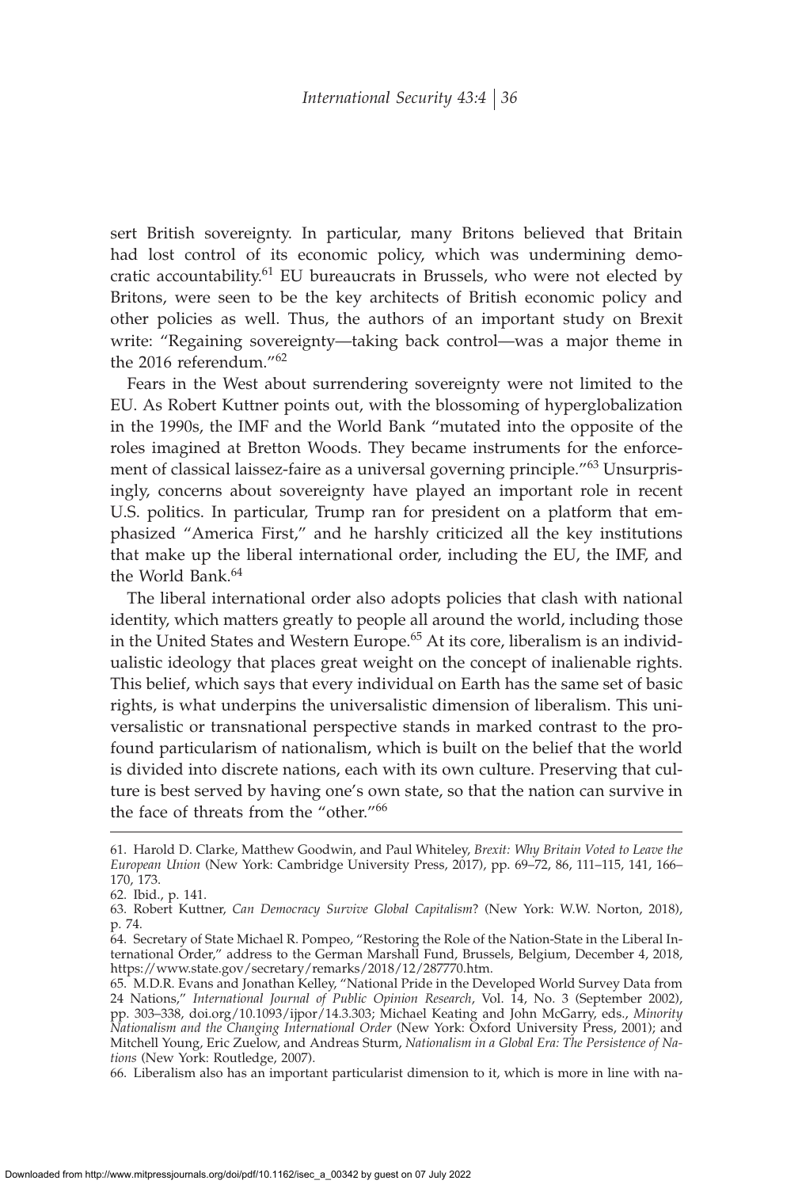sert British sovereignty. In particular, many Britons believed that Britain had lost control of its economic policy, which was undermining democratic accountability.[61] EU bureaucrats in Brussels, who were not elected by Britons, were seen to be the key architects of British economic policy and other policies as well. Thus, the authors of an important study on Brexit write: "Regaining sovereignty—taking back control—was a major theme in the 2016 referendum."[62]

Fears in the West about surrendering sovereignty were not limited to the EU. As Robert Kuttner points out, with the blossoming of hyperglobalization in the 1990s, the IMF and the World Bank "mutated into the opposite of the roles imagined at Bretton Woods. They became instruments for the enforcement of classical laissez-faire as a universal governing principle."[63] Unsurprisingly, concerns about sovereignty have played an important role in recent U.S. politics. In particular, Trump ran for president on a platform that emphasized "America First," and he harshly criticized all the key institutions that make up the liberal international order, including the EU, the IMF, and the World Bank.[64]

The liberal international order also adopts policies that clash with national identity, which matters greatly to people all around the world, including those in the United States and Western Europe.[65] At its core, liberalism is an individualistic ideology that places great weight on the concept of inalienable rights. This belief, which says that every individual on Earth has the same set of basic rights, is what underpins the universalistic dimension of liberalism. This universalistic or transnational perspective stands in marked contrast to the profound particularism of nationalism, which is built on the belief that the world is divided into discrete nations, each with its own culture. Preserving that culture is best served by having one's own state, so that the nation can survive in the face of threats from the "other."[66]

---

61. Harold D. Clarke, Matthew Goodwin, and Paul Whiteley, *Brexit: Why Britain Voted to Leave the European Union* (New York: Cambridge University Press, 2017), pp. 69–72, 86, 111–115, 141, 166–170, 173.

62. Ibid., p. 141.

63. Robert Kuttner, *Can Democracy Survive Global Capitalism*? (New York: W.W. Norton, 2018), p. 74.

64. Secretary of State Michael R. Pompeo, "Restoring the Role of the Nation-State in the Liberal International Order," address to the German Marshall Fund, Brussels, Belgium, December 4, 2018, https://www.state.gov/secretary/remarks/2018/12/287770.htm.

65. M.D.R. Evans and Jonathan Kelley, "National Pride in the Developed World Survey Data from 24 Nations," *International Journal of Public Opinion Research*, Vol. 14, No. 3 (September 2002), pp. 303–338, doi.org/10.1093/ijpor/14.3.303; Michael Keating and John McGarry, eds., *Minority Nationalism and the Changing International Order* (New York: Oxford University Press, 2001); and Mitchell Young, Eric Zuelow, and Andreas Sturm, *Nationalism in a Global Era: The Persistence of Nations* (New York: Routledge, 2007).

66. Liberalism also has an important particularist dimension to it, which is more in line with na-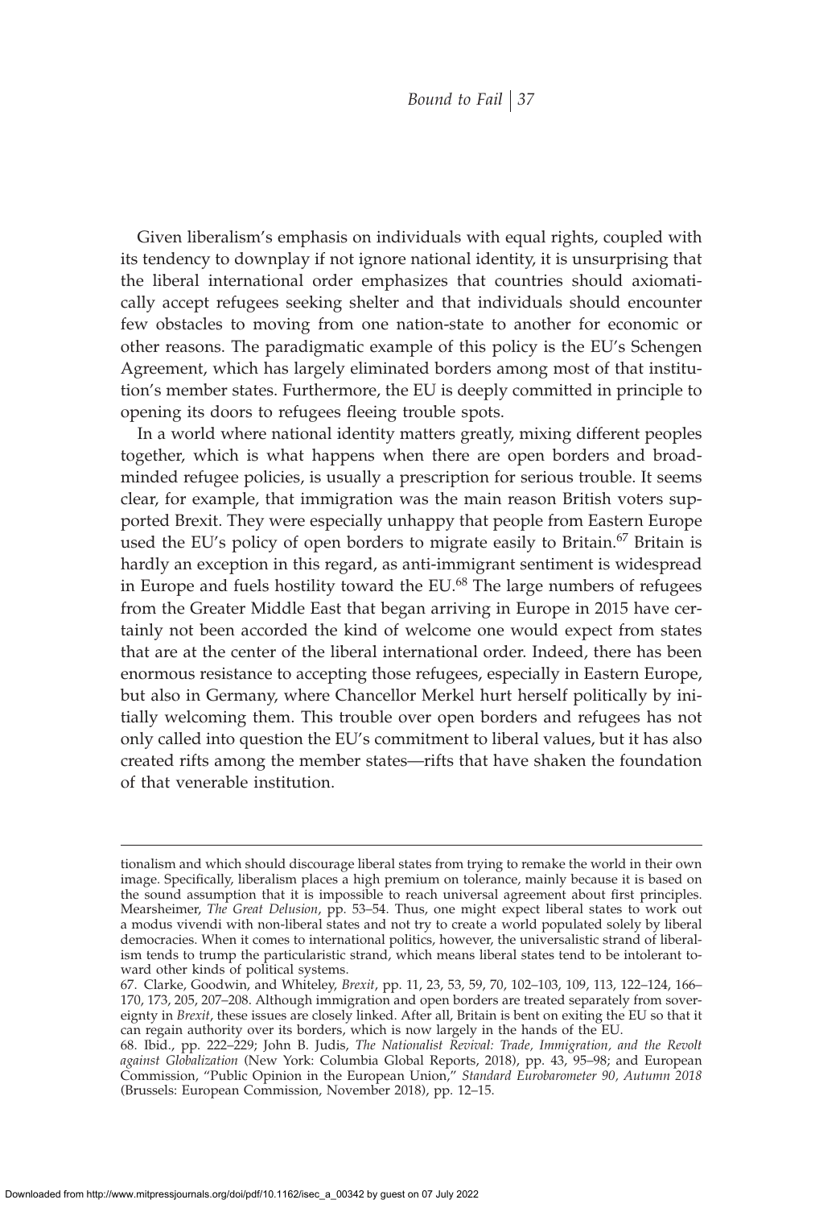Given liberalism's emphasis on individuals with equal rights, coupled with its tendency to downplay if not ignore national identity, it is unsurprising that the liberal international order emphasizes that countries should axiomatically accept refugees seeking shelter and that individuals should encounter few obstacles to moving from one nation-state to another for economic or other reasons. The paradigmatic example of this policy is the EU's Schengen Agreement, which has largely eliminated borders among most of that institution's member states. Furthermore, the EU is deeply committed in principle to opening its doors to refugees fleeing trouble spots.

In a world where national identity matters greatly, mixing different peoples together, which is what happens when there are open borders and broad-minded refugee policies, is usually a prescription for serious trouble. It seems clear, for example, that immigration was the main reason British voters supported Brexit. They were especially unhappy that people from Eastern Europe used the EU's policy of open borders to migrate easily to Britain.[67] Britain is hardly an exception in this regard, as anti-immigrant sentiment is widespread in Europe and fuels hostility toward the EU.[68] The large numbers of refugees from the Greater Middle East that began arriving in Europe in 2015 have certainly not been accorded the kind of welcome one would expect from states that are at the center of the liberal international order. Indeed, there has been enormous resistance to accepting those refugees, especially in Eastern Europe, but also in Germany, where Chancellor Merkel hurt herself politically by initially welcoming them. This trouble over open borders and refugees has not only called into question the EU's commitment to liberal values, but it has also created rifts among the member states—rifts that have shaken the foundation of that venerable institution.

---

tionalism and which should discourage liberal states from trying to remake the world in their own image. Specifically, liberalism places a high premium on tolerance, mainly because it is based on the sound assumption that it is impossible to reach universal agreement about first principles. Mearsheimer, *The Great Delusion*, pp. 53–54. Thus, one might expect liberal states to work out a modus vivendi with non-liberal states and not try to create a world populated solely by liberal democracies. When it comes to international politics, however, the universalistic strand of liberalism tends to trump the particularistic strand, which means liberal states tend to be intolerant toward other kinds of political systems.

67. Clarke, Goodwin, and Whiteley, *Brexit*, pp. 11, 23, 53, 59, 70, 102–103, 109, 113, 122–124, 166–170, 173, 205, 207–208. Although immigration and open borders are treated separately from sovereignty in *Brexit*, these issues are closely linked. After all, Britain is bent on exiting the EU so that it can regain authority over its borders, which is now largely in the hands of the EU.

68. Ibid., pp. 222–229; John B. Judis, *The Nationalist Revival: Trade, Immigration, and the Revolt against Globalization* (New York: Columbia Global Reports, 2018), pp. 43, 95–98; and European Commission, "Public Opinion in the European Union," *Standard Eurobarometer 90, Autumn 2018* (Brussels: European Commission, November 2018), pp. 12–15.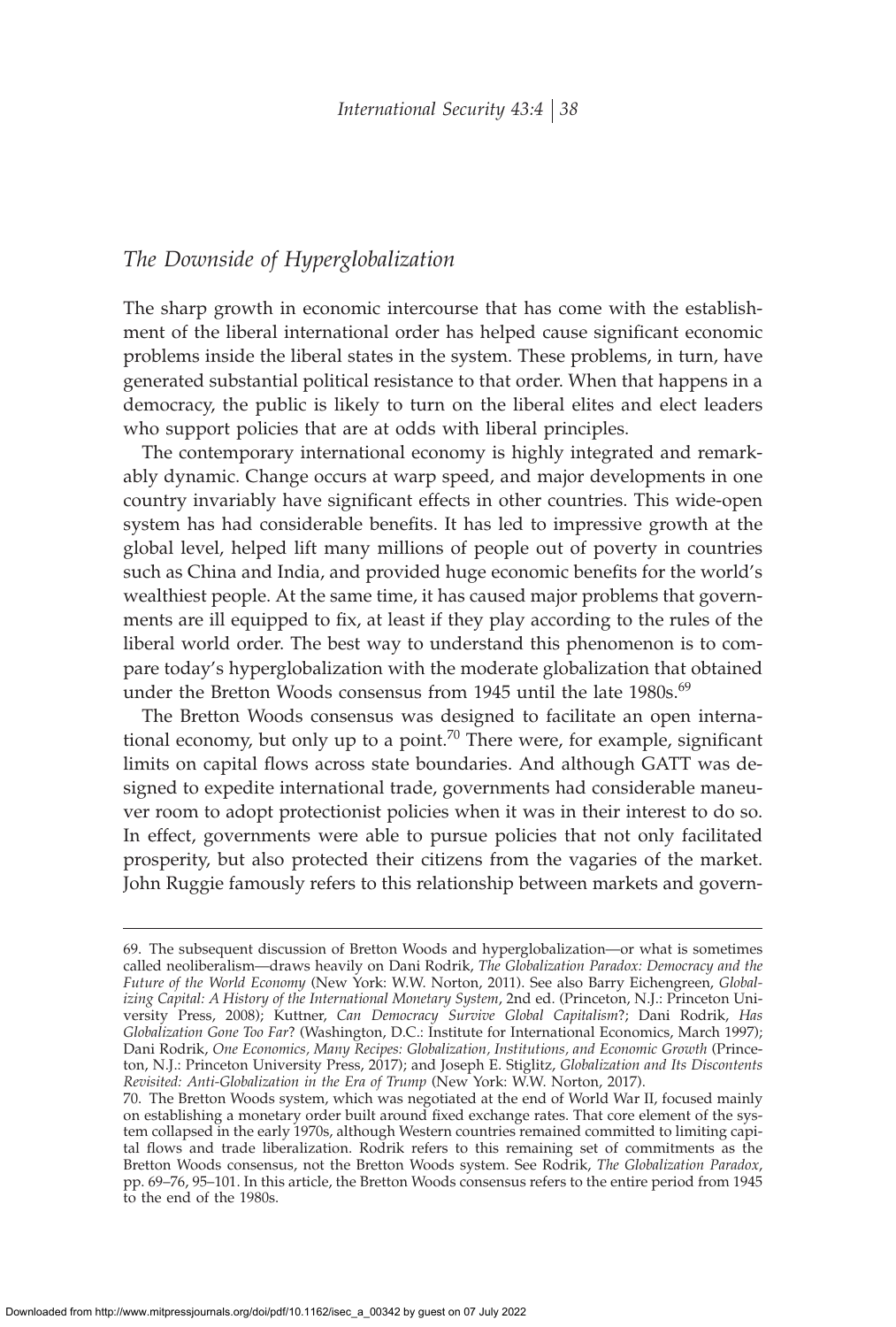## *The Downside of Hyperglobalization*

The sharp growth in economic intercourse that has come with the establishment of the liberal international order has helped cause significant economic problems inside the liberal states in the system. These problems, in turn, have generated substantial political resistance to that order. When that happens in a democracy, the public is likely to turn on the liberal elites and elect leaders who support policies that are at odds with liberal principles.

The contemporary international economy is highly integrated and remarkably dynamic. Change occurs at warp speed, and major developments in one country invariably have significant effects in other countries. This wide-open system has had considerable benefits. It has led to impressive growth at the global level, helped lift many millions of people out of poverty in countries such as China and India, and provided huge economic benefits for the world's wealthiest people. At the same time, it has caused major problems that governments are ill equipped to fix, at least if they play according to the rules of the liberal world order. The best way to understand this phenomenon is to compare today's hyperglobalization with the moderate globalization that obtained under the Bretton Woods consensus from 1945 until the late 1980s.[69]

The Bretton Woods consensus was designed to facilitate an open international economy, but only up to a point.[70] There were, for example, significant limits on capital flows across state boundaries. And although GATT was designed to expedite international trade, governments had considerable maneuver room to adopt protectionist policies when it was in their interest to do so. In effect, governments were able to pursue policies that not only facilitated prosperity, but also protected their citizens from the vagaries of the market. John Ruggie famously refers to this relationship between markets and govern-

---

69. The subsequent discussion of Bretton Woods and hyperglobalization—or what is sometimes called neoliberalism—draws heavily on Dani Rodrik, *The Globalization Paradox: Democracy and the Future of the World Economy* (New York: W.W. Norton, 2011). See also Barry Eichengreen, *Globalizing Capital: A History of the International Monetary System*, 2nd ed. (Princeton, N.J.: Princeton University Press, 2008); Kuttner, *Can Democracy Survive Global Capitalism*?; Dani Rodrik, *Has Globalization Gone Too Far*? (Washington, D.C.: Institute for International Economics, March 1997); Dani Rodrik, *One Economics, Many Recipes: Globalization, Institutions, and Economic Growth* (Princeton, N.J.: Princeton University Press, 2017); and Joseph E. Stiglitz, *Globalization and Its Discontents Revisited: Anti-Globalization in the Era of Trump* (New York: W.W. Norton, 2017).

70. The Bretton Woods system, which was negotiated at the end of World War II, focused mainly on establishing a monetary order built around fixed exchange rates. That core element of the system collapsed in the early 1970s, although Western countries remained committed to limiting capital flows and trade liberalization. Rodrik refers to this remaining set of commitments as the Bretton Woods consensus, not the Bretton Woods system. See Rodrik, *The Globalization Paradox*, pp. 69–76, 95–101. In this article, the Bretton Woods consensus refers to the entire period from 1945 to the end of the 1980s.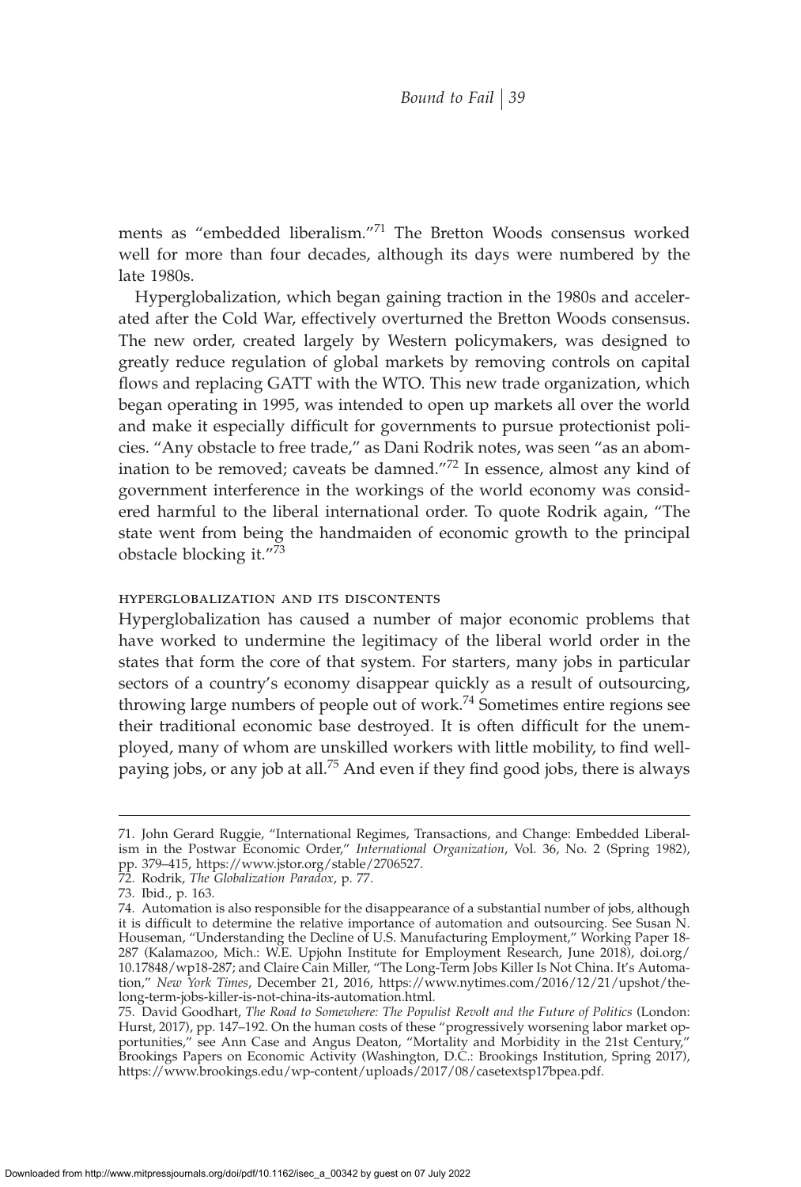ments as "embedded liberalism."[71] The Bretton Woods consensus worked well for more than four decades, although its days were numbered by the late 1980s.

Hyperglobalization, which began gaining traction in the 1980s and accelerated after the Cold War, effectively overturned the Bretton Woods consensus. The new order, created largely by Western policymakers, was designed to greatly reduce regulation of global markets by removing controls on capital flows and replacing GATT with the WTO. This new trade organization, which began operating in 1995, was intended to open up markets all over the world and make it especially difficult for governments to pursue protectionist policies. "Any obstacle to free trade," as Dani Rodrik notes, was seen "as an abomination to be removed; caveats be damned."[72] In essence, almost any kind of government interference in the workings of the world economy was considered harmful to the liberal international order. To quote Rodrik again, "The state went from being the handmaiden of economic growth to the principal obstacle blocking it."[73]

### hyperglobalization and its discontents

Hyperglobalization has caused a number of major economic problems that have worked to undermine the legitimacy of the liberal world order in the states that form the core of that system. For starters, many jobs in particular sectors of a country's economy disappear quickly as a result of outsourcing, throwing large numbers of people out of work.[74] Sometimes entire regions see their traditional economic base destroyed. It is often difficult for the unemployed, many of whom are unskilled workers with little mobility, to find well-paying jobs, or any job at all.[75] And even if they find good jobs, there is always

---

71. John Gerard Ruggie, "International Regimes, Transactions, and Change: Embedded Liberalism in the Postwar Economic Order," *International Organization*, Vol. 36, No. 2 (Spring 1982), pp. 379–415, https://www.jstor.org/stable/2706527.

72. Rodrik, *The Globalization Paradox*, p. 77.

73. Ibid., p. 163.

74. Automation is also responsible for the disappearance of a substantial number of jobs, although it is difficult to determine the relative importance of automation and outsourcing. See Susan N. Houseman, "Understanding the Decline of U.S. Manufacturing Employment," Working Paper 18-287 (Kalamazoo, Mich.: W.E. Upjohn Institute for Employment Research, June 2018), doi.org/10.17848/wp18-287; and Claire Cain Miller, "The Long-Term Jobs Killer Is Not China. It's Automation," *New York Times*, December 21, 2016, https://www.nytimes.com/2016/12/21/upshot/the-long-term-jobs-killer-is-not-china-its-automation.html.

75. David Goodhart, *The Road to Somewhere: The Populist Revolt and the Future of Politics* (London: Hurst, 2017), pp. 147–192. On the human costs of these "progressively worsening labor market opportunities," see Ann Case and Angus Deaton, "Mortality and Morbidity in the 21st Century," Brookings Papers on Economic Activity (Washington, D.C.: Brookings Institution, Spring 2017), https://www.brookings.edu/wp-content/uploads/2017/08/casetextsp17bpea.pdf.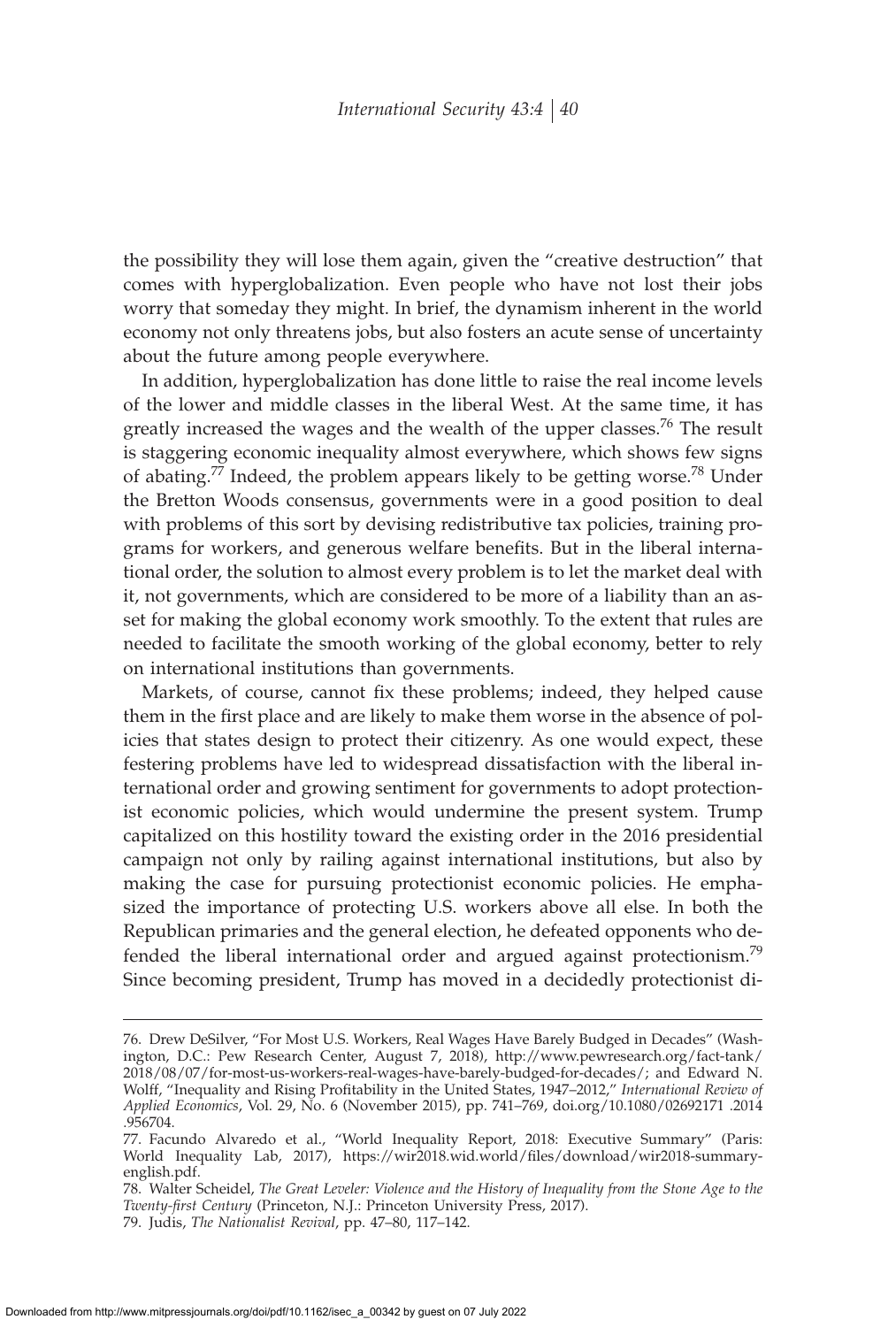the possibility they will lose them again, given the "creative destruction" that comes with hyperglobalization. Even people who have not lost their jobs worry that someday they might. In brief, the dynamism inherent in the world economy not only threatens jobs, but also fosters an acute sense of uncertainty about the future among people everywhere.

In addition, hyperglobalization has done little to raise the real income levels of the lower and middle classes in the liberal West. At the same time, it has greatly increased the wages and the wealth of the upper classes.[76] The result is staggering economic inequality almost everywhere, which shows few signs of abating.[77] Indeed, the problem appears likely to be getting worse.[78] Under the Bretton Woods consensus, governments were in a good position to deal with problems of this sort by devising redistributive tax policies, training programs for workers, and generous welfare benefits. But in the liberal international order, the solution to almost every problem is to let the market deal with it, not governments, which are considered to be more of a liability than an asset for making the global economy work smoothly. To the extent that rules are needed to facilitate the smooth working of the global economy, better to rely on international institutions than governments.

Markets, of course, cannot fix these problems; indeed, they helped cause them in the first place and are likely to make them worse in the absence of policies that states design to protect their citizenry. As one would expect, these festering problems have led to widespread dissatisfaction with the liberal international order and growing sentiment for governments to adopt protectionist economic policies, which would undermine the present system. Trump capitalized on this hostility toward the existing order in the 2016 presidential campaign not only by railing against international institutions, but also by making the case for pursuing protectionist economic policies. He emphasized the importance of protecting U.S. workers above all else. In both the Republican primaries and the general election, he defeated opponents who defended the liberal international order and argued against protectionism.[79] Since becoming president, Trump has moved in a decidedly protectionist di-

---

76. Drew DeSilver, "For Most U.S. Workers, Real Wages Have Barely Budged in Decades" (Washington, D.C.: Pew Research Center, August 7, 2018), http://www.pewresearch.org/fact-tank/2018/08/07/for-most-us-workers-real-wages-have-barely-budged-for-decades/; and Edward N. Wolff, "Inequality and Rising Profitability in the United States, 1947–2012," *International Review of Applied Economics*, Vol. 29, No. 6 (November 2015), pp. 741–769, doi.org/10.1080/02692171.2014.956704.

77. Facundo Alvaredo et al., "World Inequality Report, 2018: Executive Summary" (Paris: World Inequality Lab, 2017), https://wir2018.wid.world/files/download/wir2018-summary-english.pdf.

78. Walter Scheidel, *The Great Leveler: Violence and the History of Inequality from the Stone Age to the Twenty-first Century* (Princeton, N.J.: Princeton University Press, 2017).

79. Judis, *The Nationalist Revival*, pp. 47–80, 117–142.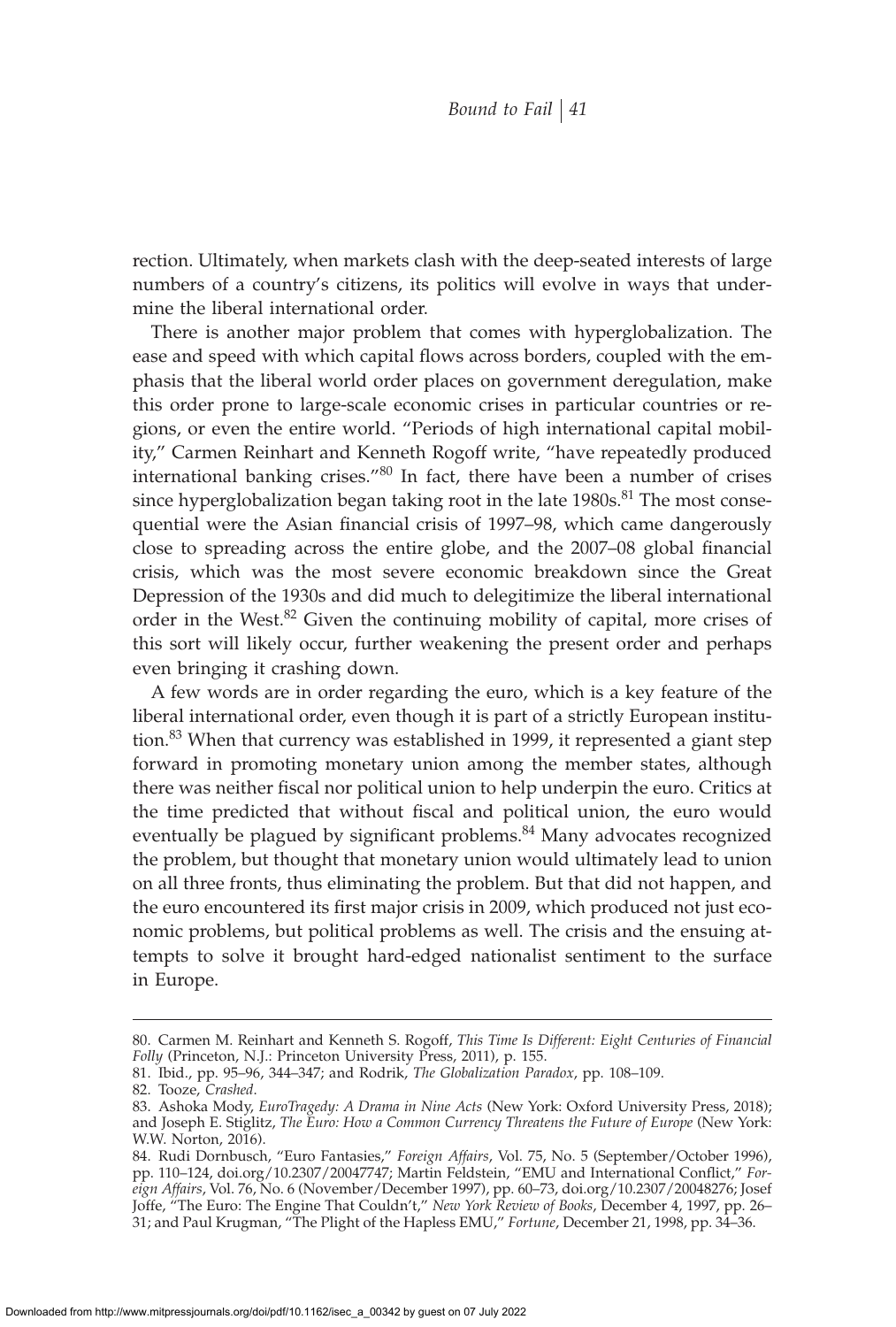rection. Ultimately, when markets clash with the deep-seated interests of large numbers of a country's citizens, its politics will evolve in ways that undermine the liberal international order.

There is another major problem that comes with hyperglobalization. The ease and speed with which capital flows across borders, coupled with the emphasis that the liberal world order places on government deregulation, make this order prone to large-scale economic crises in particular countries or regions, or even the entire world. "Periods of high international capital mobility," Carmen Reinhart and Kenneth Rogoff write, "have repeatedly produced international banking crises."[80] In fact, there have been a number of crises since hyperglobalization began taking root in the late 1980s.[81] The most consequential were the Asian financial crisis of 1997–98, which came dangerously close to spreading across the entire globe, and the 2007–08 global financial crisis, which was the most severe economic breakdown since the Great Depression of the 1930s and did much to delegitimize the liberal international order in the West.[82] Given the continuing mobility of capital, more crises of this sort will likely occur, further weakening the present order and perhaps even bringing it crashing down.

A few words are in order regarding the euro, which is a key feature of the liberal international order, even though it is part of a strictly European institution.[83] When that currency was established in 1999, it represented a giant step forward in promoting monetary union among the member states, although there was neither fiscal nor political union to help underpin the euro. Critics at the time predicted that without fiscal and political union, the euro would eventually be plagued by significant problems.[84] Many advocates recognized the problem, but thought that monetary union would ultimately lead to union on all three fronts, thus eliminating the problem. But that did not happen, and the euro encountered its first major crisis in 2009, which produced not just economic problems, but political problems as well. The crisis and the ensuing attempts to solve it brought hard-edged nationalist sentiment to the surface in Europe.

---

80. Carmen M. Reinhart and Kenneth S. Rogoff, *This Time Is Different: Eight Centuries of Financial Folly* (Princeton, N.J.: Princeton University Press, 2011), p. 155.
81. Ibid., pp. 95–96, 344–347; and Rodrik, *The Globalization Paradox*, pp. 108–109.
82. Tooze, *Crashed*.
83. Ashoka Mody, *EuroTragedy: A Drama in Nine Acts* (New York: Oxford University Press, 2018); and Joseph E. Stiglitz, *The Euro: How a Common Currency Threatens the Future of Europe* (New York: W.W. Norton, 2016).
84. Rudi Dornbusch, "Euro Fantasies," *Foreign Affairs*, Vol. 75, No. 5 (September/October 1996), pp. 110–124, doi.org/10.2307/20047747; Martin Feldstein, "EMU and International Conflict," *Foreign Affairs*, Vol. 76, No. 6 (November/December 1997), pp. 60–73, doi.org/10.2307/20048276; Josef Joffe, "The Euro: The Engine That Couldn't," *New York Review of Books*, December 4, 1997, pp. 26–31; and Paul Krugman, "The Plight of the Hapless EMU," *Fortune*, December 21, 1998, pp. 34–36.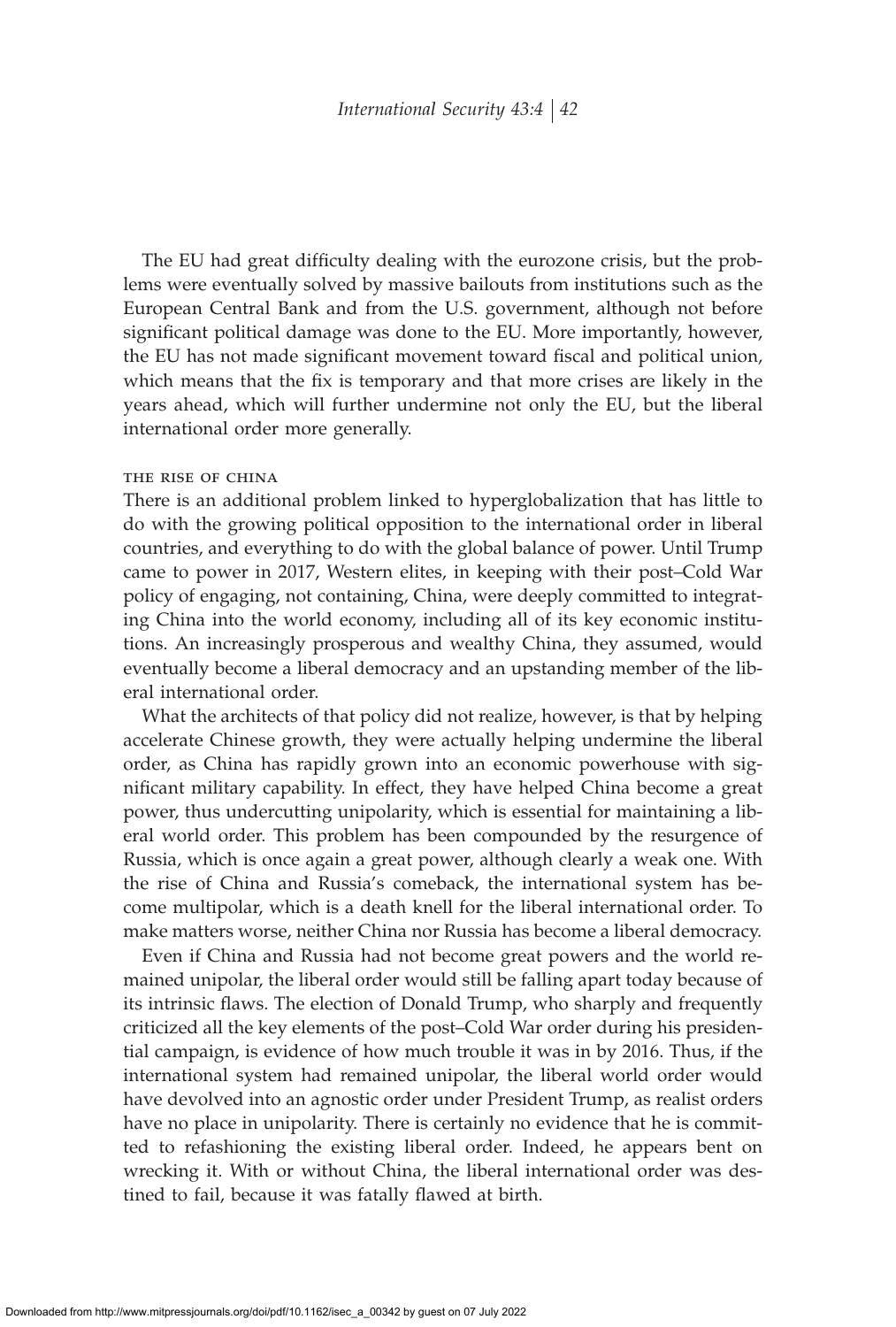The EU had great difficulty dealing with the eurozone crisis, but the problems were eventually solved by massive bailouts from institutions such as the European Central Bank and from the U.S. government, although not before significant political damage was done to the EU. More importantly, however, the EU has not made significant movement toward fiscal and political union, which means that the fix is temporary and that more crises are likely in the years ahead, which will further undermine not only the EU, but the liberal international order more generally.

### THE RISE OF CHINA

There is an additional problem linked to hyperglobalization that has little to do with the growing political opposition to the international order in liberal countries, and everything to do with the global balance of power. Until Trump came to power in 2017, Western elites, in keeping with their post–Cold War policy of engaging, not containing, China, were deeply committed to integrating China into the world economy, including all of its key economic institutions. An increasingly prosperous and wealthy China, they assumed, would eventually become a liberal democracy and an upstanding member of the liberal international order.

What the architects of that policy did not realize, however, is that by helping accelerate Chinese growth, they were actually helping undermine the liberal order, as China has rapidly grown into an economic powerhouse with significant military capability. In effect, they have helped China become a great power, thus undercutting unipolarity, which is essential for maintaining a liberal world order. This problem has been compounded by the resurgence of Russia, which is once again a great power, although clearly a weak one. With the rise of China and Russia's comeback, the international system has become multipolar, which is a death knell for the liberal international order. To make matters worse, neither China nor Russia has become a liberal democracy.

Even if China and Russia had not become great powers and the world remained unipolar, the liberal order would still be falling apart today because of its intrinsic flaws. The election of Donald Trump, who sharply and frequently criticized all the key elements of the post–Cold War order during his presidential campaign, is evidence of how much trouble it was in by 2016. Thus, if the international system had remained unipolar, the liberal world order would have devolved into an agnostic order under President Trump, as realist orders have no place in unipolarity. There is certainly no evidence that he is committed to refashioning the existing liberal order. Indeed, he appears bent on wrecking it. With or without China, the liberal international order was destined to fail, because it was fatally flawed at birth.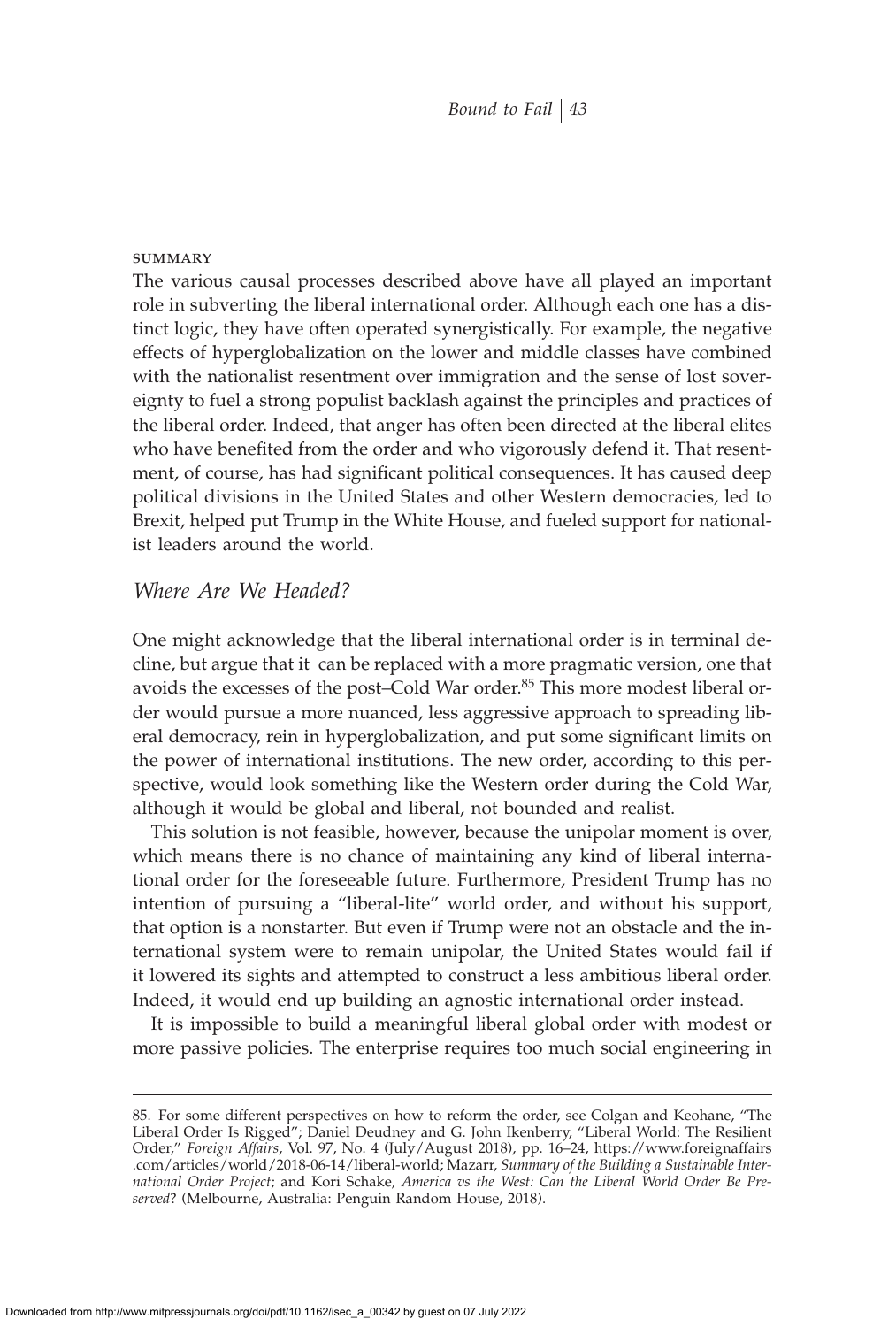#### SUMMARY

The various causal processes described above have all played an important role in subverting the liberal international order. Although each one has a distinct logic, they have often operated synergistically. For example, the negative effects of hyperglobalization on the lower and middle classes have combined with the nationalist resentment over immigration and the sense of lost sovereignty to fuel a strong populist backlash against the principles and practices of the liberal order. Indeed, that anger has often been directed at the liberal elites who have benefited from the order and who vigorously defend it. That resentment, of course, has had significant political consequences. It has caused deep political divisions in the United States and other Western democracies, led to Brexit, helped put Trump in the White House, and fueled support for nationalist leaders around the world.

## *Where Are We Headed?*

One might acknowledge that the liberal international order is in terminal decline, but argue that it can be replaced with a more pragmatic version, one that avoids the excesses of the post–Cold War order.[85] This more modest liberal order would pursue a more nuanced, less aggressive approach to spreading liberal democracy, rein in hyperglobalization, and put some significant limits on the power of international institutions. The new order, according to this perspective, would look something like the Western order during the Cold War, although it would be global and liberal, not bounded and realist.

This solution is not feasible, however, because the unipolar moment is over, which means there is no chance of maintaining any kind of liberal international order for the foreseeable future. Furthermore, President Trump has no intention of pursuing a "liberal-lite" world order, and without his support, that option is a nonstarter. But even if Trump were not an obstacle and the international system were to remain unipolar, the United States would fail if it lowered its sights and attempted to construct a less ambitious liberal order. Indeed, it would end up building an agnostic international order instead.

It is impossible to build a meaningful liberal global order with modest or more passive policies. The enterprise requires too much social engineering in

85. For some different perspectives on how to reform the order, see Colgan and Keohane, "The Liberal Order Is Rigged"; Daniel Deudney and G. John Ikenberry, "Liberal World: The Resilient Order," *Foreign Affairs*, Vol. 97, No. 4 (July/August 2018), pp. 16–24, https://www.foreignaffairs.com/articles/world/2018-06-14/liberal-world; Mazarr, *Summary of the Building a Sustainable International Order Project*; and Kori Schake, *America vs the West: Can the Liberal World Order Be Preserved*? (Melbourne, Australia: Penguin Random House, 2018).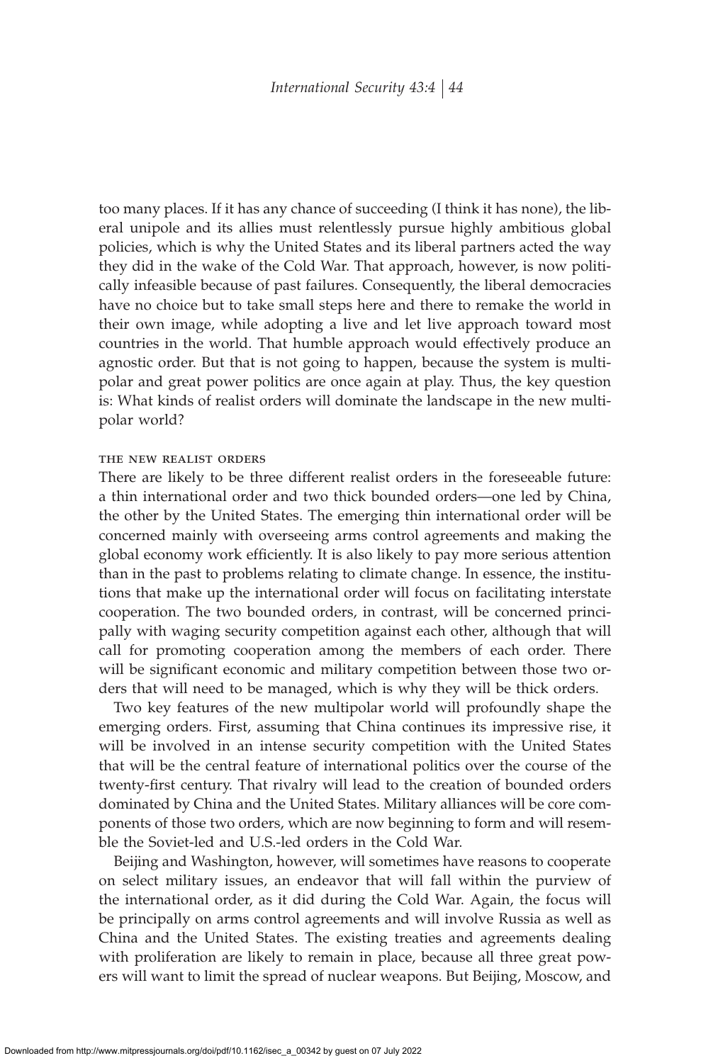too many places. If it has any chance of succeeding (I think it has none), the liberal unipole and its allies must relentlessly pursue highly ambitious global policies, which is why the United States and its liberal partners acted the way they did in the wake of the Cold War. That approach, however, is now politically infeasible because of past failures. Consequently, the liberal democracies have no choice but to take small steps here and there to remake the world in their own image, while adopting a live and let live approach toward most countries in the world. That humble approach would effectively produce an agnostic order. But that is not going to happen, because the system is multipolar and great power politics are once again at play. Thus, the key question is: What kinds of realist orders will dominate the landscape in the new multipolar world?

### THE NEW REALIST ORDERS

There are likely to be three different realist orders in the foreseeable future: a thin international order and two thick bounded orders—one led by China, the other by the United States. The emerging thin international order will be concerned mainly with overseeing arms control agreements and making the global economy work efficiently. It is also likely to pay more serious attention than in the past to problems relating to climate change. In essence, the institutions that make up the international order will focus on facilitating interstate cooperation. The two bounded orders, in contrast, will be concerned principally with waging security competition against each other, although that will call for promoting cooperation among the members of each order. There will be significant economic and military competition between those two orders that will need to be managed, which is why they will be thick orders.

Two key features of the new multipolar world will profoundly shape the emerging orders. First, assuming that China continues its impressive rise, it will be involved in an intense security competition with the United States that will be the central feature of international politics over the course of the twenty-first century. That rivalry will lead to the creation of bounded orders dominated by China and the United States. Military alliances will be core components of those two orders, which are now beginning to form and will resemble the Soviet-led and U.S.-led orders in the Cold War.

Beijing and Washington, however, will sometimes have reasons to cooperate on select military issues, an endeavor that will fall within the purview of the international order, as it did during the Cold War. Again, the focus will be principally on arms control agreements and will involve Russia as well as China and the United States. The existing treaties and agreements dealing with proliferation are likely to remain in place, because all three great powers will want to limit the spread of nuclear weapons. But Beijing, Moscow, and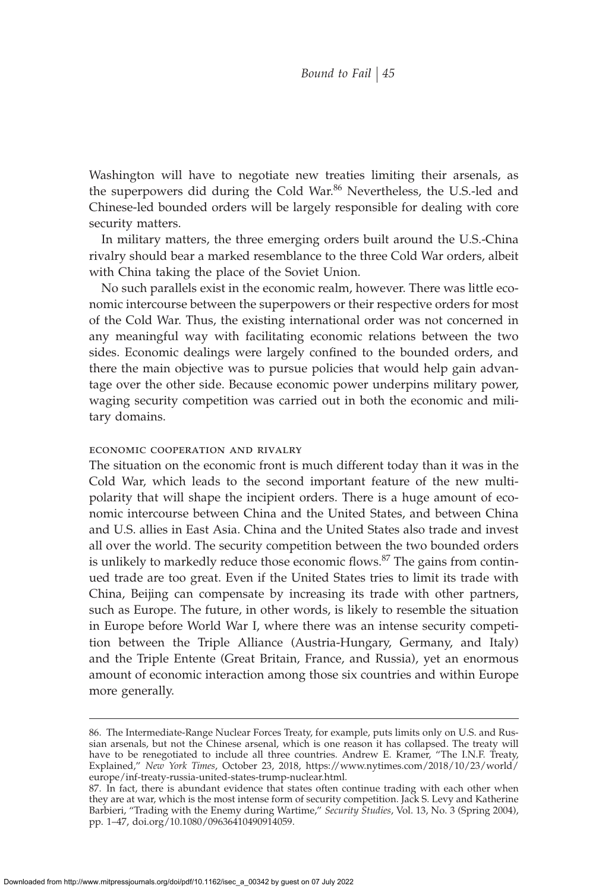Washington will have to negotiate new treaties limiting their arsenals, as the superpowers did during the Cold War.[86] Nevertheless, the U.S.-led and Chinese-led bounded orders will be largely responsible for dealing with core security matters.

In military matters, the three emerging orders built around the U.S.-China rivalry should bear a marked resemblance to the three Cold War orders, albeit with China taking the place of the Soviet Union.

No such parallels exist in the economic realm, however. There was little economic intercourse between the superpowers or their respective orders for most of the Cold War. Thus, the existing international order was not concerned in any meaningful way with facilitating economic relations between the two sides. Economic dealings were largely confined to the bounded orders, and there the main objective was to pursue policies that would help gain advantage over the other side. Because economic power underpins military power, waging security competition was carried out in both the economic and military domains.

### ECONOMIC COOPERATION AND RIVALRY

The situation on the economic front is much different today than it was in the Cold War, which leads to the second important feature of the new multipolarity that will shape the incipient orders. There is a huge amount of economic intercourse between China and the United States, and between China and U.S. allies in East Asia. China and the United States also trade and invest all over the world. The security competition between the two bounded orders is unlikely to markedly reduce those economic flows.[87] The gains from continued trade are too great. Even if the United States tries to limit its trade with China, Beijing can compensate by increasing its trade with other partners, such as Europe. The future, in other words, is likely to resemble the situation in Europe before World War I, where there was an intense security competition between the Triple Alliance (Austria-Hungary, Germany, and Italy) and the Triple Entente (Great Britain, France, and Russia), yet an enormous amount of economic interaction among those six countries and within Europe more generally.

---

86. The Intermediate-Range Nuclear Forces Treaty, for example, puts limits only on U.S. and Russian arsenals, but not the Chinese arsenal, which is one reason it has collapsed. The treaty will have to be renegotiated to include all three countries. Andrew E. Kramer, "The I.N.F. Treaty, Explained," *New York Times*, October 23, 2018, https://www.nytimes.com/2018/10/23/world/europe/inf-treaty-russia-united-states-trump-nuclear.html.

87. In fact, there is abundant evidence that states often continue trading with each other when they are at war, which is the most intense form of security competition. Jack S. Levy and Katherine Barbieri, "Trading with the Enemy during Wartime," *Security Studies*, Vol. 13, No. 3 (Spring 2004), pp. 1–47, doi.org/10.1080/09636410490914059.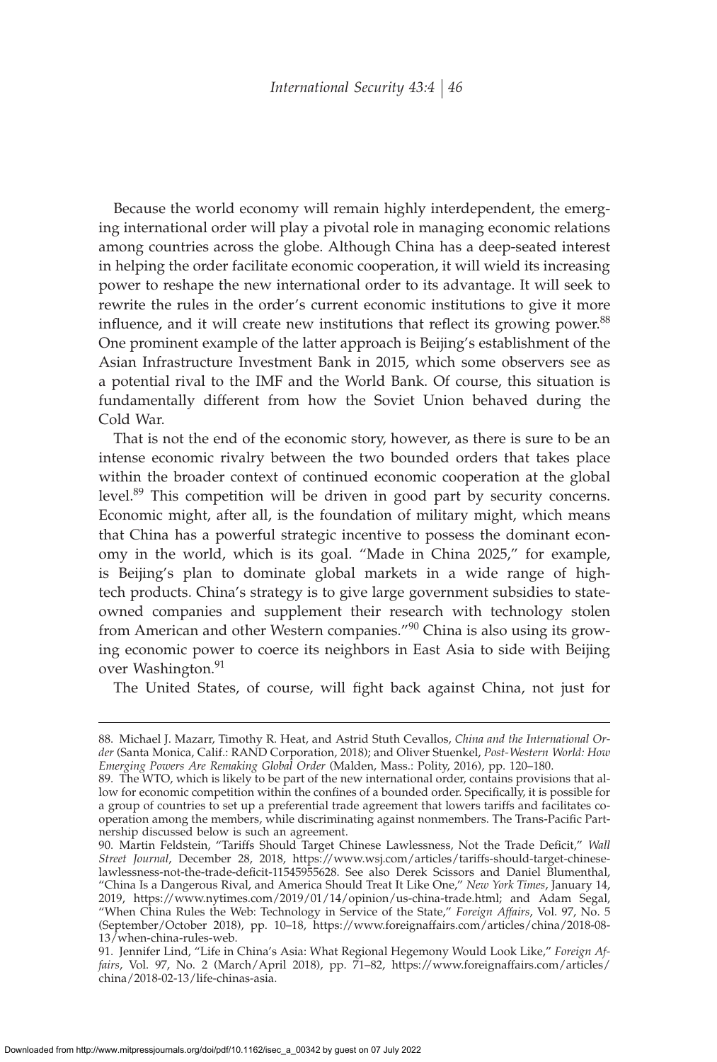Because the world economy will remain highly interdependent, the emerging international order will play a pivotal role in managing economic relations among countries across the globe. Although China has a deep-seated interest in helping the order facilitate economic cooperation, it will wield its increasing power to reshape the new international order to its advantage. It will seek to rewrite the rules in the order's current economic institutions to give it more influence, and it will create new institutions that reflect its growing power.[88] One prominent example of the latter approach is Beijing's establishment of the Asian Infrastructure Investment Bank in 2015, which some observers see as a potential rival to the IMF and the World Bank. Of course, this situation is fundamentally different from how the Soviet Union behaved during the Cold War.

That is not the end of the economic story, however, as there is sure to be an intense economic rivalry between the two bounded orders that takes place within the broader context of continued economic cooperation at the global level.[89] This competition will be driven in good part by security concerns. Economic might, after all, is the foundation of military might, which means that China has a powerful strategic incentive to possess the dominant economy in the world, which is its goal. "Made in China 2025," for example, is Beijing's plan to dominate global markets in a wide range of high-tech products. China's strategy is to give large government subsidies to state-owned companies and supplement their research with technology stolen from American and other Western companies."[90] China is also using its growing economic power to coerce its neighbors in East Asia to side with Beijing over Washington.[91]

The United States, of course, will fight back against China, not just for

---

88. Michael J. Mazarr, Timothy R. Heat, and Astrid Stuth Cevallos, *China and the International Order* (Santa Monica, Calif.: RAND Corporation, 2018); and Oliver Stuenkel, *Post-Western World: How Emerging Powers Are Remaking Global Order* (Malden, Mass.: Polity, 2016), pp. 120–180.

89. The WTO, which is likely to be part of the new international order, contains provisions that allow for economic competition within the confines of a bounded order. Specifically, it is possible for a group of countries to set up a preferential trade agreement that lowers tariffs and facilitates cooperation among the members, while discriminating against nonmembers. The Trans-Pacific Partnership discussed below is such an agreement.

90. Martin Feldstein, "Tariffs Should Target Chinese Lawlessness, Not the Trade Deficit," *Wall Street Journal*, December 28, 2018, https://www.wsj.com/articles/tariffs-should-target-chinese-lawlessness-not-the-trade-deficit-11545955628. See also Derek Scissors and Daniel Blumenthal, "China Is a Dangerous Rival, and America Should Treat It Like One," *New York Times*, January 14, 2019, https://www.nytimes.com/2019/01/14/opinion/us-china-trade.html; and Adam Segal, "When China Rules the Web: Technology in Service of the State," *Foreign Affairs*, Vol. 97, No. 5 (September/October 2018), pp. 10–18, https://www.foreignaffairs.com/articles/china/2018-08-13/when-china-rules-web.

91. Jennifer Lind, "Life in China's Asia: What Regional Hegemony Would Look Like," *Foreign Affairs*, Vol. 97, No. 2 (March/April 2018), pp. 71–82, https://www.foreignaffairs.com/articles/china/2018-02-13/life-chinas-asia.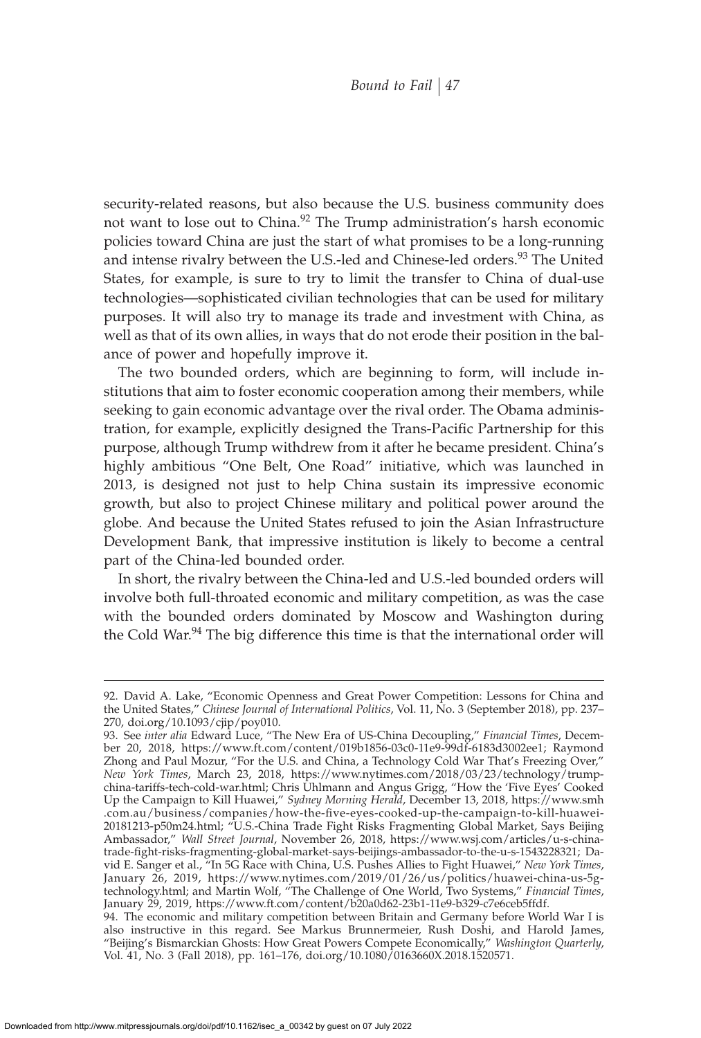security-related reasons, but also because the U.S. business community does not want to lose out to China.[92] The Trump administration's harsh economic policies toward China are just the start of what promises to be a long-running and intense rivalry between the U.S.-led and Chinese-led orders.[93] The United States, for example, is sure to try to limit the transfer to China of dual-use technologies—sophisticated civilian technologies that can be used for military purposes. It will also try to manage its trade and investment with China, as well as that of its own allies, in ways that do not erode their position in the balance of power and hopefully improve it.

The two bounded orders, which are beginning to form, will include institutions that aim to foster economic cooperation among their members, while seeking to gain economic advantage over the rival order. The Obama administration, for example, explicitly designed the Trans-Pacific Partnership for this purpose, although Trump withdrew from it after he became president. China's highly ambitious "One Belt, One Road" initiative, which was launched in 2013, is designed not just to help China sustain its impressive economic growth, but also to project Chinese military and political power around the globe. And because the United States refused to join the Asian Infrastructure Development Bank, that impressive institution is likely to become a central part of the China-led bounded order.

In short, the rivalry between the China-led and U.S.-led bounded orders will involve both full-throated economic and military competition, as was the case with the bounded orders dominated by Moscow and Washington during the Cold War.[94] The big difference this time is that the international order will

---

92. David A. Lake, "Economic Openness and Great Power Competition: Lessons for China and the United States," *Chinese Journal of International Politics*, Vol. 11, No. 3 (September 2018), pp. 237–270, doi.org/10.1093/cjip/poy010.

93. See *inter alia* Edward Luce, "The New Era of US-China Decoupling," *Financial Times*, December 20, 2018, https://www.ft.com/content/019b1856-03c0-11e9-99df-6183d3002ee1; Raymond Zhong and Paul Mozur, "For the U.S. and China, a Technology Cold War That's Freezing Over," *New York Times*, March 23, 2018, https://www.nytimes.com/2018/03/23/technology/trump-china-tariffs-tech-cold-war.html; Chris Uhlmann and Angus Grigg, "How the 'Five Eyes' Cooked Up the Campaign to Kill Huawei," *Sydney Morning Herald*, December 13, 2018, https://www.smh.com.au/business/companies/how-the-five-eyes-cooked-up-the-campaign-to-kill-huawei-20181213-p50m24.html; "U.S.-China Trade Fight Risks Fragmenting Global Market, Says Beijing Ambassador," *Wall Street Journal*, November 26, 2018, https://www.wsj.com/articles/u-s-china-trade-fight-risks-fragmenting-global-market-says-beijings-ambassador-to-the-u-s-1543228321; David E. Sanger et al., "In 5G Race with China, U.S. Pushes Allies to Fight Huawei," *New York Times*, January 26, 2019, https://www.nytimes.com/2019/01/26/us/politics/huawei-china-us-5g-technology.html; and Martin Wolf, "The Challenge of One World, Two Systems," *Financial Times*, January 29, 2019, https://www.ft.com/content/b20a0d62-23b1-11e9-b329-c7e6ceb5ffdf.

94. The economic and military competition between Britain and Germany before World War I is also instructive in this regard. See Markus Brunnermeier, Rush Doshi, and Harold James, "Beijing's Bismarckian Ghosts: How Great Powers Compete Economically," *Washington Quarterly*, Vol. 41, No. 3 (Fall 2018), pp. 161–176, doi.org/10.1080/0163660X.2018.1520571.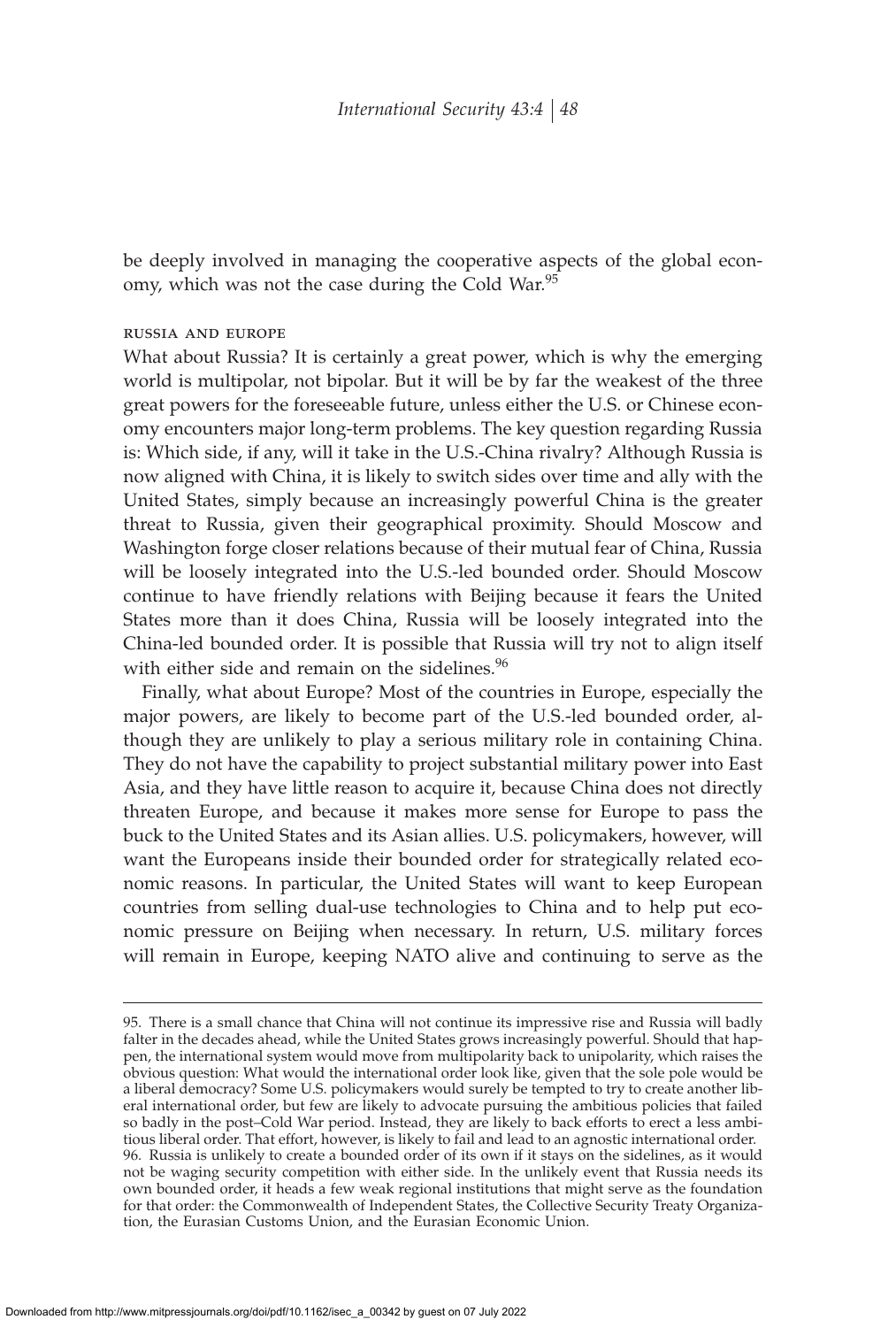be deeply involved in managing the cooperative aspects of the global economy, which was not the case during the Cold War.[95]

### RUSSIA AND EUROPE

What about Russia? It is certainly a great power, which is why the emerging world is multipolar, not bipolar. But it will be by far the weakest of the three great powers for the foreseeable future, unless either the U.S. or Chinese economy encounters major long-term problems. The key question regarding Russia is: Which side, if any, will it take in the U.S.-China rivalry? Although Russia is now aligned with China, it is likely to switch sides over time and ally with the United States, simply because an increasingly powerful China is the greater threat to Russia, given their geographical proximity. Should Moscow and Washington forge closer relations because of their mutual fear of China, Russia will be loosely integrated into the U.S.-led bounded order. Should Moscow continue to have friendly relations with Beijing because it fears the United States more than it does China, Russia will be loosely integrated into the China-led bounded order. It is possible that Russia will try not to align itself with either side and remain on the sidelines.[96]

Finally, what about Europe? Most of the countries in Europe, especially the major powers, are likely to become part of the U.S.-led bounded order, although they are unlikely to play a serious military role in containing China. They do not have the capability to project substantial military power into East Asia, and they have little reason to acquire it, because China does not directly threaten Europe, and because it makes more sense for Europe to pass the buck to the United States and its Asian allies. U.S. policymakers, however, will want the Europeans inside their bounded order for strategically related economic reasons. In particular, the United States will want to keep European countries from selling dual-use technologies to China and to help put economic pressure on Beijing when necessary. In return, U.S. military forces will remain in Europe, keeping NATO alive and continuing to serve as the

---

95. There is a small chance that China will not continue its impressive rise and Russia will badly falter in the decades ahead, while the United States grows increasingly powerful. Should that happen, the international system would move from multipolarity back to unipolarity, which raises the obvious question: What would the international order look like, given that the sole pole would be a liberal democracy? Some U.S. policymakers would surely be tempted to try to create another liberal international order, but few are likely to advocate pursuing the ambitious policies that failed so badly in the post–Cold War period. Instead, they are likely to back efforts to erect a less ambitious liberal order. That effort, however, is likely to fail and lead to an agnostic international order.

96. Russia is unlikely to create a bounded order of its own if it stays on the sidelines, as it would not be waging security competition with either side. In the unlikely event that Russia needs its own bounded order, it heads a few weak regional institutions that might serve as the foundation for that order: the Commonwealth of Independent States, the Collective Security Treaty Organization, the Eurasian Customs Union, and the Eurasian Economic Union.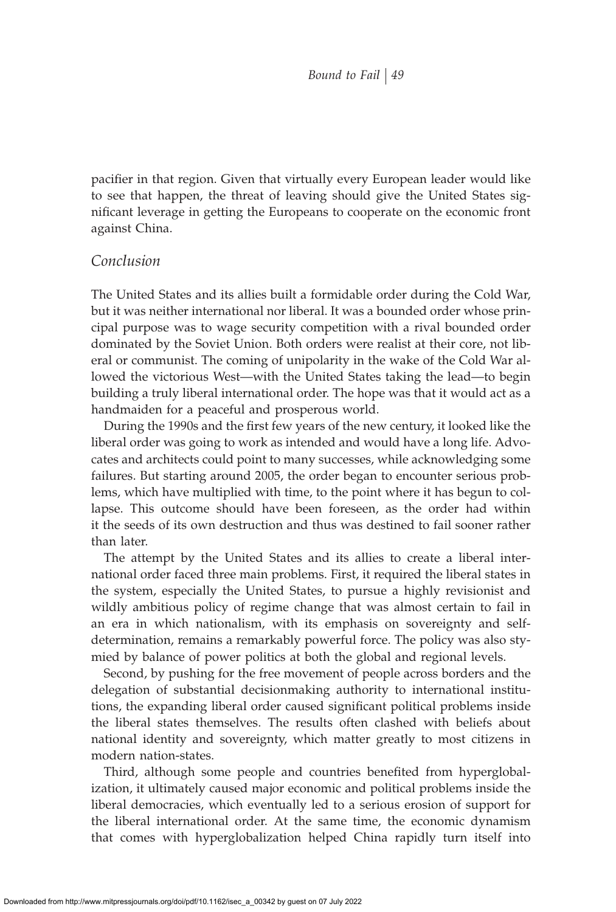pacifier in that region. Given that virtually every European leader would like to see that happen, the threat of leaving should give the United States significant leverage in getting the Europeans to cooperate on the economic front against China.

## *Conclusion*

The United States and its allies built a formidable order during the Cold War, but it was neither international nor liberal. It was a bounded order whose principal purpose was to wage security competition with a rival bounded order dominated by the Soviet Union. Both orders were realist at their core, not liberal or communist. The coming of unipolarity in the wake of the Cold War allowed the victorious West—with the United States taking the lead—to begin building a truly liberal international order. The hope was that it would act as a handmaiden for a peaceful and prosperous world.

During the 1990s and the first few years of the new century, it looked like the liberal order was going to work as intended and would have a long life. Advocates and architects could point to many successes, while acknowledging some failures. But starting around 2005, the order began to encounter serious problems, which have multiplied with time, to the point where it has begun to collapse. This outcome should have been foreseen, as the order had within it the seeds of its own destruction and thus was destined to fail sooner rather than later.

The attempt by the United States and its allies to create a liberal international order faced three main problems. First, it required the liberal states in the system, especially the United States, to pursue a highly revisionist and wildly ambitious policy of regime change that was almost certain to fail in an era in which nationalism, with its emphasis on sovereignty and self-determination, remains a remarkably powerful force. The policy was also stymied by balance of power politics at both the global and regional levels.

Second, by pushing for the free movement of people across borders and the delegation of substantial decisionmaking authority to international institutions, the expanding liberal order caused significant political problems inside the liberal states themselves. The results often clashed with beliefs about national identity and sovereignty, which matter greatly to most citizens in modern nation-states.

Third, although some people and countries benefited from hyperglobalization, it ultimately caused major economic and political problems inside the liberal democracies, which eventually led to a serious erosion of support for the liberal international order. At the same time, the economic dynamism that comes with hyperglobalization helped China rapidly turn itself into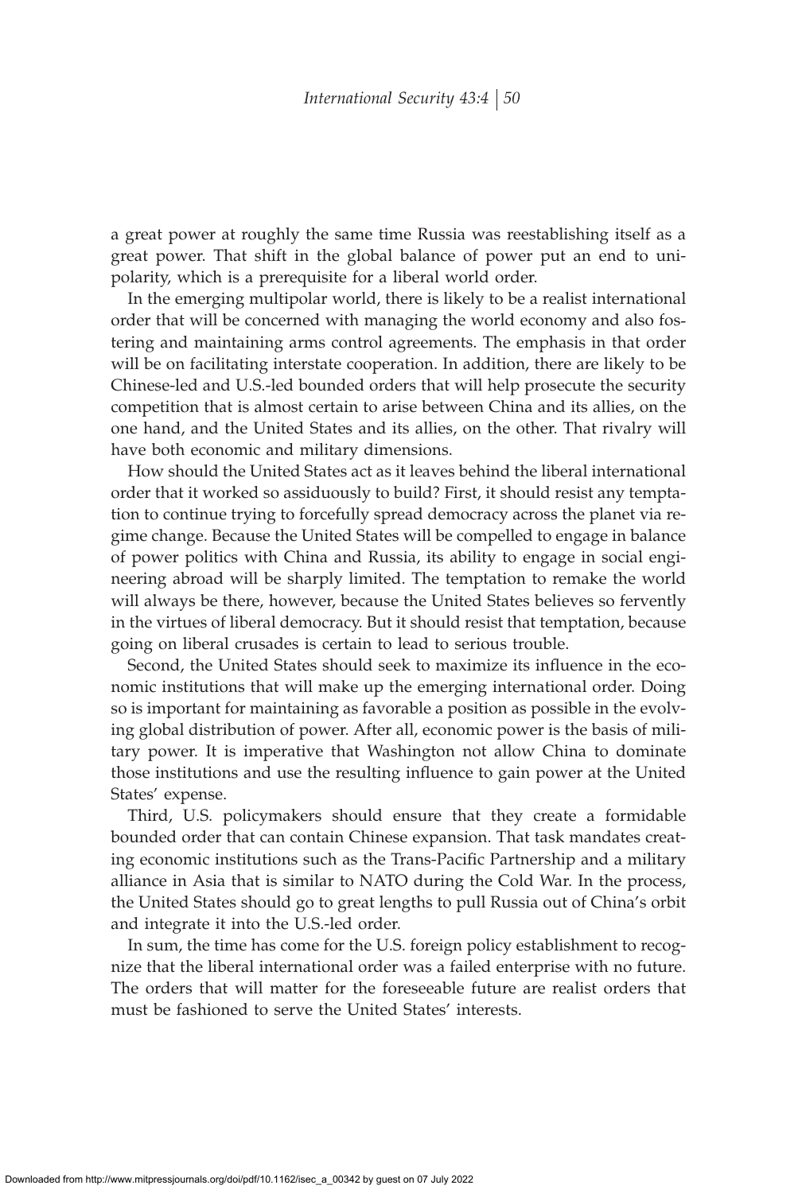a great power at roughly the same time Russia was reestablishing itself as a great power. That shift in the global balance of power put an end to unipolarity, which is a prerequisite for a liberal world order.

In the emerging multipolar world, there is likely to be a realist international order that will be concerned with managing the world economy and also fostering and maintaining arms control agreements. The emphasis in that order will be on facilitating interstate cooperation. In addition, there are likely to be Chinese-led and U.S.-led bounded orders that will help prosecute the security competition that is almost certain to arise between China and its allies, on the one hand, and the United States and its allies, on the other. That rivalry will have both economic and military dimensions.

How should the United States act as it leaves behind the liberal international order that it worked so assiduously to build? First, it should resist any temptation to continue trying to forcefully spread democracy across the planet via regime change. Because the United States will be compelled to engage in balance of power politics with China and Russia, its ability to engage in social engineering abroad will be sharply limited. The temptation to remake the world will always be there, however, because the United States believes so fervently in the virtues of liberal democracy. But it should resist that temptation, because going on liberal crusades is certain to lead to serious trouble.

Second, the United States should seek to maximize its influence in the economic institutions that will make up the emerging international order. Doing so is important for maintaining as favorable a position as possible in the evolving global distribution of power. After all, economic power is the basis of military power. It is imperative that Washington not allow China to dominate those institutions and use the resulting influence to gain power at the United States' expense.

Third, U.S. policymakers should ensure that they create a formidable bounded order that can contain Chinese expansion. That task mandates creating economic institutions such as the Trans-Pacific Partnership and a military alliance in Asia that is similar to NATO during the Cold War. In the process, the United States should go to great lengths to pull Russia out of China's orbit and integrate it into the U.S.-led order.

In sum, the time has come for the U.S. foreign policy establishment to recognize that the liberal international order was a failed enterprise with no future. The orders that will matter for the foreseeable future are realist orders that must be fashioned to serve the United States' interests.